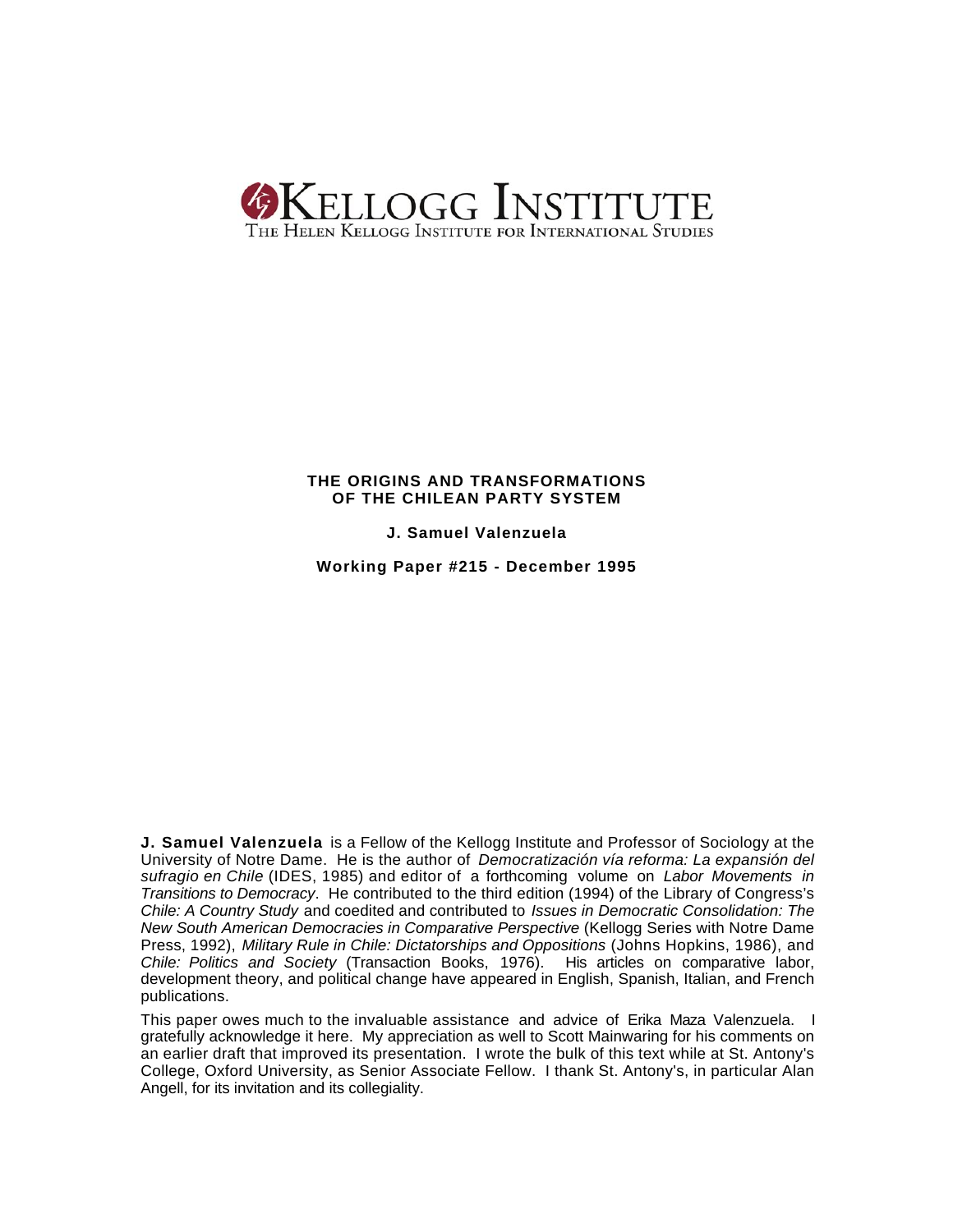KELLOGG INSTITUTE
THE HELEN KELLOGG INSTITUTE FOR INTERNATIONAL STUDIES

# THE ORIGINS AND TRANSFORMATIONS OF THE CHILEAN PARTY SYSTEM

**J. Samuel Valenzuela**

**Working Paper #215 - December 1995**

**J. Samuel Valenzuela** is a Fellow of the Kellogg Institute and Professor of Sociology at the University of Notre Dame. He is the author of *Democratización vía reforma: La expansión del sufragio en Chile* (IDES, 1985) and editor of a forthcoming volume on *Labor Movements in Transitions to Democracy*. He contributed to the third edition (1994) of the Library of Congress's *Chile: A Country Study* and coedited and contributed to *Issues in Democratic Consolidation: The New South American Democracies in Comparative Perspective* (Kellogg Series with Notre Dame Press, 1992), *Military Rule in Chile: Dictatorships and Oppositions* (Johns Hopkins, 1986), and *Chile: Politics and Society* (Transaction Books, 1976). His articles on comparative labor, development theory, and political change have appeared in English, Spanish, Italian, and French publications.

This paper owes much to the invaluable assistance and advice of Erika Maza Valenzuela. I gratefully acknowledge it here. My appreciation as well to Scott Mainwaring for his comments on an earlier draft that improved its presentation. I wrote the bulk of this text while at St. Antony's College, Oxford University, as Senior Associate Fellow. I thank St. Antony's, in particular Alan Angell, for its invitation and its collegiality.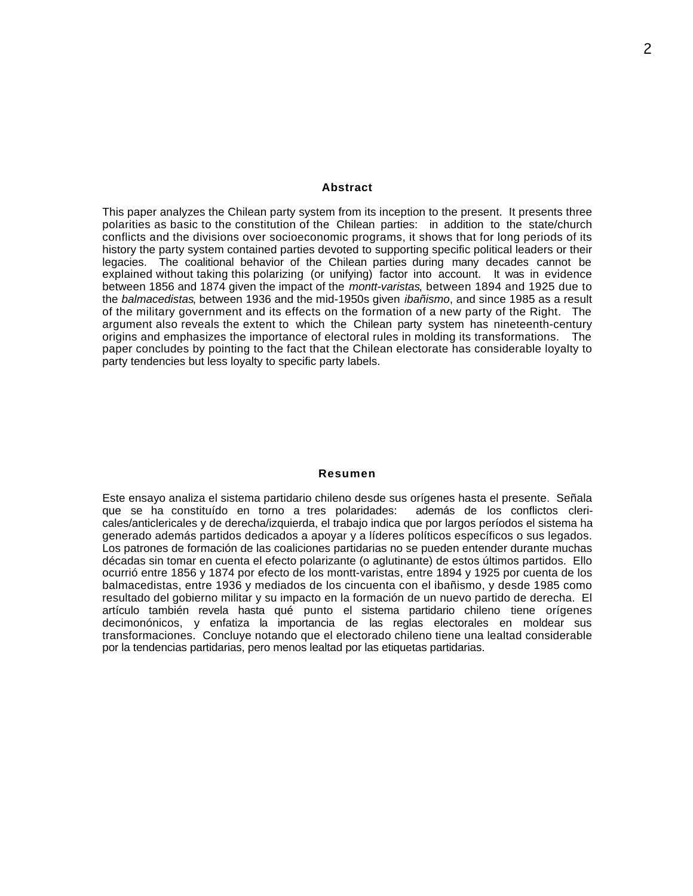## Abstract

This paper analyzes the Chilean party system from its inception to the present. It presents three polarities as basic to the constitution of the Chilean parties: in addition to the state/church conflicts and the divisions over socioeconomic programs, it shows that for long periods of its history the party system contained parties devoted to supporting specific political leaders or their legacies. The coalitional behavior of the Chilean parties during many decades cannot be explained without taking this polarizing (or unifying) factor into account. It was in evidence between 1856 and 1874 given the impact of the *montt-varistas*, between 1894 and 1925 due to the *balmacedistas*, between 1936 and the mid-1950s given *ibañismo*, and since 1985 as a result of the military government and its effects on the formation of a new party of the Right. The argument also reveals the extent to which the Chilean party system has nineteenth-century origins and emphasizes the importance of electoral rules in molding its transformations. The paper concludes by pointing to the fact that the Chilean electorate has considerable loyalty to party tendencies but less loyalty to specific party labels.

## Resumen

Este ensayo analiza el sistema partidario chileno desde sus orígenes hasta el presente. Señala que se ha constituído en torno a tres polaridades: además de los conflictos clericales/anticlericales y de derecha/izquierda, el trabajo indica que por largos períodos el sistema ha generado además partidos dedicados a apoyar y a líderes políticos específicos o sus legados. Los patrones de formación de las coaliciones partidarias no se pueden entender durante muchas décadas sin tomar en cuenta el efecto polarizante (o aglutinante) de estos últimos partidos. Ello ocurrió entre 1856 y 1874 por efecto de los montt-varistas, entre 1894 y 1925 por cuenta de los balmacedistas, entre 1936 y mediados de los cincuenta con el ibañismo, y desde 1985 como resultado del gobierno militar y su impacto en la formación de un nuevo partido de derecha. El artículo también revela hasta qué punto el sistema partidario chileno tiene orígenes decimonónicos, y enfatiza la importancia de las reglas electorales en moldear sus transformaciones. Concluye notando que el electorado chileno tiene una lealtad considerable por la tendencias partidarias, pero menos lealtad por las etiquetas partidarias.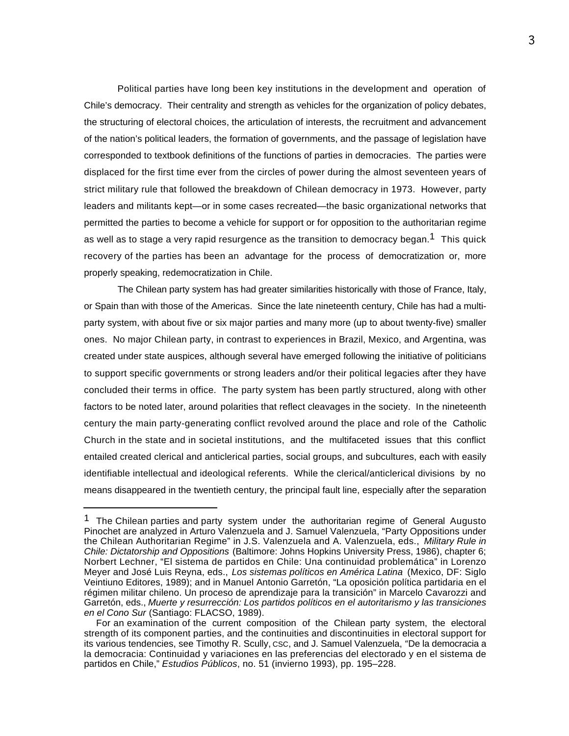Political parties have long been key institutions in the development and operation of Chile's democracy. Their centrality and strength as vehicles for the organization of policy debates, the structuring of electoral choices, the articulation of interests, the recruitment and advancement of the nation's political leaders, the formation of governments, and the passage of legislation have corresponded to textbook definitions of the functions of parties in democracies. The parties were displaced for the first time ever from the circles of power during the almost seventeen years of strict military rule that followed the breakdown of Chilean democracy in 1973. However, party leaders and militants kept—or in some cases recreated—the basic organizational networks that permitted the parties to become a vehicle for support or for opposition to the authoritarian regime as well as to stage a very rapid resurgence as the transition to democracy began.[1] This quick recovery of the parties has been an advantage for the process of democratization or, more properly speaking, redemocratization in Chile.

The Chilean party system has had greater similarities historically with those of France, Italy, or Spain than with those of the Americas. Since the late nineteenth century, Chile has had a multi-party system, with about five or six major parties and many more (up to about twenty-five) smaller ones. No major Chilean party, in contrast to experiences in Brazil, Mexico, and Argentina, was created under state auspices, although several have emerged following the initiative of politicians to support specific governments or strong leaders and/or their political legacies after they have concluded their terms in office. The party system has been partly structured, along with other factors to be noted later, around polarities that reflect cleavages in the society. In the nineteenth century the main party-generating conflict revolved around the place and role of the Catholic Church in the state and in societal institutions, and the multifaceted issues that this conflict entailed created clerical and anticlerical parties, social groups, and subcultures, each with easily identifiable intellectual and ideological referents. While the clerical/anticlerical divisions by no means disappeared in the twentieth century, the principal fault line, especially after the separation

---

[1] The Chilean parties and party system under the authoritarian regime of General Augusto Pinochet are analyzed in Arturo Valenzuela and J. Samuel Valenzuela, "Party Oppositions under the Chilean Authoritarian Regime" in J.S. Valenzuela and A. Valenzuela, eds., *Military Rule in Chile: Dictatorship and Oppositions* (Baltimore: Johns Hopkins University Press, 1986), chapter 6; Norbert Lechner, "El sistema de partidos en Chile: Una continuidad problemática" in Lorenzo Meyer and José Luis Reyna, eds., *Los sistemas políticos en América Latina* (Mexico, DF: Siglo Veintiuno Editores, 1989); and in Manuel Antonio Garretón, "La oposición política partidaria en el régimen militar chileno. Un proceso de aprendizaje para la transición" in Marcelo Cavarozzi and Garretón, eds., *Muerte y resurrección: Los partidos políticos en el autoritarismo y las transiciones en el Cono Sur* (Santiago: FLACSO, 1989).

For an examination of the current composition of the Chilean party system, the electoral strength of its component parties, and the continuities and discontinuities in electoral support for its various tendencies, see Timothy R. Scully, CSC, and J. Samuel Valenzuela, "De la democracia a la democracia: Continuidad y variaciones en las preferencias del electorado y en el sistema de partidos en Chile," *Estudios Públicos*, no. 51 (invierno 1993), pp. 195–228.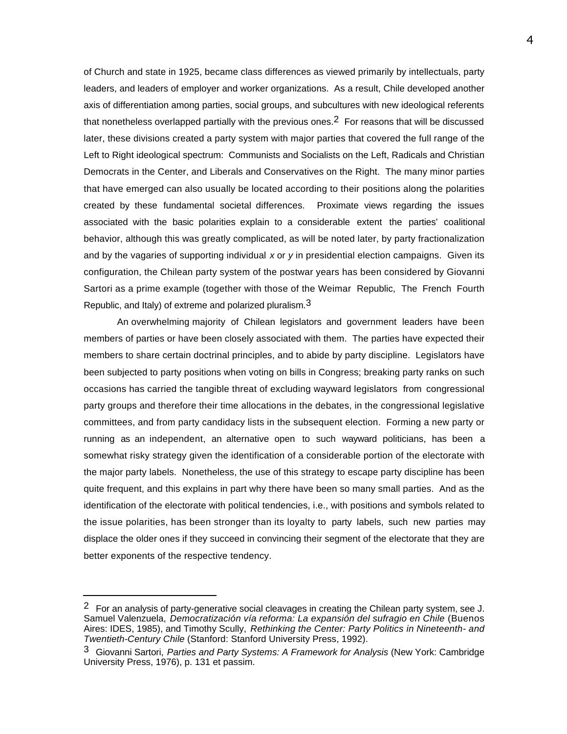of Church and state in 1925, became class differences as viewed primarily by intellectuals, party leaders, and leaders of employer and worker organizations. As a result, Chile developed another axis of differentiation among parties, social groups, and subcultures with new ideological referents that nonetheless overlapped partially with the previous ones.[2] For reasons that will be discussed later, these divisions created a party system with major parties that covered the full range of the Left to Right ideological spectrum: Communists and Socialists on the Left, Radicals and Christian Democrats in the Center, and Liberals and Conservatives on the Right. The many minor parties that have emerged can also usually be located according to their positions along the polarities created by these fundamental societal differences. Proximate views regarding the issues associated with the basic polarities explain to a considerable extent the parties' coalitional behavior, although this was greatly complicated, as will be noted later, by party fractionalization and by the vagaries of supporting individual *x* or *y* in presidential election campaigns. Given its configuration, the Chilean party system of the postwar years has been considered by Giovanni Sartori as a prime example (together with those of the Weimar Republic, The French Fourth Republic, and Italy) of extreme and polarized pluralism.[3]

An overwhelming majority of Chilean legislators and government leaders have been members of parties or have been closely associated with them. The parties have expected their members to share certain doctrinal principles, and to abide by party discipline. Legislators have been subjected to party positions when voting on bills in Congress; breaking party ranks on such occasions has carried the tangible threat of excluding wayward legislators from congressional party groups and therefore their time allocations in the debates, in the congressional legislative committees, and from party candidacy lists in the subsequent election. Forming a new party or running as an independent, an alternative open to such wayward politicians, has been a somewhat risky strategy given the identification of a considerable portion of the electorate with the major party labels. Nonetheless, the use of this strategy to escape party discipline has been quite frequent, and this explains in part why there have been so many small parties. And as the identification of the electorate with political tendencies, i.e., with positions and symbols related to the issue polarities, has been stronger than its loyalty to party labels, such new parties may displace the older ones if they succeed in convincing their segment of the electorate that they are better exponents of the respective tendency.

---

[2] For an analysis of party-generative social cleavages in creating the Chilean party system, see J. Samuel Valenzuela, *Democratización vía reforma: La expansión del sufragio en Chile* (Buenos Aires: IDES, 1985), and Timothy Scully, *Rethinking the Center: Party Politics in Nineteenth- and Twentieth-Century Chile* (Stanford: Stanford University Press, 1992).

[3] Giovanni Sartori, *Parties and Party Systems: A Framework for Analysis* (New York: Cambridge University Press, 1976), p. 131 et passim.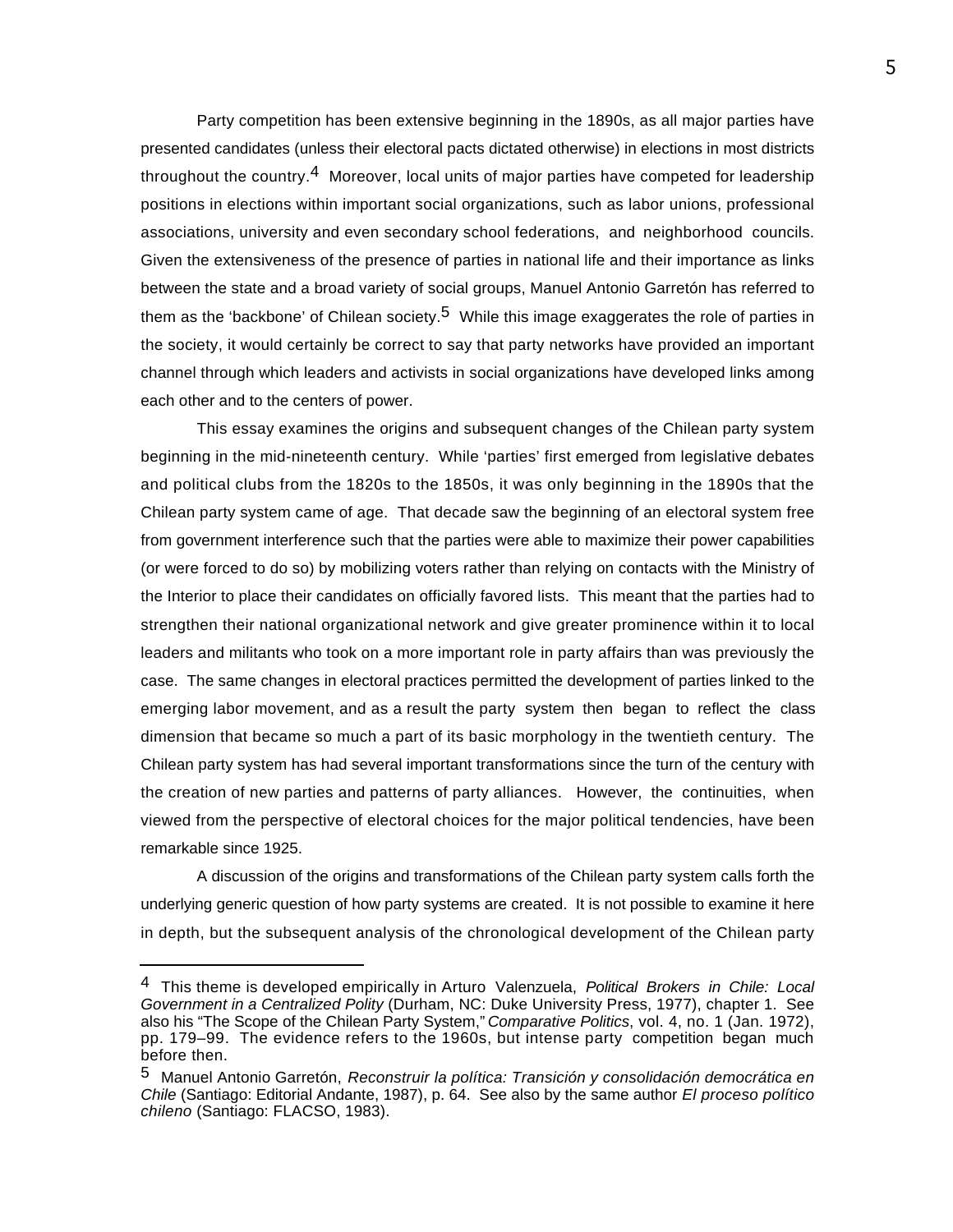Party competition has been extensive beginning in the 1890s, as all major parties have presented candidates (unless their electoral pacts dictated otherwise) in elections in most districts throughout the country.[4] Moreover, local units of major parties have competed for leadership positions in elections within important social organizations, such as labor unions, professional associations, university and even secondary school federations, and neighborhood councils. Given the extensiveness of the presence of parties in national life and their importance as links between the state and a broad variety of social groups, Manuel Antonio Garretón has referred to them as the 'backbone' of Chilean society.[5] While this image exaggerates the role of parties in the society, it would certainly be correct to say that party networks have provided an important channel through which leaders and activists in social organizations have developed links among each other and to the centers of power.

This essay examines the origins and subsequent changes of the Chilean party system beginning in the mid-nineteenth century. While 'parties' first emerged from legislative debates and political clubs from the 1820s to the 1850s, it was only beginning in the 1890s that the Chilean party system came of age. That decade saw the beginning of an electoral system free from government interference such that the parties were able to maximize their power capabilities (or were forced to do so) by mobilizing voters rather than relying on contacts with the Ministry of the Interior to place their candidates on officially favored lists. This meant that the parties had to strengthen their national organizational network and give greater prominence within it to local leaders and militants who took on a more important role in party affairs than was previously the case. The same changes in electoral practices permitted the development of parties linked to the emerging labor movement, and as a result the party system then began to reflect the class dimension that became so much a part of its basic morphology in the twentieth century. The Chilean party system has had several important transformations since the turn of the century with the creation of new parties and patterns of party alliances. However, the continuities, when viewed from the perspective of electoral choices for the major political tendencies, have been remarkable since 1925.

A discussion of the origins and transformations of the Chilean party system calls forth the underlying generic question of how party systems are created. It is not possible to examine it here in depth, but the subsequent analysis of the chronological development of the Chilean party

---

[4] This theme is developed empirically in Arturo Valenzuela, *Political Brokers in Chile: Local Government in a Centralized Polity* (Durham, NC: Duke University Press, 1977), chapter 1. See also his "The Scope of the Chilean Party System," *Comparative Politics*, vol. 4, no. 1 (Jan. 1972), pp. 179–99. The evidence refers to the 1960s, but intense party competition began much before then.

[5] Manuel Antonio Garretón, *Reconstruir la política: Transición y consolidación democrática en Chile* (Santiago: Editorial Andante, 1987), p. 64. See also by the same author *El proceso político chileno* (Santiago: FLACSO, 1983).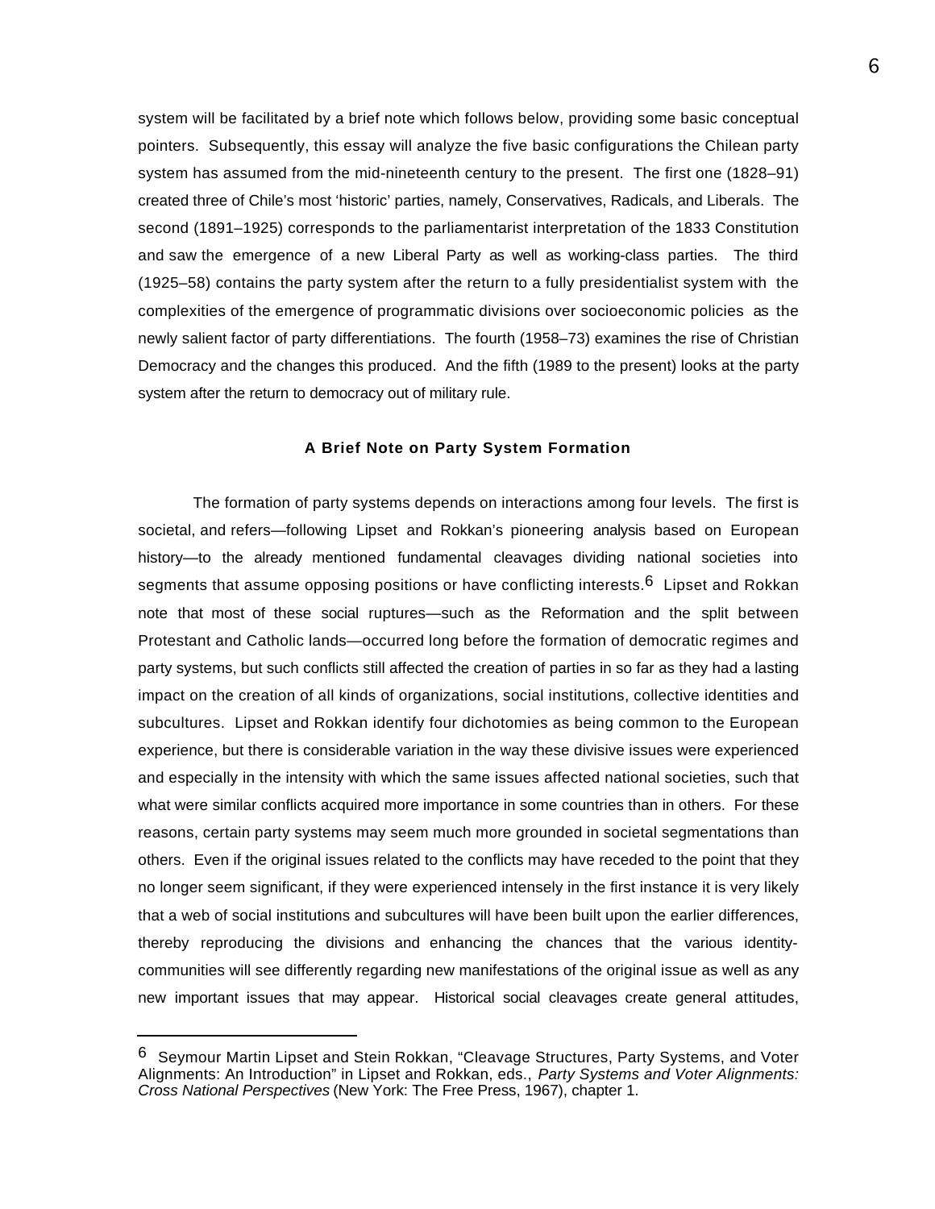system will be facilitated by a brief note which follows below, providing some basic conceptual pointers. Subsequently, this essay will analyze the five basic configurations the Chilean party system has assumed from the mid-nineteenth century to the present. The first one (1828–91) created three of Chile's most 'historic' parties, namely, Conservatives, Radicals, and Liberals. The second (1891–1925) corresponds to the parliamentarist interpretation of the 1833 Constitution and saw the emergence of a new Liberal Party as well as working-class parties. The third (1925–58) contains the party system after the return to a fully presidentialist system with the complexities of the emergence of programmatic divisions over socioeconomic policies as the newly salient factor of party differentiations. The fourth (1958–73) examines the rise of Christian Democracy and the changes this produced. And the fifth (1989 to the present) looks at the party system after the return to democracy out of military rule.

### A Brief Note on Party System Formation

The formation of party systems depends on interactions among four levels. The first is societal, and refers—following Lipset and Rokkan's pioneering analysis based on European history—to the already mentioned fundamental cleavages dividing national societies into segments that assume opposing positions or have conflicting interests.[6] Lipset and Rokkan note that most of these social ruptures—such as the Reformation and the split between Protestant and Catholic lands—occurred long before the formation of democratic regimes and party systems, but such conflicts still affected the creation of parties in so far as they had a lasting impact on the creation of all kinds of organizations, social institutions, collective identities and subcultures. Lipset and Rokkan identify four dichotomies as being common to the European experience, but there is considerable variation in the way these divisive issues were experienced and especially in the intensity with which the same issues affected national societies, such that what were similar conflicts acquired more importance in some countries than in others. For these reasons, certain party systems may seem much more grounded in societal segmentations than others. Even if the original issues related to the conflicts may have receded to the point that they no longer seem significant, if they were experienced intensely in the first instance it is very likely that a web of social institutions and subcultures will have been built upon the earlier differences, thereby reproducing the divisions and enhancing the chances that the various identity-communities will see differently regarding new manifestations of the original issue as well as any new important issues that may appear. Historical social cleavages create general attitudes,

---

[6] Seymour Martin Lipset and Stein Rokkan, "Cleavage Structures, Party Systems, and Voter Alignments: An Introduction" in Lipset and Rokkan, eds., *Party Systems and Voter Alignments: Cross National Perspectives* (New York: The Free Press, 1967), chapter 1.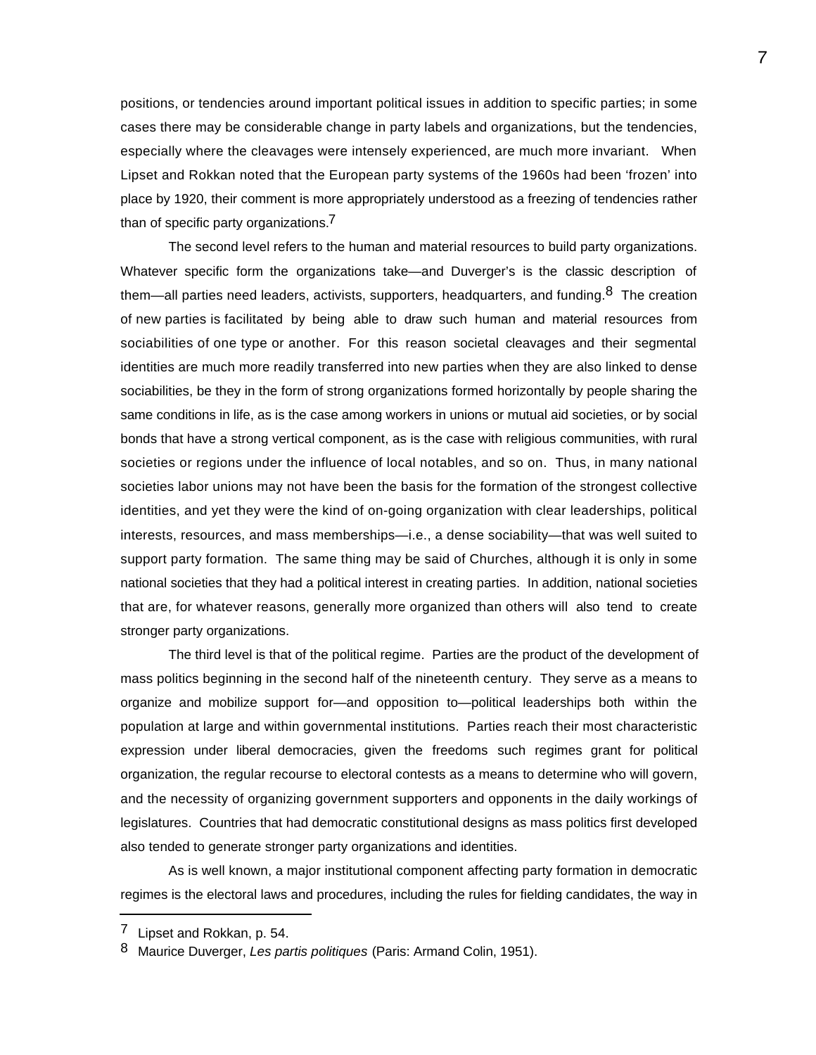positions, or tendencies around important political issues in addition to specific parties; in some cases there may be considerable change in party labels and organizations, but the tendencies, especially where the cleavages were intensely experienced, are much more invariant. When Lipset and Rokkan noted that the European party systems of the 1960s had been 'frozen' into place by 1920, their comment is more appropriately understood as a freezing of tendencies rather than of specific party organizations.[7]

The second level refers to the human and material resources to build party organizations. Whatever specific form the organizations take—and Duverger's is the classic description of them—all parties need leaders, activists, supporters, headquarters, and funding.[8] The creation of new parties is facilitated by being able to draw such human and material resources from sociabilities of one type or another. For this reason societal cleavages and their segmental identities are much more readily transferred into new parties when they are also linked to dense sociabilities, be they in the form of strong organizations formed horizontally by people sharing the same conditions in life, as is the case among workers in unions or mutual aid societies, or by social bonds that have a strong vertical component, as is the case with religious communities, with rural societies or regions under the influence of local notables, and so on. Thus, in many national societies labor unions may not have been the basis for the formation of the strongest collective identities, and yet they were the kind of on-going organization with clear leaderships, political interests, resources, and mass memberships—i.e., a dense sociability—that was well suited to support party formation. The same thing may be said of Churches, although it is only in some national societies that they had a political interest in creating parties. In addition, national societies that are, for whatever reasons, generally more organized than others will also tend to create stronger party organizations.

The third level is that of the political regime. Parties are the product of the development of mass politics beginning in the second half of the nineteenth century. They serve as a means to organize and mobilize support for—and opposition to—political leaderships both within the population at large and within governmental institutions. Parties reach their most characteristic expression under liberal democracies, given the freedoms such regimes grant for political organization, the regular recourse to electoral contests as a means to determine who will govern, and the necessity of organizing government supporters and opponents in the daily workings of legislatures. Countries that had democratic constitutional designs as mass politics first developed also tended to generate stronger party organizations and identities.

As is well known, a major institutional component affecting party formation in democratic regimes is the electoral laws and procedures, including the rules for fielding candidates, the way in

---

[7] Lipset and Rokkan, p. 54.

[8] Maurice Duverger, *Les partis politiques* (Paris: Armand Colin, 1951).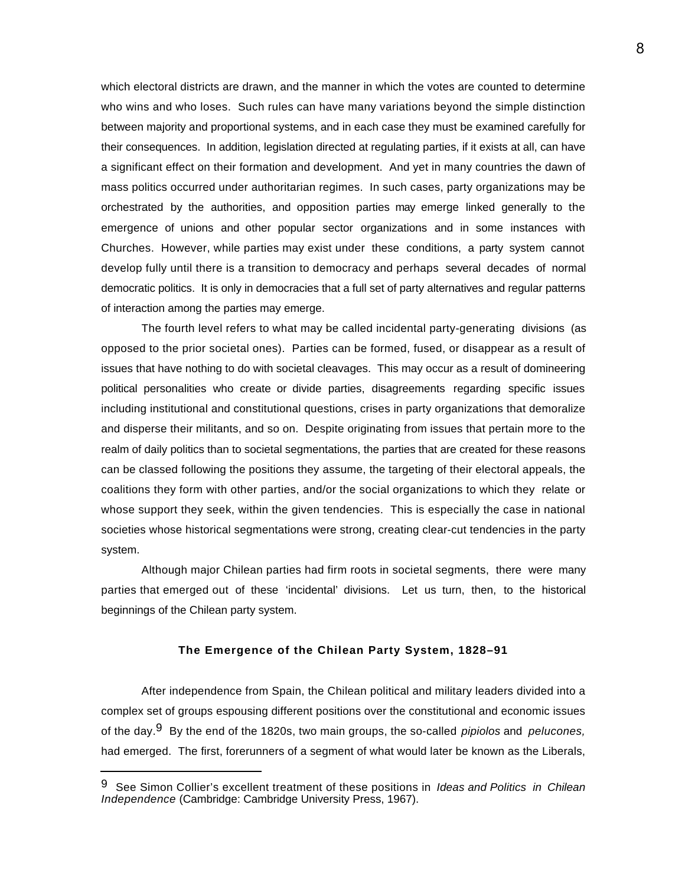which electoral districts are drawn, and the manner in which the votes are counted to determine who wins and who loses. Such rules can have many variations beyond the simple distinction between majority and proportional systems, and in each case they must be examined carefully for their consequences. In addition, legislation directed at regulating parties, if it exists at all, can have a significant effect on their formation and development. And yet in many countries the dawn of mass politics occurred under authoritarian regimes. In such cases, party organizations may be orchestrated by the authorities, and opposition parties may emerge linked generally to the emergence of unions and other popular sector organizations and in some instances with Churches. However, while parties may exist under these conditions, a party system cannot develop fully until there is a transition to democracy and perhaps several decades of normal democratic politics. It is only in democracies that a full set of party alternatives and regular patterns of interaction among the parties may emerge.

The fourth level refers to what may be called incidental party-generating divisions (as opposed to the prior societal ones). Parties can be formed, fused, or disappear as a result of issues that have nothing to do with societal cleavages. This may occur as a result of domineering political personalities who create or divide parties, disagreements regarding specific issues including institutional and constitutional questions, crises in party organizations that demoralize and disperse their militants, and so on. Despite originating from issues that pertain more to the realm of daily politics than to societal segmentations, the parties that are created for these reasons can be classed following the positions they assume, the targeting of their electoral appeals, the coalitions they form with other parties, and/or the social organizations to which they relate or whose support they seek, within the given tendencies. This is especially the case in national societies whose historical segmentations were strong, creating clear-cut tendencies in the party system.

Although major Chilean parties had firm roots in societal segments, there were many parties that emerged out of these 'incidental' divisions. Let us turn, then, to the historical beginnings of the Chilean party system.

## The Emergence of the Chilean Party System, 1828–91

After independence from Spain, the Chilean political and military leaders divided into a complex set of groups espousing different positions over the constitutional and economic issues of the day.[9] By the end of the 1820s, two main groups, the so-called *pipiolos* and *pelucones,* had emerged. The first, forerunners of a segment of what would later be known as the Liberals,

---

[9] See Simon Collier's excellent treatment of these positions in *Ideas and Politics in Chilean Independence* (Cambridge: Cambridge University Press, 1967).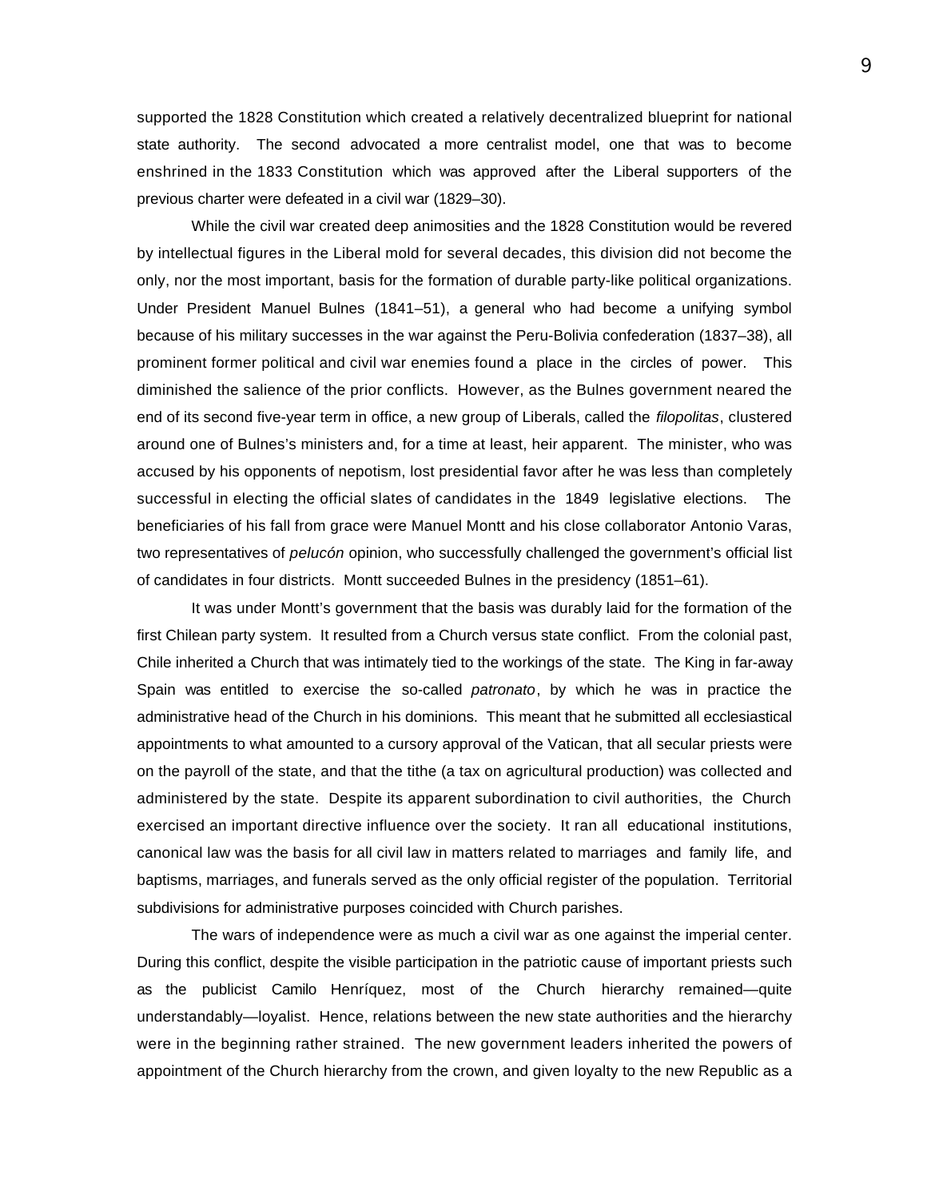supported the 1828 Constitution which created a relatively decentralized blueprint for national state authority. The second advocated a more centralist model, one that was to become enshrined in the 1833 Constitution which was approved after the Liberal supporters of the previous charter were defeated in a civil war (1829–30).

While the civil war created deep animosities and the 1828 Constitution would be revered by intellectual figures in the Liberal mold for several decades, this division did not become the only, nor the most important, basis for the formation of durable party-like political organizations. Under President Manuel Bulnes (1841–51), a general who had become a unifying symbol because of his military successes in the war against the Peru-Bolivia confederation (1837–38), all prominent former political and civil war enemies found a place in the circles of power. This diminished the salience of the prior conflicts. However, as the Bulnes government neared the end of its second five-year term in office, a new group of Liberals, called the *filopolitas*, clustered around one of Bulnes's ministers and, for a time at least, heir apparent. The minister, who was accused by his opponents of nepotism, lost presidential favor after he was less than completely successful in electing the official slates of candidates in the 1849 legislative elections. The beneficiaries of his fall from grace were Manuel Montt and his close collaborator Antonio Varas, two representatives of *pelucón* opinion, who successfully challenged the government's official list of candidates in four districts. Montt succeeded Bulnes in the presidency (1851–61).

It was under Montt's government that the basis was durably laid for the formation of the first Chilean party system. It resulted from a Church versus state conflict. From the colonial past, Chile inherited a Church that was intimately tied to the workings of the state. The King in far-away Spain was entitled to exercise the so-called *patronato*, by which he was in practice the administrative head of the Church in his dominions. This meant that he submitted all ecclesiastical appointments to what amounted to a cursory approval of the Vatican, that all secular priests were on the payroll of the state, and that the tithe (a tax on agricultural production) was collected and administered by the state. Despite its apparent subordination to civil authorities, the Church exercised an important directive influence over the society. It ran all educational institutions, canonical law was the basis for all civil law in matters related to marriages and family life, and baptisms, marriages, and funerals served as the only official register of the population. Territorial subdivisions for administrative purposes coincided with Church parishes.

The wars of independence were as much a civil war as one against the imperial center. During this conflict, despite the visible participation in the patriotic cause of important priests such as the publicist Camilo Henríquez, most of the Church hierarchy remained—quite understandably—loyalist. Hence, relations between the new state authorities and the hierarchy were in the beginning rather strained. The new government leaders inherited the powers of appointment of the Church hierarchy from the crown, and given loyalty to the new Republic as a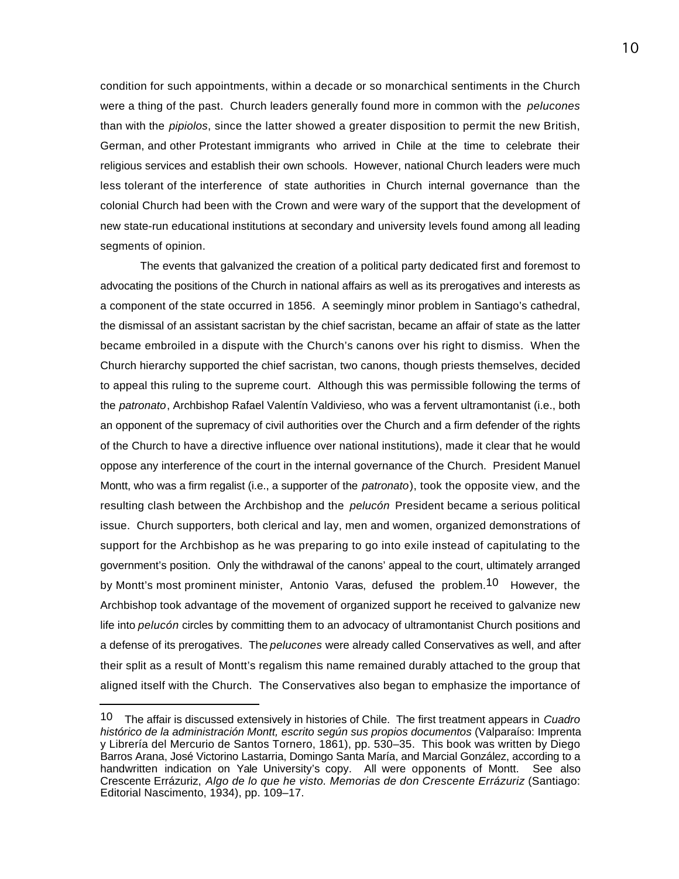condition for such appointments, within a decade or so monarchical sentiments in the Church were a thing of the past. Church leaders generally found more in common with the *pelucones* than with the *pipiolos*, since the latter showed a greater disposition to permit the new British, German, and other Protestant immigrants who arrived in Chile at the time to celebrate their religious services and establish their own schools. However, national Church leaders were much less tolerant of the interference of state authorities in Church internal governance than the colonial Church had been with the Crown and were wary of the support that the development of new state-run educational institutions at secondary and university levels found among all leading segments of opinion.

The events that galvanized the creation of a political party dedicated first and foremost to advocating the positions of the Church in national affairs as well as its prerogatives and interests as a component of the state occurred in 1856. A seemingly minor problem in Santiago's cathedral, the dismissal of an assistant sacristan by the chief sacristan, became an affair of state as the latter became embroiled in a dispute with the Church's canons over his right to dismiss. When the Church hierarchy supported the chief sacristan, two canons, though priests themselves, decided to appeal this ruling to the supreme court. Although this was permissible following the terms of the *patronato*, Archbishop Rafael Valentín Valdivieso, who was a fervent ultramontanist (i.e., both an opponent of the supremacy of civil authorities over the Church and a firm defender of the rights of the Church to have a directive influence over national institutions), made it clear that he would oppose any interference of the court in the internal governance of the Church. President Manuel Montt, who was a firm regalist (i.e., a supporter of the *patronato*), took the opposite view, and the resulting clash between the Archbishop and the *pelucón* President became a serious political issue. Church supporters, both clerical and lay, men and women, organized demonstrations of support for the Archbishop as he was preparing to go into exile instead of capitulating to the government's position. Only the withdrawal of the canons' appeal to the court, ultimately arranged by Montt's most prominent minister, Antonio Varas, defused the problem.[10] However, the Archbishop took advantage of the movement of organized support he received to galvanize new life into *pelucón* circles by committing them to an advocacy of ultramontanist Church positions and a defense of its prerogatives. The *pelucones* were already called Conservatives as well, and after their split as a result of Montt's regalism this name remained durably attached to the group that aligned itself with the Church. The Conservatives also began to emphasize the importance of

---

[10] The affair is discussed extensively in histories of Chile. The first treatment appears in *Cuadro histórico de la administración Montt, escrito según sus propios documentos* (Valparaíso: Imprenta y Librería del Mercurio de Santos Tornero, 1861), pp. 530–35. This book was written by Diego Barros Arana, José Victorino Lastarria, Domingo Santa María, and Marcial González, according to a handwritten indication on Yale University's copy. All were opponents of Montt. See also Crescente Errázuriz, *Algo de lo que he visto. Memorias de don Crescente Errázuriz* (Santiago: Editorial Nascimento, 1934), pp. 109–17.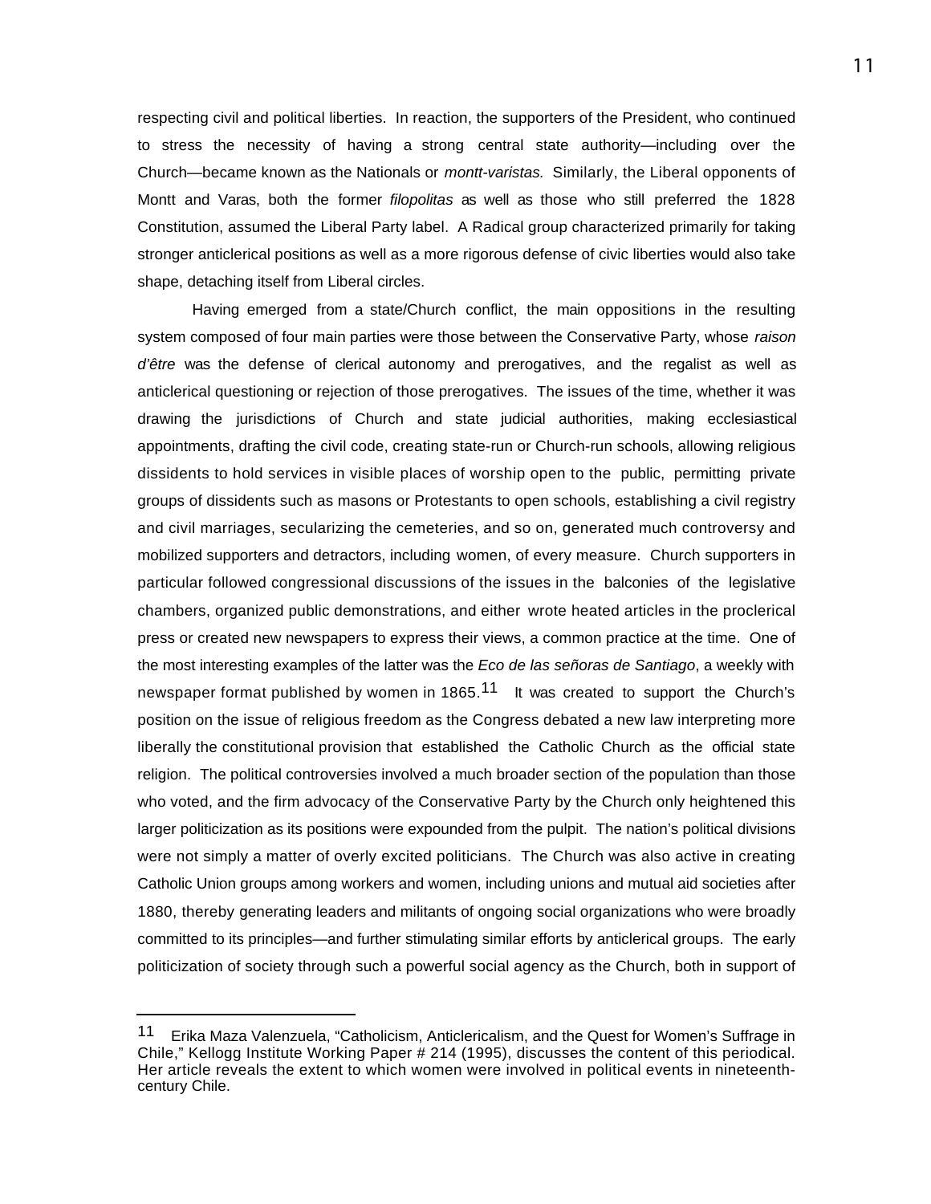respecting civil and political liberties. In reaction, the supporters of the President, who continued to stress the necessity of having a strong central state authority—including over the Church—became known as the Nationals or *montt-varistas.* Similarly, the Liberal opponents of Montt and Varas, both the former *filopolitas* as well as those who still preferred the 1828 Constitution, assumed the Liberal Party label. A Radical group characterized primarily for taking stronger anticlerical positions as well as a more rigorous defense of civic liberties would also take shape, detaching itself from Liberal circles.

Having emerged from a state/Church conflict, the main oppositions in the resulting system composed of four main parties were those between the Conservative Party, whose *raison d'être* was the defense of clerical autonomy and prerogatives, and the regalist as well as anticlerical questioning or rejection of those prerogatives. The issues of the time, whether it was drawing the jurisdictions of Church and state judicial authorities, making ecclesiastical appointments, drafting the civil code, creating state-run or Church-run schools, allowing religious dissidents to hold services in visible places of worship open to the public, permitting private groups of dissidents such as masons or Protestants to open schools, establishing a civil registry and civil marriages, secularizing the cemeteries, and so on, generated much controversy and mobilized supporters and detractors, including women, of every measure. Church supporters in particular followed congressional discussions of the issues in the balconies of the legislative chambers, organized public demonstrations, and either wrote heated articles in the proclerical press or created new newspapers to express their views, a common practice at the time. One of the most interesting examples of the latter was the *Eco de las señoras de Santiago*, a weekly with newspaper format published by women in 1865.[11] It was created to support the Church's position on the issue of religious freedom as the Congress debated a new law interpreting more liberally the constitutional provision that established the Catholic Church as the official state religion. The political controversies involved a much broader section of the population than those who voted, and the firm advocacy of the Conservative Party by the Church only heightened this larger politicization as its positions were expounded from the pulpit. The nation's political divisions were not simply a matter of overly excited politicians. The Church was also active in creating Catholic Union groups among workers and women, including unions and mutual aid societies after 1880, thereby generating leaders and militants of ongoing social organizations who were broadly committed to its principles—and further stimulating similar efforts by anticlerical groups. The early politicization of society through such a powerful social agency as the Church, both in support of

---

[11] Erika Maza Valenzuela, "Catholicism, Anticlericalism, and the Quest for Women's Suffrage in Chile," Kellogg Institute Working Paper # 214 (1995), discusses the content of this periodical. Her article reveals the extent to which women were involved in political events in nineteenth-century Chile.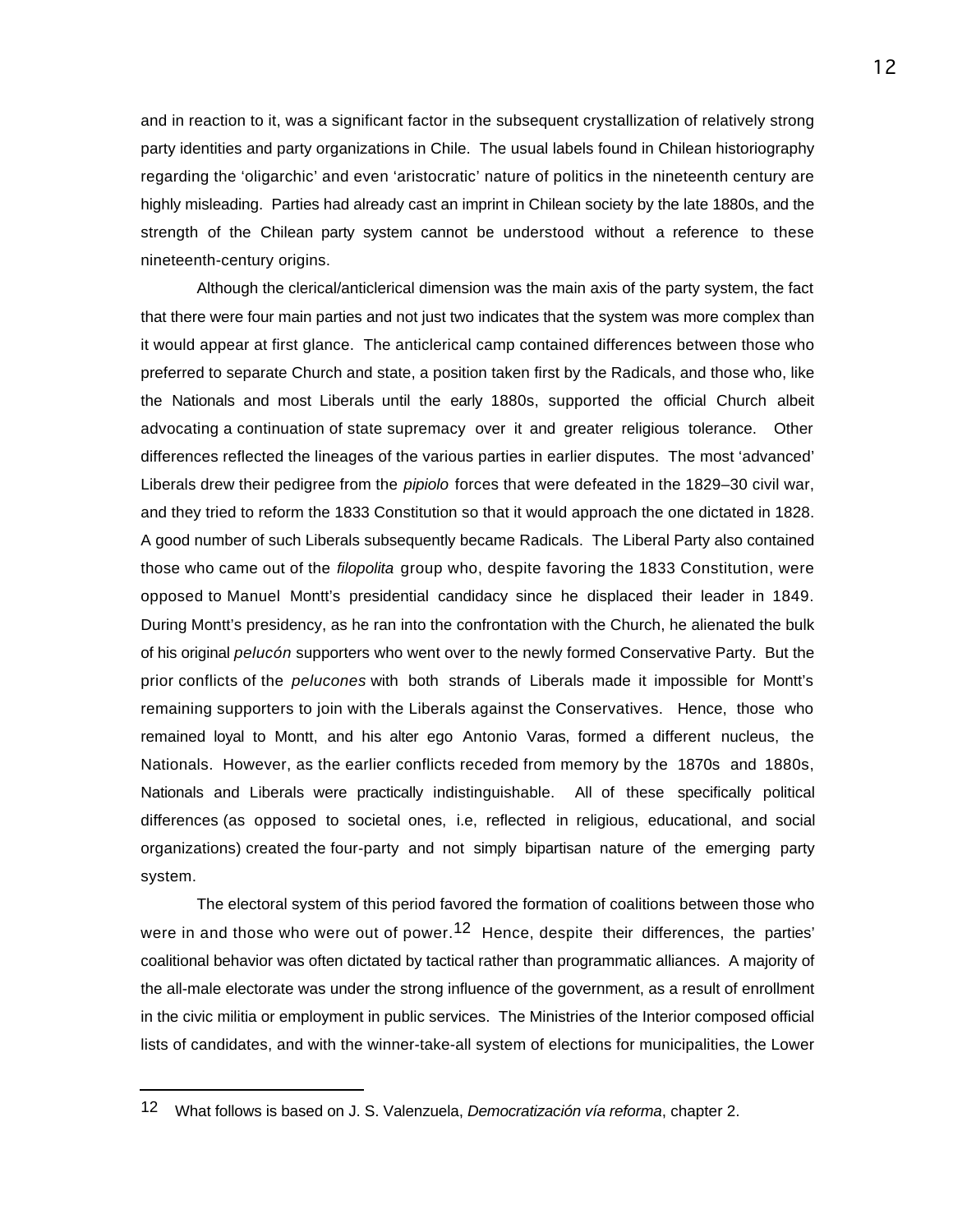and in reaction to it, was a significant factor in the subsequent crystallization of relatively strong party identities and party organizations in Chile. The usual labels found in Chilean historiography regarding the 'oligarchic' and even 'aristocratic' nature of politics in the nineteenth century are highly misleading. Parties had already cast an imprint in Chilean society by the late 1880s, and the strength of the Chilean party system cannot be understood without a reference to these nineteenth-century origins.

Although the clerical/anticlerical dimension was the main axis of the party system, the fact that there were four main parties and not just two indicates that the system was more complex than it would appear at first glance. The anticlerical camp contained differences between those who preferred to separate Church and state, a position taken first by the Radicals, and those who, like the Nationals and most Liberals until the early 1880s, supported the official Church albeit advocating a continuation of state supremacy over it and greater religious tolerance. Other differences reflected the lineages of the various parties in earlier disputes. The most 'advanced' Liberals drew their pedigree from the *pipiolo* forces that were defeated in the 1829–30 civil war, and they tried to reform the 1833 Constitution so that it would approach the one dictated in 1828. A good number of such Liberals subsequently became Radicals. The Liberal Party also contained those who came out of the *filopolita* group who, despite favoring the 1833 Constitution, were opposed to Manuel Montt's presidential candidacy since he displaced their leader in 1849. During Montt's presidency, as he ran into the confrontation with the Church, he alienated the bulk of his original *pelucón* supporters who went over to the newly formed Conservative Party. But the prior conflicts of the *pelucones* with both strands of Liberals made it impossible for Montt's remaining supporters to join with the Liberals against the Conservatives. Hence, those who remained loyal to Montt, and his alter ego Antonio Varas, formed a different nucleus, the Nationals. However, as the earlier conflicts receded from memory by the 1870s and 1880s, Nationals and Liberals were practically indistinguishable. All of these specifically political differences (as opposed to societal ones, i.e, reflected in religious, educational, and social organizations) created the four-party and not simply bipartisan nature of the emerging party system.

The electoral system of this period favored the formation of coalitions between those who were in and those who were out of power.[12] Hence, despite their differences, the parties' coalitional behavior was often dictated by tactical rather than programmatic alliances. A majority of the all-male electorate was under the strong influence of the government, as a result of enrollment in the civic militia or employment in public services. The Ministries of the Interior composed official lists of candidates, and with the winner-take-all system of elections for municipalities, the Lower

---

12 What follows is based on J. S. Valenzuela, *Democratización vía reforma*, chapter 2.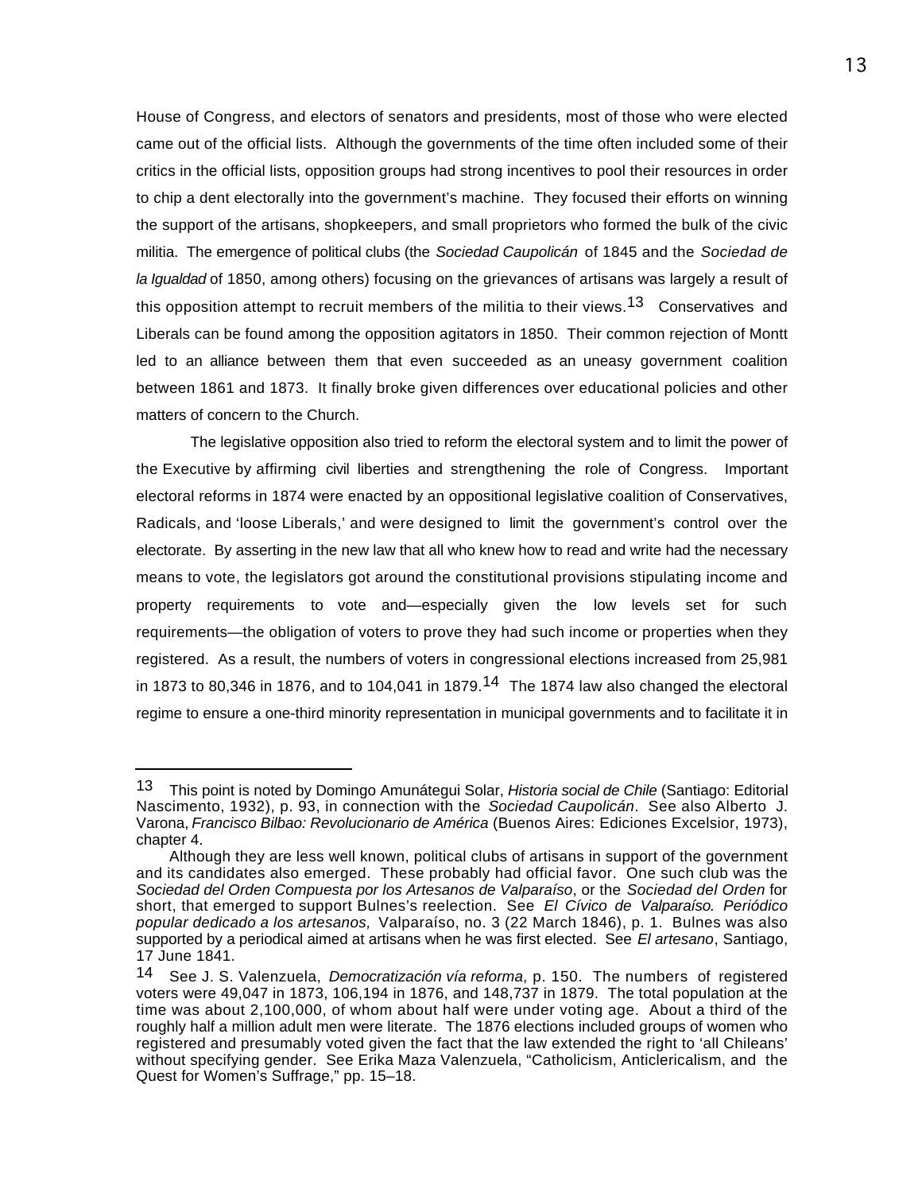House of Congress, and electors of senators and presidents, most of those who were elected came out of the official lists. Although the governments of the time often included some of their critics in the official lists, opposition groups had strong incentives to pool their resources in order to chip a dent electorally into the government's machine. They focused their efforts on winning the support of the artisans, shopkeepers, and small proprietors who formed the bulk of the civic militia. The emergence of political clubs (the *Sociedad Caupolicán* of 1845 and the *Sociedad de la Igualdad* of 1850, among others) focusing on the grievances of artisans was largely a result of this opposition attempt to recruit members of the militia to their views.[13] Conservatives and Liberals can be found among the opposition agitators in 1850. Their common rejection of Montt led to an alliance between them that even succeeded as an uneasy government coalition between 1861 and 1873. It finally broke given differences over educational policies and other matters of concern to the Church.

The legislative opposition also tried to reform the electoral system and to limit the power of the Executive by affirming civil liberties and strengthening the role of Congress. Important electoral reforms in 1874 were enacted by an oppositional legislative coalition of Conservatives, Radicals, and 'loose Liberals,' and were designed to limit the government's control over the electorate. By asserting in the new law that all who knew how to read and write had the necessary means to vote, the legislators got around the constitutional provisions stipulating income and property requirements to vote and—especially given the low levels set for such requirements—the obligation of voters to prove they had such income or properties when they registered. As a result, the numbers of voters in congressional elections increased from 25,981 in 1873 to 80,346 in 1876, and to 104,041 in 1879.[14] The 1874 law also changed the electoral regime to ensure a one-third minority representation in municipal governments and to facilitate it in

---

[13] This point is noted by Domingo Amunátegui Solar, *Historia social de Chile* (Santiago: Editorial Nascimento, 1932), p. 93, in connection with the *Sociedad Caupolicán*. See also Alberto J. Varona, *Francisco Bilbao: Revolucionario de América* (Buenos Aires: Ediciones Excelsior, 1973), chapter 4.

Although they are less well known, political clubs of artisans in support of the government and its candidates also emerged. These probably had official favor. One such club was the *Sociedad del Orden Compuesta por los Artesanos de Valparaíso*, or the *Sociedad del Orden* for short, that emerged to support Bulnes's reelection. See *El Cívico de Valparaíso. Periódico popular dedicado a los artesanos,* Valparaíso, no. 3 (22 March 1846), p. 1. Bulnes was also supported by a periodical aimed at artisans when he was first elected. See *El artesano*, Santiago, 17 June 1841.

[14] See J. S. Valenzuela, *Democratización vía reforma*, p. 150. The numbers of registered voters were 49,047 in 1873, 106,194 in 1876, and 148,737 in 1879. The total population at the time was about 2,100,000, of whom about half were under voting age. About a third of the roughly half a million adult men were literate. The 1876 elections included groups of women who registered and presumably voted given the fact that the law extended the right to 'all Chileans' without specifying gender. See Erika Maza Valenzuela, "Catholicism, Anticlericalism, and the Quest for Women's Suffrage," pp. 15–18.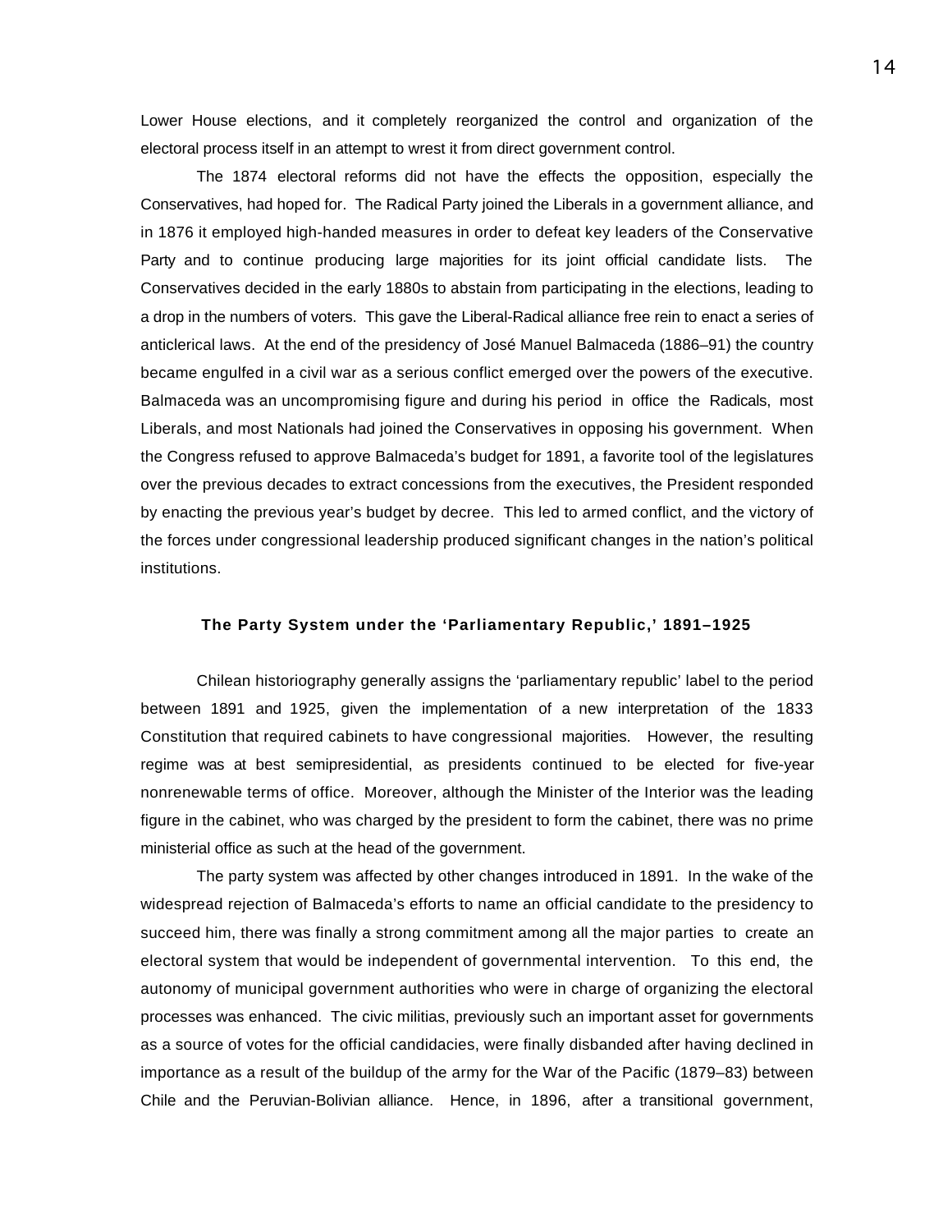Lower House elections, and it completely reorganized the control and organization of the electoral process itself in an attempt to wrest it from direct government control.

The 1874 electoral reforms did not have the effects the opposition, especially the Conservatives, had hoped for. The Radical Party joined the Liberals in a government alliance, and in 1876 it employed high-handed measures in order to defeat key leaders of the Conservative Party and to continue producing large majorities for its joint official candidate lists. The Conservatives decided in the early 1880s to abstain from participating in the elections, leading to a drop in the numbers of voters. This gave the Liberal-Radical alliance free rein to enact a series of anticlerical laws. At the end of the presidency of José Manuel Balmaceda (1886–91) the country became engulfed in a civil war as a serious conflict emerged over the powers of the executive. Balmaceda was an uncompromising figure and during his period in office the Radicals, most Liberals, and most Nationals had joined the Conservatives in opposing his government. When the Congress refused to approve Balmaceda's budget for 1891, a favorite tool of the legislatures over the previous decades to extract concessions from the executives, the President responded by enacting the previous year's budget by decree. This led to armed conflict, and the victory of the forces under congressional leadership produced significant changes in the nation's political institutions.

## The Party System under the 'Parliamentary Republic,' 1891–1925

Chilean historiography generally assigns the 'parliamentary republic' label to the period between 1891 and 1925, given the implementation of a new interpretation of the 1833 Constitution that required cabinets to have congressional majorities. However, the resulting regime was at best semipresidential, as presidents continued to be elected for five-year nonrenewable terms of office. Moreover, although the Minister of the Interior was the leading figure in the cabinet, who was charged by the president to form the cabinet, there was no prime ministerial office as such at the head of the government.

The party system was affected by other changes introduced in 1891. In the wake of the widespread rejection of Balmaceda's efforts to name an official candidate to the presidency to succeed him, there was finally a strong commitment among all the major parties to create an electoral system that would be independent of governmental intervention. To this end, the autonomy of municipal government authorities who were in charge of organizing the electoral processes was enhanced. The civic militias, previously such an important asset for governments as a source of votes for the official candidacies, were finally disbanded after having declined in importance as a result of the buildup of the army for the War of the Pacific (1879–83) between Chile and the Peruvian-Bolivian alliance. Hence, in 1896, after a transitional government,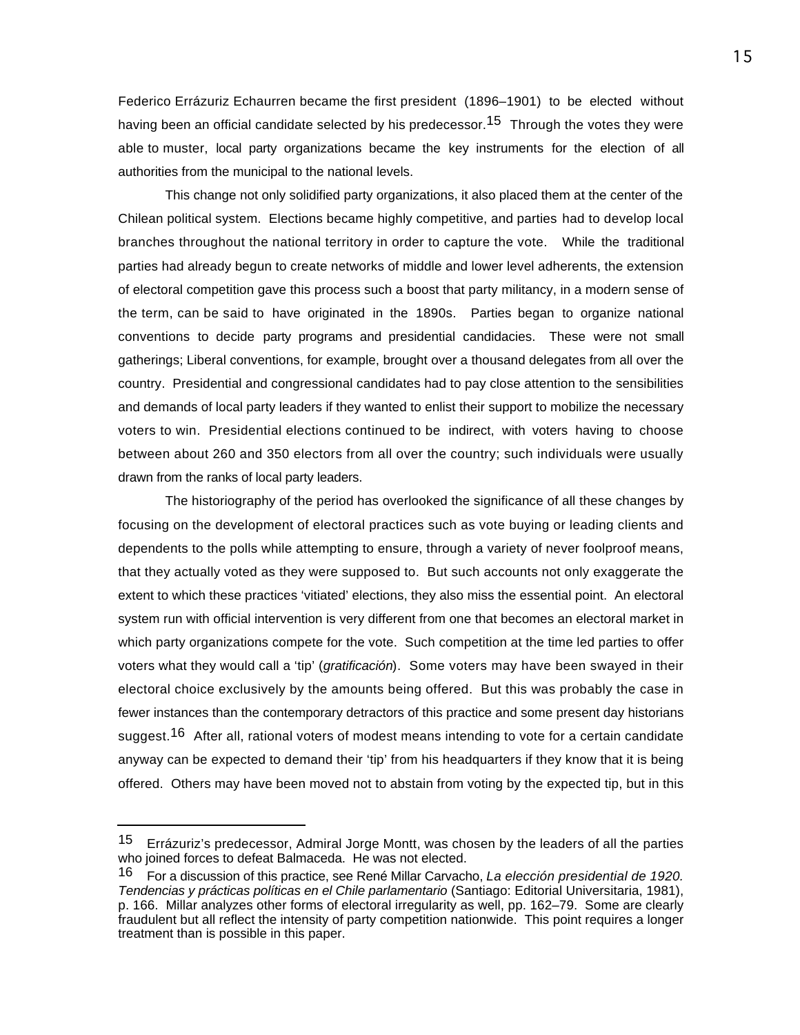Federico Errázuriz Echaurren became the first president (1896–1901) to be elected without having been an official candidate selected by his predecessor.[15] Through the votes they were able to muster, local party organizations became the key instruments for the election of all authorities from the municipal to the national levels.

This change not only solidified party organizations, it also placed them at the center of the Chilean political system. Elections became highly competitive, and parties had to develop local branches throughout the national territory in order to capture the vote. While the traditional parties had already begun to create networks of middle and lower level adherents, the extension of electoral competition gave this process such a boost that party militancy, in a modern sense of the term, can be said to have originated in the 1890s. Parties began to organize national conventions to decide party programs and presidential candidacies. These were not small gatherings; Liberal conventions, for example, brought over a thousand delegates from all over the country. Presidential and congressional candidates had to pay close attention to the sensibilities and demands of local party leaders if they wanted to enlist their support to mobilize the necessary voters to win. Presidential elections continued to be indirect, with voters having to choose between about 260 and 350 electors from all over the country; such individuals were usually drawn from the ranks of local party leaders.

The historiography of the period has overlooked the significance of all these changes by focusing on the development of electoral practices such as vote buying or leading clients and dependents to the polls while attempting to ensure, through a variety of never foolproof means, that they actually voted as they were supposed to. But such accounts not only exaggerate the extent to which these practices 'vitiated' elections, they also miss the essential point. An electoral system run with official intervention is very different from one that becomes an electoral market in which party organizations compete for the vote. Such competition at the time led parties to offer voters what they would call a 'tip' (*gratificación*). Some voters may have been swayed in their electoral choice exclusively by the amounts being offered. But this was probably the case in fewer instances than the contemporary detractors of this practice and some present day historians suggest.[16] After all, rational voters of modest means intending to vote for a certain candidate anyway can be expected to demand their 'tip' from his headquarters if they know that it is being offered. Others may have been moved not to abstain from voting by the expected tip, but in this

---

[15] Errázuriz's predecessor, Admiral Jorge Montt, was chosen by the leaders of all the parties who joined forces to defeat Balmaceda. He was not elected.

[16] For a discussion of this practice, see René Millar Carvacho, *La elección presidential de 1920. Tendencias y prácticas políticas en el Chile parlamentario* (Santiago: Editorial Universitaria, 1981), p. 166. Millar analyzes other forms of electoral irregularity as well, pp. 162–79. Some are clearly fraudulent but all reflect the intensity of party competition nationwide. This point requires a longer treatment than is possible in this paper.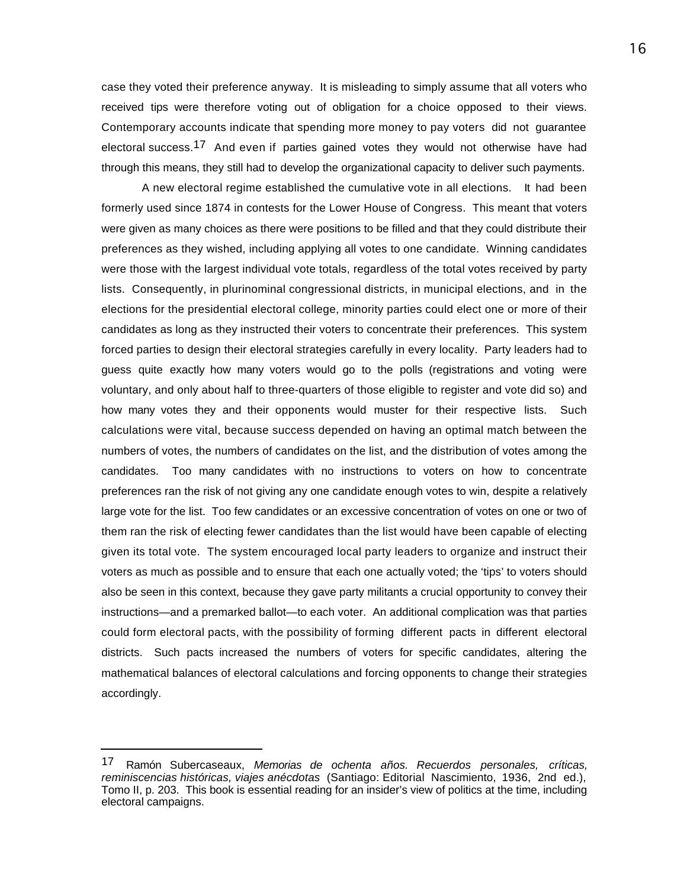case they voted their preference anyway. It is misleading to simply assume that all voters who received tips were therefore voting out of obligation for a choice opposed to their views. Contemporary accounts indicate that spending more money to pay voters did not guarantee electoral success.[17] And even if parties gained votes they would not otherwise have had through this means, they still had to develop the organizational capacity to deliver such payments.

A new electoral regime established the cumulative vote in all elections. It had been formerly used since 1874 in contests for the Lower House of Congress. This meant that voters were given as many choices as there were positions to be filled and that they could distribute their preferences as they wished, including applying all votes to one candidate. Winning candidates were those with the largest individual vote totals, regardless of the total votes received by party lists. Consequently, in plurinominal congressional districts, in municipal elections, and in the elections for the presidential electoral college, minority parties could elect one or more of their candidates as long as they instructed their voters to concentrate their preferences. This system forced parties to design their electoral strategies carefully in every locality. Party leaders had to guess quite exactly how many voters would go to the polls (registrations and voting were voluntary, and only about half to three-quarters of those eligible to register and vote did so) and how many votes they and their opponents would muster for their respective lists. Such calculations were vital, because success depended on having an optimal match between the numbers of votes, the numbers of candidates on the list, and the distribution of votes among the candidates. Too many candidates with no instructions to voters on how to concentrate preferences ran the risk of not giving any one candidate enough votes to win, despite a relatively large vote for the list. Too few candidates or an excessive concentration of votes on one or two of them ran the risk of electing fewer candidates than the list would have been capable of electing given its total vote. The system encouraged local party leaders to organize and instruct their voters as much as possible and to ensure that each one actually voted; the 'tips' to voters should also be seen in this context, because they gave party militants a crucial opportunity to convey their instructions—and a premarked ballot—to each voter. An additional complication was that parties could form electoral pacts, with the possibility of forming different pacts in different electoral districts. Such pacts increased the numbers of voters for specific candidates, altering the mathematical balances of electoral calculations and forcing opponents to change their strategies accordingly.

---

[17] Ramón Subercaseaux, *Memorias de ochenta años. Recuerdos personales, críticas, reminiscencias históricas, viajes anécdotas* (Santiago: Editorial Nascimiento, 1936, 2nd ed.), Tomo II, p. 203. This book is essential reading for an insider's view of politics at the time, including electoral campaigns.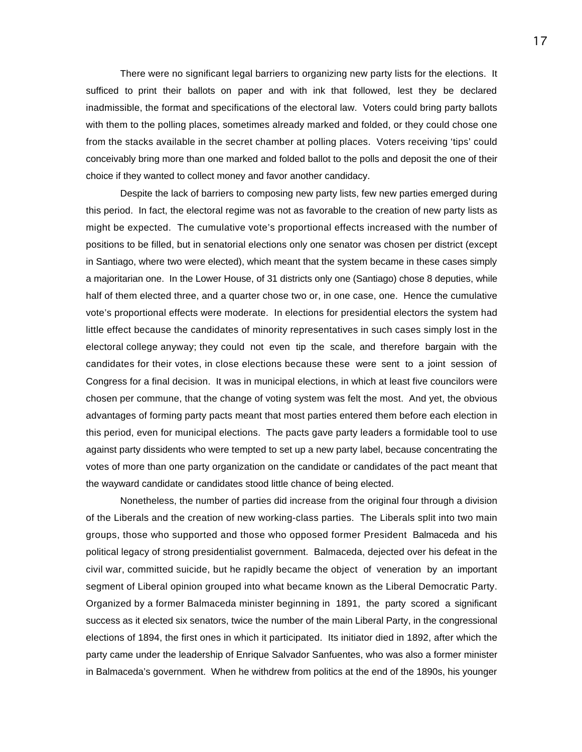There were no significant legal barriers to organizing new party lists for the elections. It sufficed to print their ballots on paper and with ink that followed, lest they be declared inadmissible, the format and specifications of the electoral law. Voters could bring party ballots with them to the polling places, sometimes already marked and folded, or they could chose one from the stacks available in the secret chamber at polling places. Voters receiving 'tips' could conceivably bring more than one marked and folded ballot to the polls and deposit the one of their choice if they wanted to collect money and favor another candidacy.

Despite the lack of barriers to composing new party lists, few new parties emerged during this period. In fact, the electoral regime was not as favorable to the creation of new party lists as might be expected. The cumulative vote's proportional effects increased with the number of positions to be filled, but in senatorial elections only one senator was chosen per district (except in Santiago, where two were elected), which meant that the system became in these cases simply a majoritarian one. In the Lower House, of 31 districts only one (Santiago) chose 8 deputies, while half of them elected three, and a quarter chose two or, in one case, one. Hence the cumulative vote's proportional effects were moderate. In elections for presidential electors the system had little effect because the candidates of minority representatives in such cases simply lost in the electoral college anyway; they could not even tip the scale, and therefore bargain with the candidates for their votes, in close elections because these were sent to a joint session of Congress for a final decision. It was in municipal elections, in which at least five councilors were chosen per commune, that the change of voting system was felt the most. And yet, the obvious advantages of forming party pacts meant that most parties entered them before each election in this period, even for municipal elections. The pacts gave party leaders a formidable tool to use against party dissidents who were tempted to set up a new party label, because concentrating the votes of more than one party organization on the candidate or candidates of the pact meant that the wayward candidate or candidates stood little chance of being elected.

Nonetheless, the number of parties did increase from the original four through a division of the Liberals and the creation of new working-class parties. The Liberals split into two main groups, those who supported and those who opposed former President Balmaceda and his political legacy of strong presidentialist government. Balmaceda, dejected over his defeat in the civil war, committed suicide, but he rapidly became the object of veneration by an important segment of Liberal opinion grouped into what became known as the Liberal Democratic Party. Organized by a former Balmaceda minister beginning in 1891, the party scored a significant success as it elected six senators, twice the number of the main Liberal Party, in the congressional elections of 1894, the first ones in which it participated. Its initiator died in 1892, after which the party came under the leadership of Enrique Salvador Sanfuentes, who was also a former minister in Balmaceda's government. When he withdrew from politics at the end of the 1890s, his younger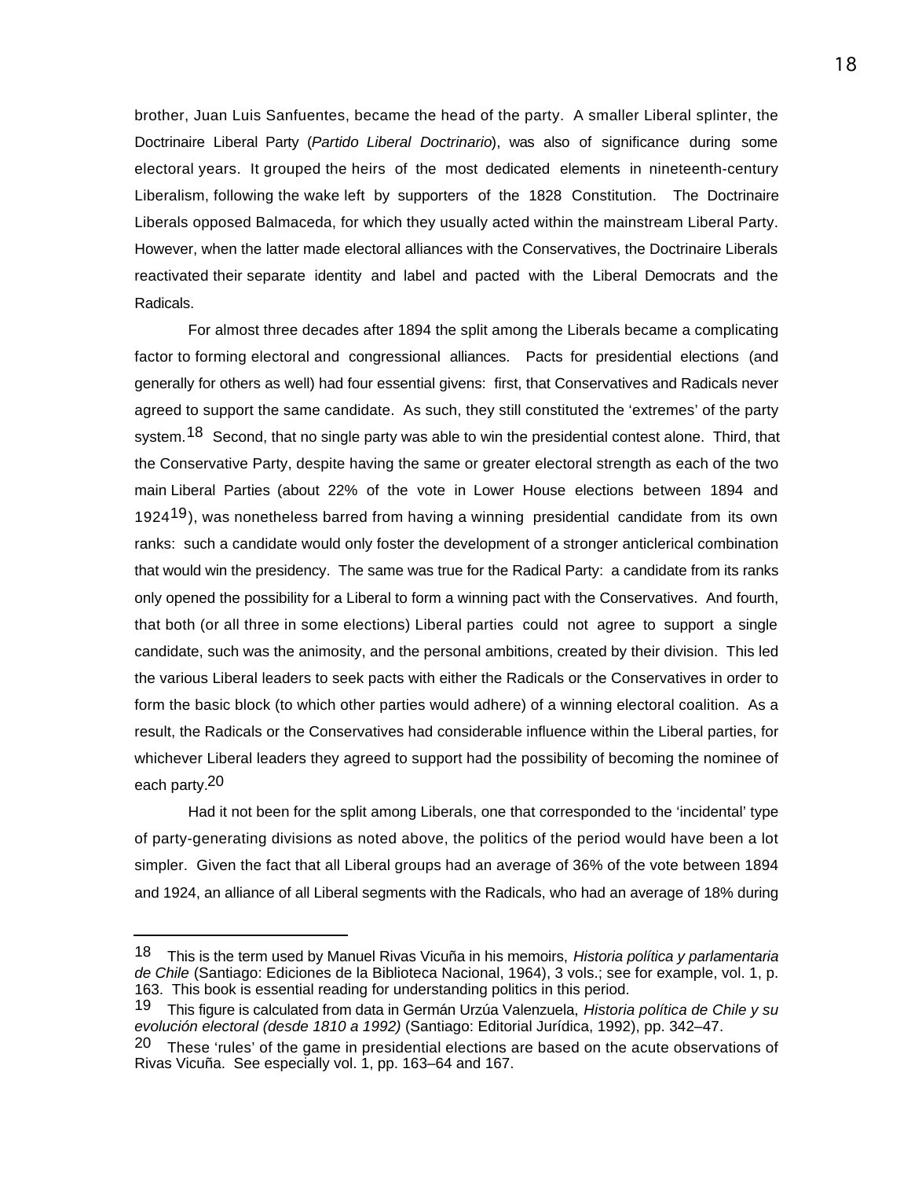brother, Juan Luis Sanfuentes, became the head of the party. A smaller Liberal splinter, the Doctrinaire Liberal Party (*Partido Liberal Doctrinario*), was also of significance during some electoral years. It grouped the heirs of the most dedicated elements in nineteenth-century Liberalism, following the wake left by supporters of the 1828 Constitution. The Doctrinaire Liberals opposed Balmaceda, for which they usually acted within the mainstream Liberal Party. However, when the latter made electoral alliances with the Conservatives, the Doctrinaire Liberals reactivated their separate identity and label and pacted with the Liberal Democrats and the Radicals.

For almost three decades after 1894 the split among the Liberals became a complicating factor to forming electoral and congressional alliances. Pacts for presidential elections (and generally for others as well) had four essential givens: first, that Conservatives and Radicals never agreed to support the same candidate. As such, they still constituted the 'extremes' of the party system.[18] Second, that no single party was able to win the presidential contest alone. Third, that the Conservative Party, despite having the same or greater electoral strength as each of the two main Liberal Parties (about 22% of the vote in Lower House elections between 1894 and 1924[19]), was nonetheless barred from having a winning presidential candidate from its own ranks: such a candidate would only foster the development of a stronger anticlerical combination that would win the presidency. The same was true for the Radical Party: a candidate from its ranks only opened the possibility for a Liberal to form a winning pact with the Conservatives. And fourth, that both (or all three in some elections) Liberal parties could not agree to support a single candidate, such was the animosity, and the personal ambitions, created by their division. This led the various Liberal leaders to seek pacts with either the Radicals or the Conservatives in order to form the basic block (to which other parties would adhere) of a winning electoral coalition. As a result, the Radicals or the Conservatives had considerable influence within the Liberal parties, for whichever Liberal leaders they agreed to support had the possibility of becoming the nominee of each party.[20]

Had it not been for the split among Liberals, one that corresponded to the 'incidental' type of party-generating divisions as noted above, the politics of the period would have been a lot simpler. Given the fact that all Liberal groups had an average of 36% of the vote between 1894 and 1924, an alliance of all Liberal segments with the Radicals, who had an average of 18% during

---

[18] This is the term used by Manuel Rivas Vicuña in his memoirs, *Historia política y parlamentaria de Chile* (Santiago: Ediciones de la Biblioteca Nacional, 1964), 3 vols.; see for example, vol. 1, p. 163. This book is essential reading for understanding politics in this period.

[19] This figure is calculated from data in Germán Urzúa Valenzuela, *Historia política de Chile y su evolución electoral (desde 1810 a 1992)* (Santiago: Editorial Jurídica, 1992), pp. 342–47.

[20] These 'rules' of the game in presidential elections are based on the acute observations of Rivas Vicuña. See especially vol. 1, pp. 163–64 and 167.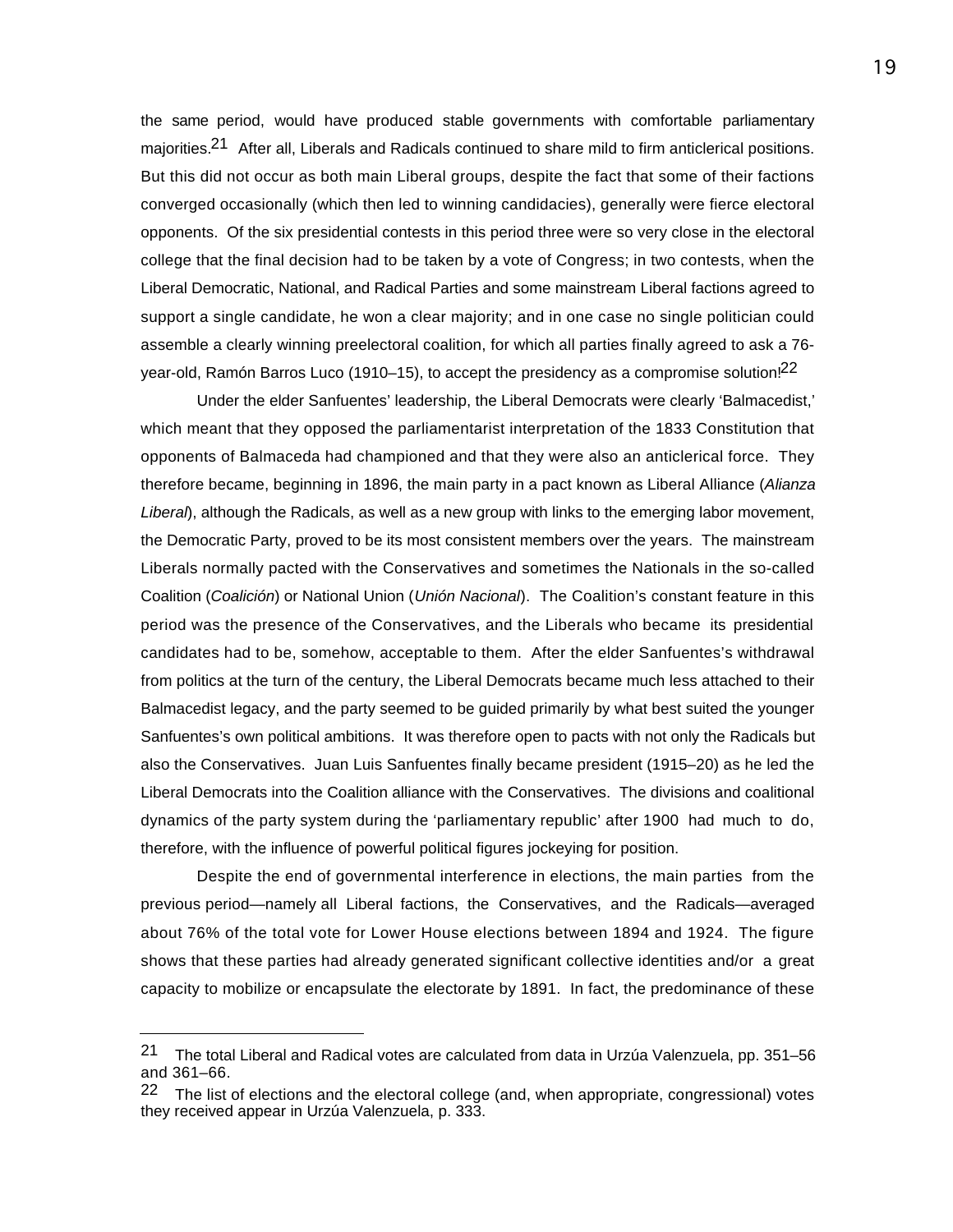the same period, would have produced stable governments with comfortable parliamentary majorities.[21] After all, Liberals and Radicals continued to share mild to firm anticlerical positions. But this did not occur as both main Liberal groups, despite the fact that some of their factions converged occasionally (which then led to winning candidacies), generally were fierce electoral opponents. Of the six presidential contests in this period three were so very close in the electoral college that the final decision had to be taken by a vote of Congress; in two contests, when the Liberal Democratic, National, and Radical Parties and some mainstream Liberal factions agreed to support a single candidate, he won a clear majority; and in one case no single politician could assemble a clearly winning preelectoral coalition, for which all parties finally agreed to ask a 76-year-old, Ramón Barros Luco (1910–15), to accept the presidency as a compromise solution![22]

Under the elder Sanfuentes' leadership, the Liberal Democrats were clearly 'Balmacedist,' which meant that they opposed the parliamentarist interpretation of the 1833 Constitution that opponents of Balmaceda had championed and that they were also an anticlerical force. They therefore became, beginning in 1896, the main party in a pact known as Liberal Alliance (*Alianza Liberal*), although the Radicals, as well as a new group with links to the emerging labor movement, the Democratic Party, proved to be its most consistent members over the years. The mainstream Liberals normally pacted with the Conservatives and sometimes the Nationals in the so-called Coalition (*Coalición*) or National Union (*Unión Nacional*). The Coalition's constant feature in this period was the presence of the Conservatives, and the Liberals who became its presidential candidates had to be, somehow, acceptable to them. After the elder Sanfuentes's withdrawal from politics at the turn of the century, the Liberal Democrats became much less attached to their Balmacedist legacy, and the party seemed to be guided primarily by what best suited the younger Sanfuentes's own political ambitions. It was therefore open to pacts with not only the Radicals but also the Conservatives. Juan Luis Sanfuentes finally became president (1915–20) as he led the Liberal Democrats into the Coalition alliance with the Conservatives. The divisions and coalitional dynamics of the party system during the 'parliamentary republic' after 1900 had much to do, therefore, with the influence of powerful political figures jockeying for position.

Despite the end of governmental interference in elections, the main parties from the previous period—namely all Liberal factions, the Conservatives, and the Radicals—averaged about 76% of the total vote for Lower House elections between 1894 and 1924. The figure shows that these parties had already generated significant collective identities and/or a great capacity to mobilize or encapsulate the electorate by 1891. In fact, the predominance of these

---

[21] The total Liberal and Radical votes are calculated from data in Urzúa Valenzuela, pp. 351–56 and 361–66.

[22] The list of elections and the electoral college (and, when appropriate, congressional) votes they received appear in Urzúa Valenzuela, p. 333.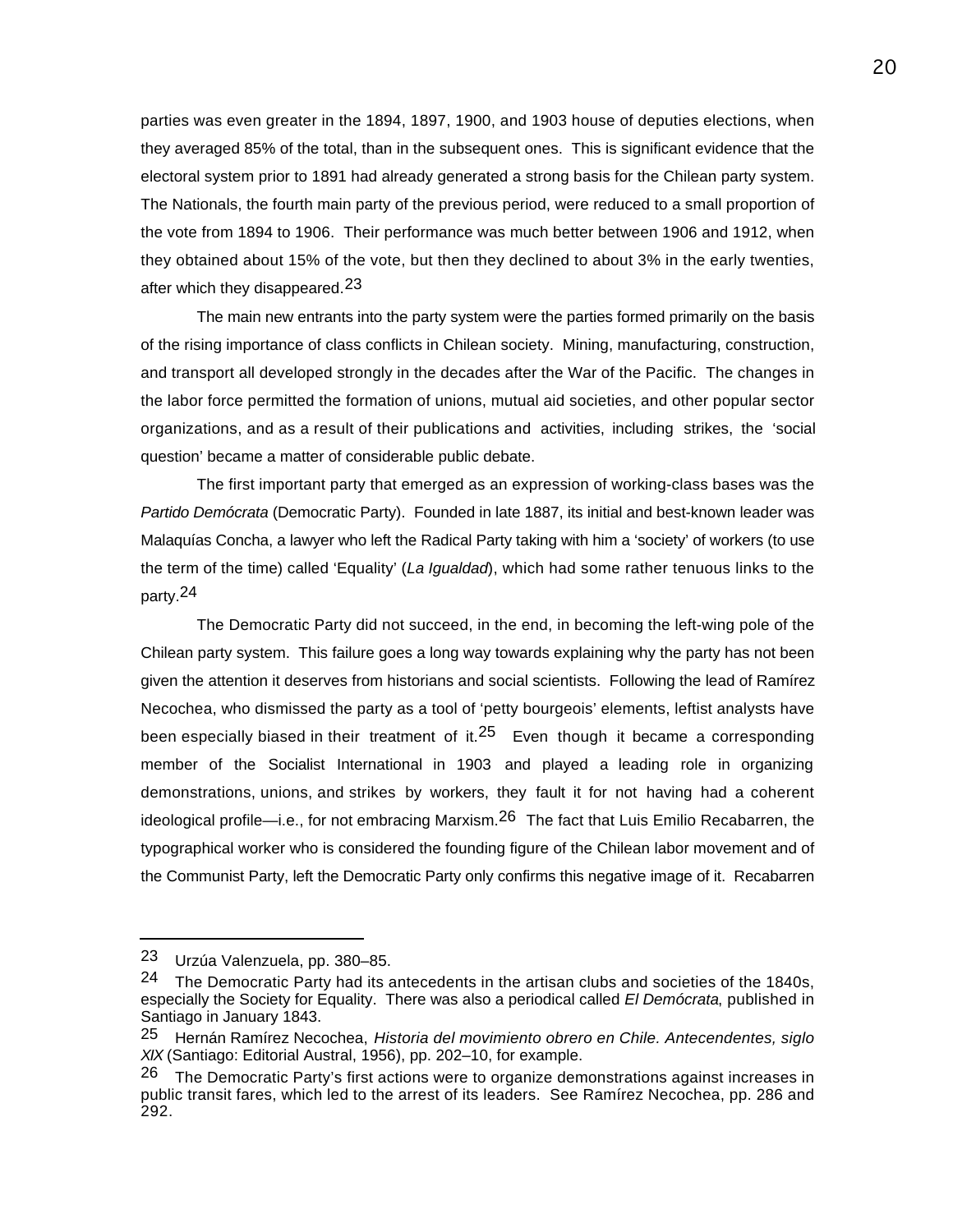parties was even greater in the 1894, 1897, 1900, and 1903 house of deputies elections, when they averaged 85% of the total, than in the subsequent ones. This is significant evidence that the electoral system prior to 1891 had already generated a strong basis for the Chilean party system. The Nationals, the fourth main party of the previous period, were reduced to a small proportion of the vote from 1894 to 1906. Their performance was much better between 1906 and 1912, when they obtained about 15% of the vote, but then they declined to about 3% in the early twenties, after which they disappeared.[23]

The main new entrants into the party system were the parties formed primarily on the basis of the rising importance of class conflicts in Chilean society. Mining, manufacturing, construction, and transport all developed strongly in the decades after the War of the Pacific. The changes in the labor force permitted the formation of unions, mutual aid societies, and other popular sector organizations, and as a result of their publications and activities, including strikes, the 'social question' became a matter of considerable public debate.

The first important party that emerged as an expression of working-class bases was the *Partido Demócrata* (Democratic Party). Founded in late 1887, its initial and best-known leader was Malaquías Concha, a lawyer who left the Radical Party taking with him a 'society' of workers (to use the term of the time) called 'Equality' (*La Igualdad*), which had some rather tenuous links to the party.[24]

The Democratic Party did not succeed, in the end, in becoming the left-wing pole of the Chilean party system. This failure goes a long way towards explaining why the party has not been given the attention it deserves from historians and social scientists. Following the lead of Ramírez Necochea, who dismissed the party as a tool of 'petty bourgeois' elements, leftist analysts have been especially biased in their treatment of it.[25] Even though it became a corresponding member of the Socialist International in 1903 and played a leading role in organizing demonstrations, unions, and strikes by workers, they fault it for not having had a coherent ideological profile—i.e., for not embracing Marxism.[26] The fact that Luis Emilio Recabarren, the typographical worker who is considered the founding figure of the Chilean labor movement and of the Communist Party, left the Democratic Party only confirms this negative image of it. Recabarren

---

23 Urzúa Valenzuela, pp. 380–85.

24 The Democratic Party had its antecedents in the artisan clubs and societies of the 1840s, especially the Society for Equality. There was also a periodical called *El Demócrata*, published in Santiago in January 1843.

25 Hernán Ramírez Necochea, *Historia del movimiento obrero en Chile. Antecendentes, siglo XIX* (Santiago: Editorial Austral, 1956), pp. 202–10, for example.

26 The Democratic Party's first actions were to organize demonstrations against increases in public transit fares, which led to the arrest of its leaders. See Ramírez Necochea, pp. 286 and 292.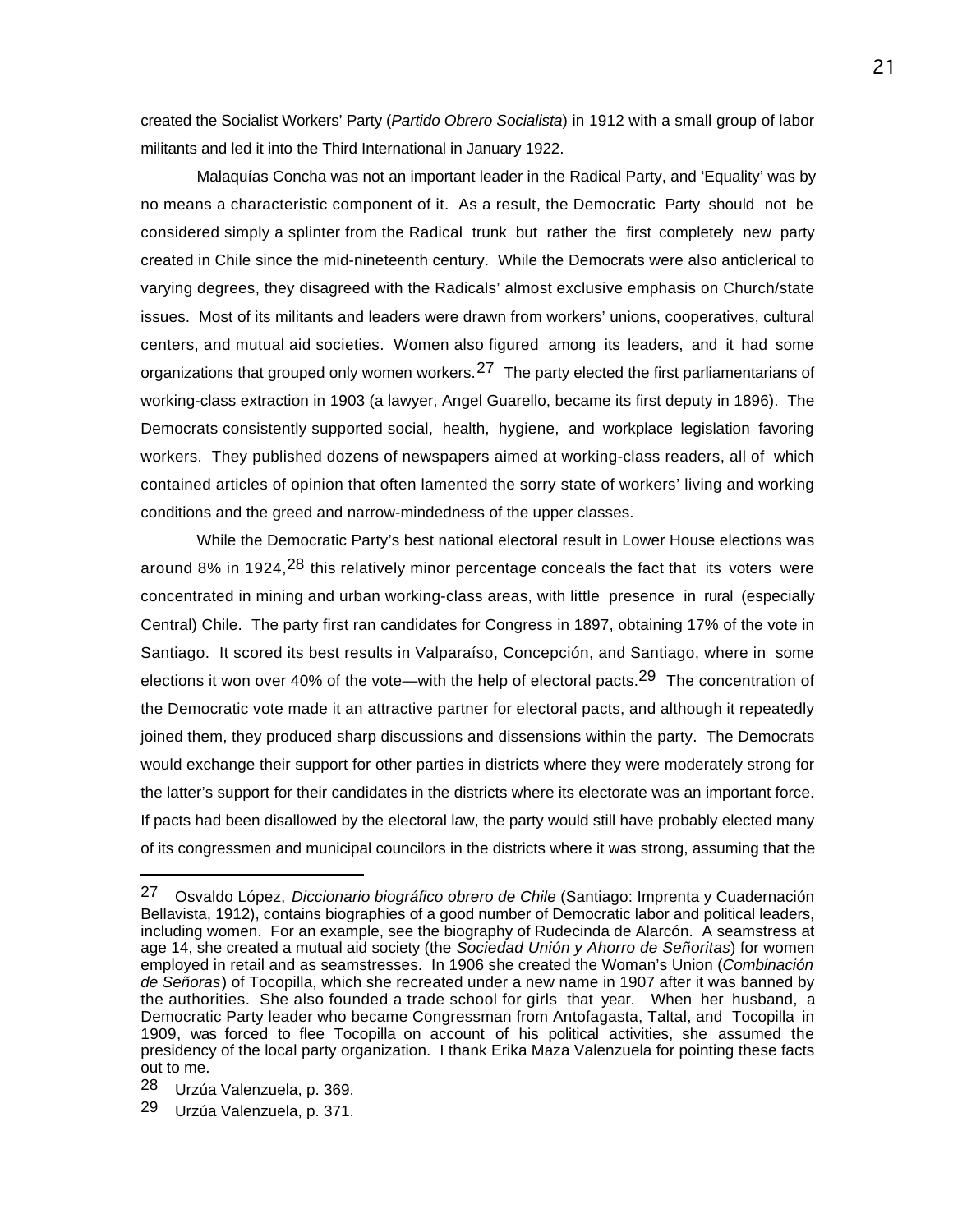created the Socialist Workers' Party (*Partido Obrero Socialista*) in 1912 with a small group of labor militants and led it into the Third International in January 1922.

Malaquías Concha was not an important leader in the Radical Party, and 'Equality' was by no means a characteristic component of it. As a result, the Democratic Party should not be considered simply a splinter from the Radical trunk but rather the first completely new party created in Chile since the mid-nineteenth century. While the Democrats were also anticlerical to varying degrees, they disagreed with the Radicals' almost exclusive emphasis on Church/state issues. Most of its militants and leaders were drawn from workers' unions, cooperatives, cultural centers, and mutual aid societies. Women also figured among its leaders, and it had some organizations that grouped only women workers.[27] The party elected the first parliamentarians of working-class extraction in 1903 (a lawyer, Angel Guarello, became its first deputy in 1896). The Democrats consistently supported social, health, hygiene, and workplace legislation favoring workers. They published dozens of newspapers aimed at working-class readers, all of which contained articles of opinion that often lamented the sorry state of workers' living and working conditions and the greed and narrow-mindedness of the upper classes.

While the Democratic Party's best national electoral result in Lower House elections was around 8% in 1924,[28] this relatively minor percentage conceals the fact that its voters were concentrated in mining and urban working-class areas, with little presence in rural (especially Central) Chile. The party first ran candidates for Congress in 1897, obtaining 17% of the vote in Santiago. It scored its best results in Valparaíso, Concepción, and Santiago, where in some elections it won over 40% of the vote—with the help of electoral pacts.[29] The concentration of the Democratic vote made it an attractive partner for electoral pacts, and although it repeatedly joined them, they produced sharp discussions and dissensions within the party. The Democrats would exchange their support for other parties in districts where they were moderately strong for the latter's support for their candidates in the districts where its electorate was an important force. If pacts had been disallowed by the electoral law, the party would still have probably elected many of its congressmen and municipal councilors in the districts where it was strong, assuming that the

---

[27] Osvaldo López, *Diccionario biográfico obrero de Chile* (Santiago: Imprenta y Cuadernación Bellavista, 1912), contains biographies of a good number of Democratic labor and political leaders, including women. For an example, see the biography of Rudecinda de Alarcón. A seamstress at age 14, she created a mutual aid society (the *Sociedad Unión y Ahorro de Señoritas*) for women employed in retail and as seamstresses. In 1906 she created the Woman's Union (*Combinación de Señoras*) of Tocopilla, which she recreated under a new name in 1907 after it was banned by the authorities. She also founded a trade school for girls that year. When her husband, a Democratic Party leader who became Congressman from Antofagasta, Taltal, and Tocopilla in 1909, was forced to flee Tocopilla on account of his political activities, she assumed the presidency of the local party organization. I thank Erika Maza Valenzuela for pointing these facts out to me.

[28] Urzúa Valenzuela, p. 369.

[29] Urzúa Valenzuela, p. 371.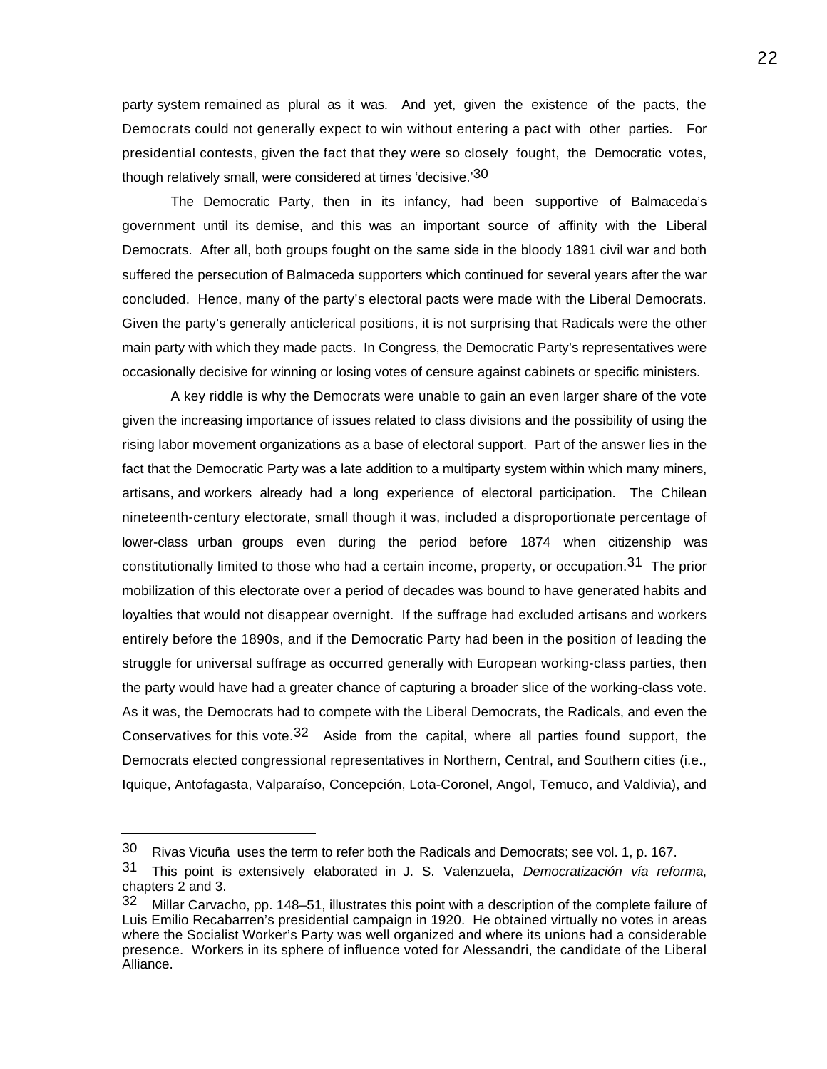party system remained as plural as it was. And yet, given the existence of the pacts, the Democrats could not generally expect to win without entering a pact with other parties. For presidential contests, given the fact that they were so closely fought, the Democratic votes, though relatively small, were considered at times 'decisive.'[30]

The Democratic Party, then in its infancy, had been supportive of Balmaceda's government until its demise, and this was an important source of affinity with the Liberal Democrats. After all, both groups fought on the same side in the bloody 1891 civil war and both suffered the persecution of Balmaceda supporters which continued for several years after the war concluded. Hence, many of the party's electoral pacts were made with the Liberal Democrats. Given the party's generally anticlerical positions, it is not surprising that Radicals were the other main party with which they made pacts. In Congress, the Democratic Party's representatives were occasionally decisive for winning or losing votes of censure against cabinets or specific ministers.

A key riddle is why the Democrats were unable to gain an even larger share of the vote given the increasing importance of issues related to class divisions and the possibility of using the rising labor movement organizations as a base of electoral support. Part of the answer lies in the fact that the Democratic Party was a late addition to a multiparty system within which many miners, artisans, and workers already had a long experience of electoral participation. The Chilean nineteenth-century electorate, small though it was, included a disproportionate percentage of lower-class urban groups even during the period before 1874 when citizenship was constitutionally limited to those who had a certain income, property, or occupation.[31] The prior mobilization of this electorate over a period of decades was bound to have generated habits and loyalties that would not disappear overnight. If the suffrage had excluded artisans and workers entirely before the 1890s, and if the Democratic Party had been in the position of leading the struggle for universal suffrage as occurred generally with European working-class parties, then the party would have had a greater chance of capturing a broader slice of the working-class vote. As it was, the Democrats had to compete with the Liberal Democrats, the Radicals, and even the Conservatives for this vote.[32] Aside from the capital, where all parties found support, the Democrats elected congressional representatives in Northern, Central, and Southern cities (i.e., Iquique, Antofagasta, Valparaíso, Concepción, Lota-Coronel, Angol, Temuco, and Valdivia), and

---

[30] Rivas Vicuña uses the term to refer both the Radicals and Democrats; see vol. 1, p. 167.

[31] This point is extensively elaborated in J. S. Valenzuela, *Democratización vía reforma*, chapters 2 and 3.

[32] Millar Carvacho, pp. 148–51, illustrates this point with a description of the complete failure of Luis Emilio Recabarren's presidential campaign in 1920. He obtained virtually no votes in areas where the Socialist Worker's Party was well organized and where its unions had a considerable presence. Workers in its sphere of influence voted for Alessandri, the candidate of the Liberal Alliance.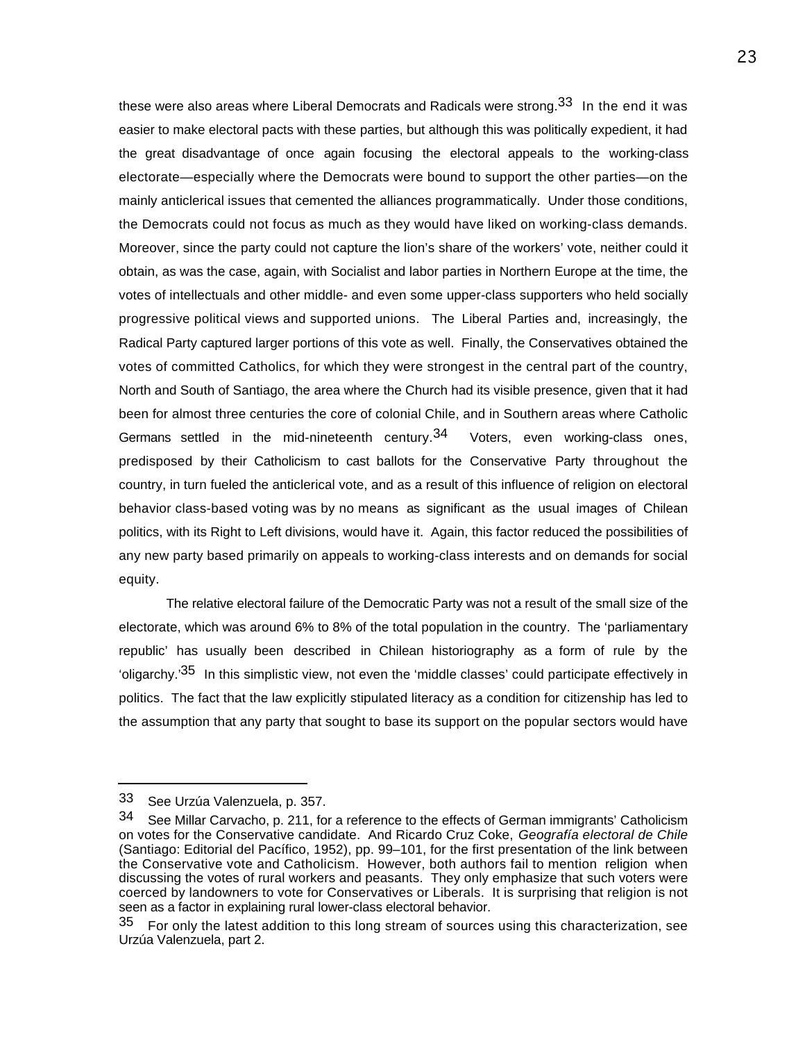these were also areas where Liberal Democrats and Radicals were strong.[33] In the end it was easier to make electoral pacts with these parties, but although this was politically expedient, it had the great disadvantage of once again focusing the electoral appeals to the working-class electorate—especially where the Democrats were bound to support the other parties—on the mainly anticlerical issues that cemented the alliances programmatically. Under those conditions, the Democrats could not focus as much as they would have liked on working-class demands. Moreover, since the party could not capture the lion's share of the workers' vote, neither could it obtain, as was the case, again, with Socialist and labor parties in Northern Europe at the time, the votes of intellectuals and other middle- and even some upper-class supporters who held socially progressive political views and supported unions. The Liberal Parties and, increasingly, the Radical Party captured larger portions of this vote as well. Finally, the Conservatives obtained the votes of committed Catholics, for which they were strongest in the central part of the country, North and South of Santiago, the area where the Church had its visible presence, given that it had been for almost three centuries the core of colonial Chile, and in Southern areas where Catholic Germans settled in the mid-nineteenth century.[34] Voters, even working-class ones, predisposed by their Catholicism to cast ballots for the Conservative Party throughout the country, in turn fueled the anticlerical vote, and as a result of this influence of religion on electoral behavior class-based voting was by no means as significant as the usual images of Chilean politics, with its Right to Left divisions, would have it. Again, this factor reduced the possibilities of any new party based primarily on appeals to working-class interests and on demands for social equity.

The relative electoral failure of the Democratic Party was not a result of the small size of the electorate, which was around 6% to 8% of the total population in the country. The 'parliamentary republic' has usually been described in Chilean historiography as a form of rule by the 'oligarchy.'[35] In this simplistic view, not even the 'middle classes' could participate effectively in politics. The fact that the law explicitly stipulated literacy as a condition for citizenship has led to the assumption that any party that sought to base its support on the popular sectors would have

---

33 See Urzúa Valenzuela, p. 357.

34 See Millar Carvacho, p. 211, for a reference to the effects of German immigrants' Catholicism on votes for the Conservative candidate. And Ricardo Cruz Coke, *Geografía electoral de Chile* (Santiago: Editorial del Pacífico, 1952), pp. 99–101, for the first presentation of the link between the Conservative vote and Catholicism. However, both authors fail to mention religion when discussing the votes of rural workers and peasants. They only emphasize that such voters were coerced by landowners to vote for Conservatives or Liberals. It is surprising that religion is not seen as a factor in explaining rural lower-class electoral behavior.

35 For only the latest addition to this long stream of sources using this characterization, see Urzúa Valenzuela, part 2.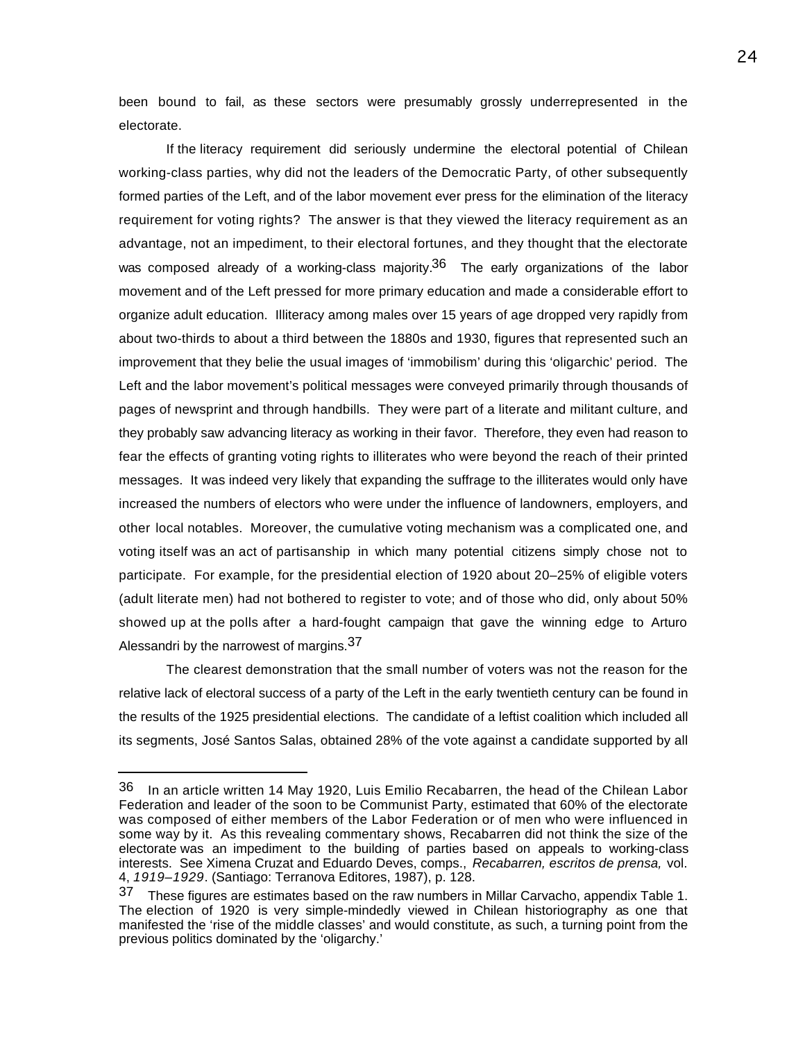been bound to fail, as these sectors were presumably grossly underrepresented in the electorate.

If the literacy requirement did seriously undermine the electoral potential of Chilean working-class parties, why did not the leaders of the Democratic Party, of other subsequently formed parties of the Left, and of the labor movement ever press for the elimination of the literacy requirement for voting rights? The answer is that they viewed the literacy requirement as an advantage, not an impediment, to their electoral fortunes, and they thought that the electorate was composed already of a working-class majority.[36] The early organizations of the labor movement and of the Left pressed for more primary education and made a considerable effort to organize adult education. Illiteracy among males over 15 years of age dropped very rapidly from about two-thirds to about a third between the 1880s and 1930, figures that represented such an improvement that they belie the usual images of 'immobilism' during this 'oligarchic' period. The Left and the labor movement's political messages were conveyed primarily through thousands of pages of newsprint and through handbills. They were part of a literate and militant culture, and they probably saw advancing literacy as working in their favor. Therefore, they even had reason to fear the effects of granting voting rights to illiterates who were beyond the reach of their printed messages. It was indeed very likely that expanding the suffrage to the illiterates would only have increased the numbers of electors who were under the influence of landowners, employers, and other local notables. Moreover, the cumulative voting mechanism was a complicated one, and voting itself was an act of partisanship in which many potential citizens simply chose not to participate. For example, for the presidential election of 1920 about 20–25% of eligible voters (adult literate men) had not bothered to register to vote; and of those who did, only about 50% showed up at the polls after a hard-fought campaign that gave the winning edge to Arturo Alessandri by the narrowest of margins.[37]

The clearest demonstration that the small number of voters was not the reason for the relative lack of electoral success of a party of the Left in the early twentieth century can be found in the results of the 1925 presidential elections. The candidate of a leftist coalition which included all its segments, José Santos Salas, obtained 28% of the vote against a candidate supported by all

---

[36] In an article written 14 May 1920, Luis Emilio Recabarren, the head of the Chilean Labor Federation and leader of the soon to be Communist Party, estimated that 60% of the electorate was composed of either members of the Labor Federation or of men who were influenced in some way by it. As this revealing commentary shows, Recabarren did not think the size of the electorate was an impediment to the building of parties based on appeals to working-class interests. See Ximena Cruzat and Eduardo Deves, comps., *Recabarren, escritos de prensa,* vol. 4, *1919–1929*. (Santiago: Terranova Editores, 1987), p. 128.

[37] These figures are estimates based on the raw numbers in Millar Carvacho, appendix Table 1. The election of 1920 is very simple-mindedly viewed in Chilean historiography as one that manifested the 'rise of the middle classes' and would constitute, as such, a turning point from the previous politics dominated by the 'oligarchy.'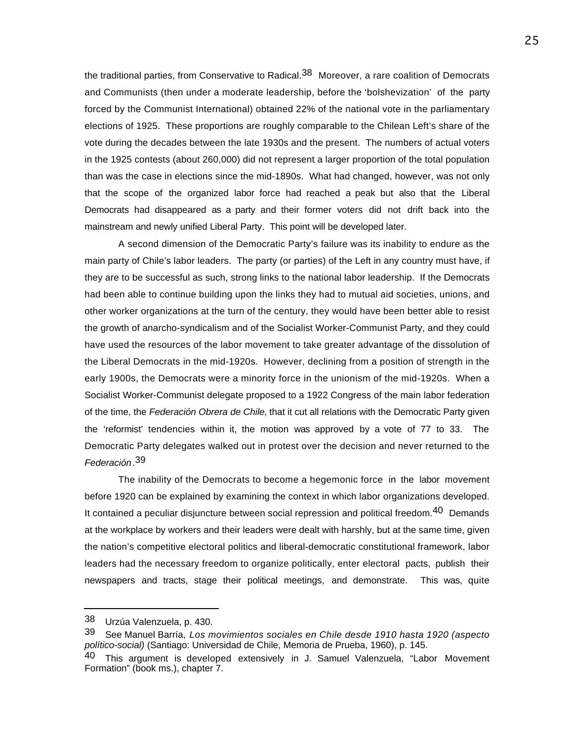the traditional parties, from Conservative to Radical.[38] Moreover, a rare coalition of Democrats and Communists (then under a moderate leadership, before the 'bolshevization' of the party forced by the Communist International) obtained 22% of the national vote in the parliamentary elections of 1925. These proportions are roughly comparable to the Chilean Left's share of the vote during the decades between the late 1930s and the present. The numbers of actual voters in the 1925 contests (about 260,000) did not represent a larger proportion of the total population than was the case in elections since the mid-1890s. What had changed, however, was not only that the scope of the organized labor force had reached a peak but also that the Liberal Democrats had disappeared as a party and their former voters did not drift back into the mainstream and newly unified Liberal Party. This point will be developed later.

A second dimension of the Democratic Party's failure was its inability to endure as the main party of Chile's labor leaders. The party (or parties) of the Left in any country must have, if they are to be successful as such, strong links to the national labor leadership. If the Democrats had been able to continue building upon the links they had to mutual aid societies, unions, and other worker organizations at the turn of the century, they would have been better able to resist the growth of anarcho-syndicalism and of the Socialist Worker-Communist Party, and they could have used the resources of the labor movement to take greater advantage of the dissolution of the Liberal Democrats in the mid-1920s. However, declining from a position of strength in the early 1900s, the Democrats were a minority force in the unionism of the mid-1920s. When a Socialist Worker-Communist delegate proposed to a 1922 Congress of the main labor federation of the time, the *Federación Obrera de Chile*, that it cut all relations with the Democratic Party given the 'reformist' tendencies within it, the motion was approved by a vote of 77 to 33. The Democratic Party delegates walked out in protest over the decision and never returned to the *Federación*.[39]

The inability of the Democrats to become a hegemonic force in the labor movement before 1920 can be explained by examining the context in which labor organizations developed. It contained a peculiar disjuncture between social repression and political freedom.[40] Demands at the workplace by workers and their leaders were dealt with harshly, but at the same time, given the nation's competitive electoral politics and liberal-democratic constitutional framework, labor leaders had the necessary freedom to organize politically, enter electoral pacts, publish their newspapers and tracts, stage their political meetings, and demonstrate. This was, quite

---

38 Urzúa Valenzuela, p. 430.

39 See Manuel Barría, *Los movimientos sociales en Chile desde 1910 hasta 1920 (aspecto político-social)* (Santiago: Universidad de Chile, Memoria de Prueba, 1960), p. 145.

40 This argument is developed extensively in J. Samuel Valenzuela, "Labor Movement Formation" (book ms.), chapter 7.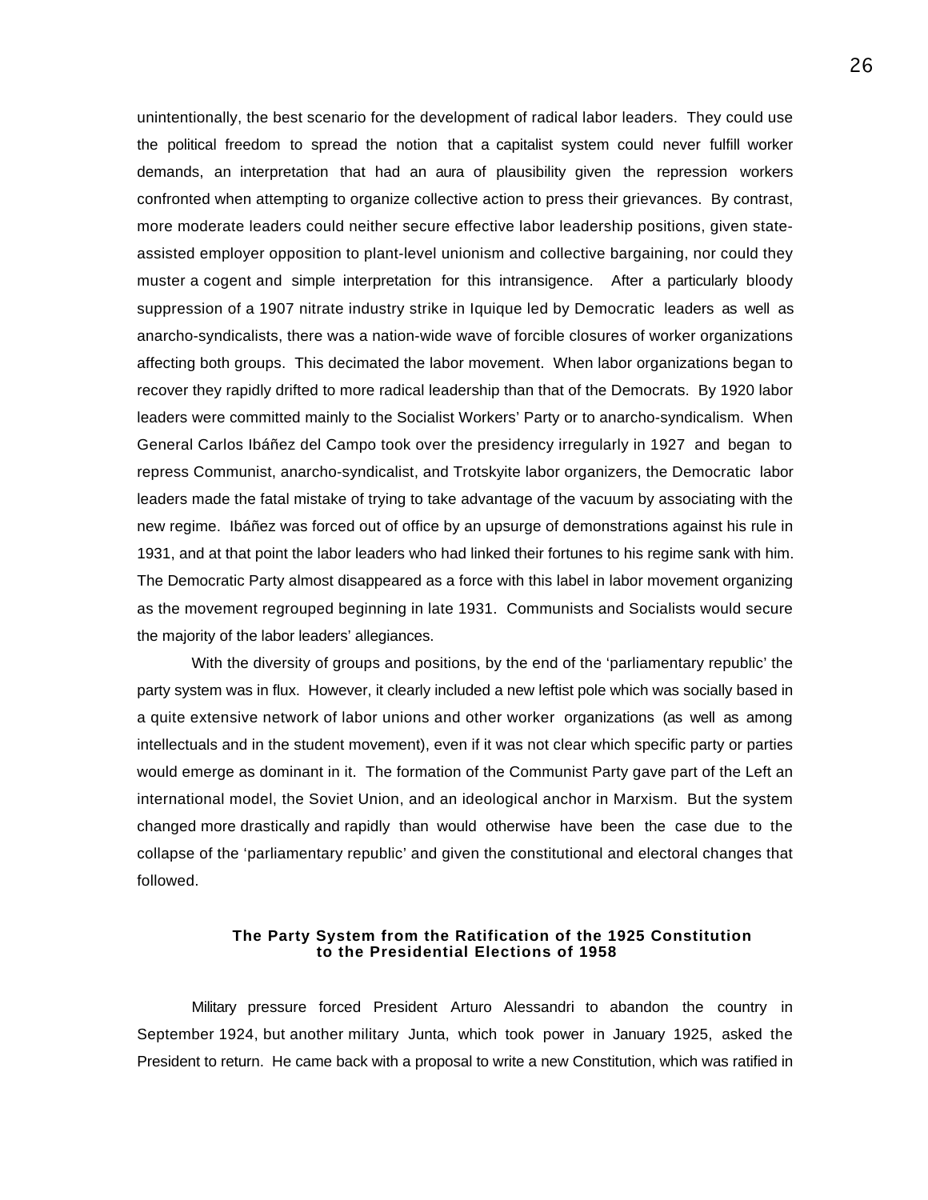unintentionally, the best scenario for the development of radical labor leaders. They could use the political freedom to spread the notion that a capitalist system could never fulfill worker demands, an interpretation that had an aura of plausibility given the repression workers confronted when attempting to organize collective action to press their grievances. By contrast, more moderate leaders could neither secure effective labor leadership positions, given state-assisted employer opposition to plant-level unionism and collective bargaining, nor could they muster a cogent and simple interpretation for this intransigence. After a particularly bloody suppression of a 1907 nitrate industry strike in Iquique led by Democratic leaders as well as anarcho-syndicalists, there was a nation-wide wave of forcible closures of worker organizations affecting both groups. This decimated the labor movement. When labor organizations began to recover they rapidly drifted to more radical leadership than that of the Democrats. By 1920 labor leaders were committed mainly to the Socialist Workers' Party or to anarcho-syndicalism. When General Carlos Ibáñez del Campo took over the presidency irregularly in 1927 and began to repress Communist, anarcho-syndicalist, and Trotskyite labor organizers, the Democratic labor leaders made the fatal mistake of trying to take advantage of the vacuum by associating with the new regime. Ibáñez was forced out of office by an upsurge of demonstrations against his rule in 1931, and at that point the labor leaders who had linked their fortunes to his regime sank with him. The Democratic Party almost disappeared as a force with this label in labor movement organizing as the movement regrouped beginning in late 1931. Communists and Socialists would secure the majority of the labor leaders' allegiances.

With the diversity of groups and positions, by the end of the 'parliamentary republic' the party system was in flux. However, it clearly included a new leftist pole which was socially based in a quite extensive network of labor unions and other worker organizations (as well as among intellectuals and in the student movement), even if it was not clear which specific party or parties would emerge as dominant in it. The formation of the Communist Party gave part of the Left an international model, the Soviet Union, and an ideological anchor in Marxism. But the system changed more drastically and rapidly than would otherwise have been the case due to the collapse of the 'parliamentary republic' and given the constitutional and electoral changes that followed.

### The Party System from the Ratification of the 1925 Constitution to the Presidential Elections of 1958

Military pressure forced President Arturo Alessandri to abandon the country in September 1924, but another military Junta, which took power in January 1925, asked the President to return. He came back with a proposal to write a new Constitution, which was ratified in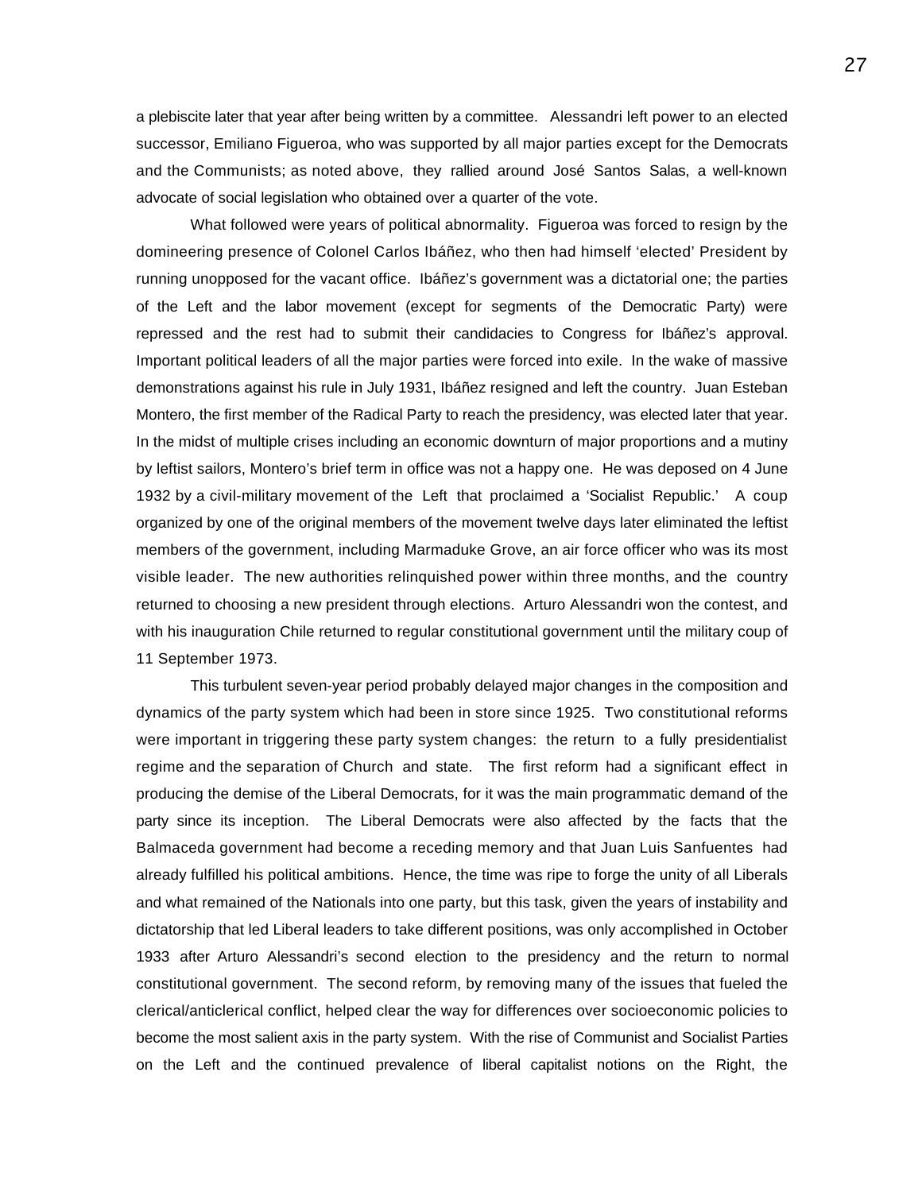a plebiscite later that year after being written by a committee. Alessandri left power to an elected successor, Emiliano Figueroa, who was supported by all major parties except for the Democrats and the Communists; as noted above, they rallied around José Santos Salas, a well-known advocate of social legislation who obtained over a quarter of the vote.

What followed were years of political abnormality. Figueroa was forced to resign by the domineering presence of Colonel Carlos Ibáñez, who then had himself 'elected' President by running unopposed for the vacant office. Ibáñez's government was a dictatorial one; the parties of the Left and the labor movement (except for segments of the Democratic Party) were repressed and the rest had to submit their candidacies to Congress for Ibáñez's approval. Important political leaders of all the major parties were forced into exile. In the wake of massive demonstrations against his rule in July 1931, Ibáñez resigned and left the country. Juan Esteban Montero, the first member of the Radical Party to reach the presidency, was elected later that year. In the midst of multiple crises including an economic downturn of major proportions and a mutiny by leftist sailors, Montero's brief term in office was not a happy one. He was deposed on 4 June 1932 by a civil-military movement of the Left that proclaimed a 'Socialist Republic.' A coup organized by one of the original members of the movement twelve days later eliminated the leftist members of the government, including Marmaduke Grove, an air force officer who was its most visible leader. The new authorities relinquished power within three months, and the country returned to choosing a new president through elections. Arturo Alessandri won the contest, and with his inauguration Chile returned to regular constitutional government until the military coup of 11 September 1973.

This turbulent seven-year period probably delayed major changes in the composition and dynamics of the party system which had been in store since 1925. Two constitutional reforms were important in triggering these party system changes: the return to a fully presidentialist regime and the separation of Church and state. The first reform had a significant effect in producing the demise of the Liberal Democrats, for it was the main programmatic demand of the party since its inception. The Liberal Democrats were also affected by the facts that the Balmaceda government had become a receding memory and that Juan Luis Sanfuentes had already fulfilled his political ambitions. Hence, the time was ripe to forge the unity of all Liberals and what remained of the Nationals into one party, but this task, given the years of instability and dictatorship that led Liberal leaders to take different positions, was only accomplished in October 1933 after Arturo Alessandri's second election to the presidency and the return to normal constitutional government. The second reform, by removing many of the issues that fueled the clerical/anticlerical conflict, helped clear the way for differences over socioeconomic policies to become the most salient axis in the party system. With the rise of Communist and Socialist Parties on the Left and the continued prevalence of liberal capitalist notions on the Right, the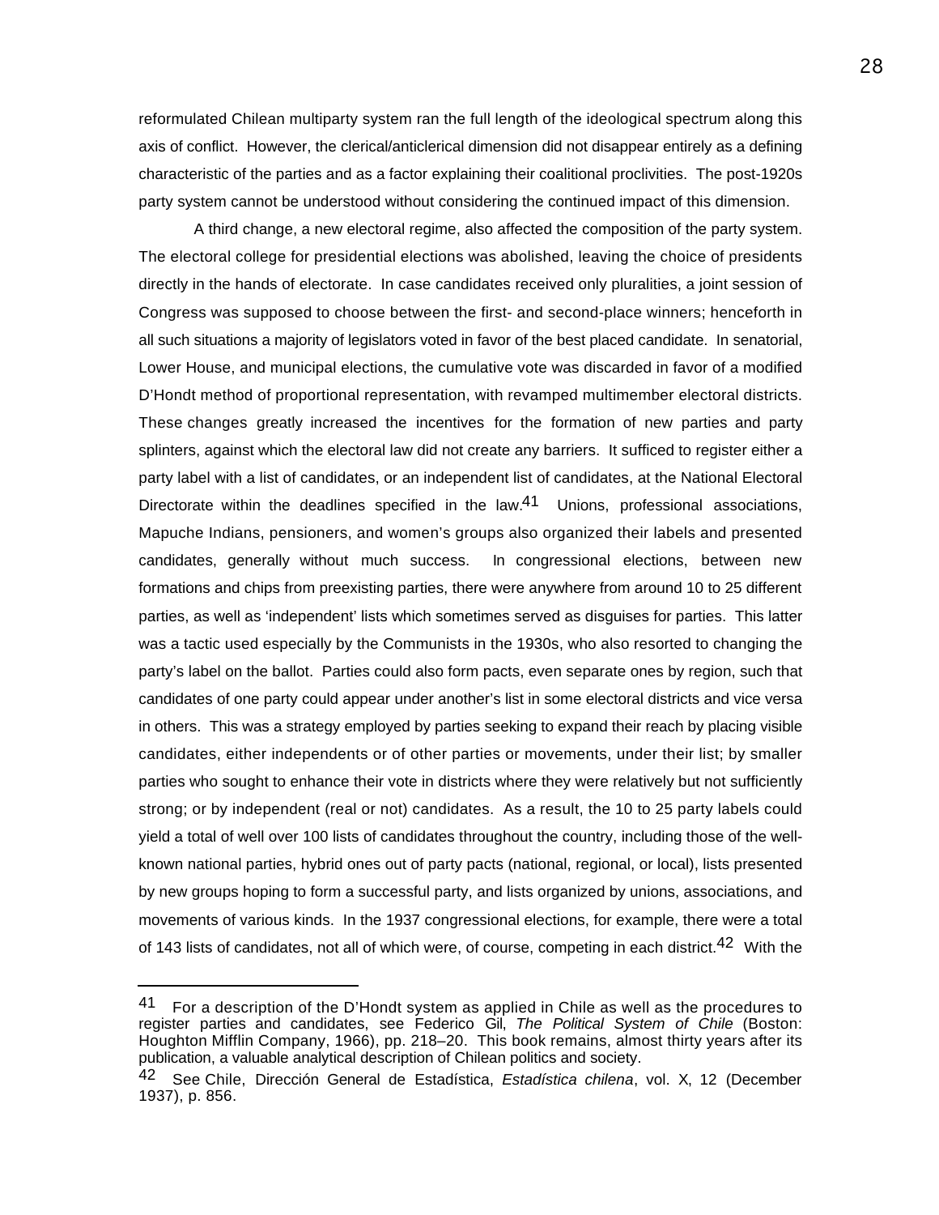reformulated Chilean multiparty system ran the full length of the ideological spectrum along this axis of conflict. However, the clerical/anticlerical dimension did not disappear entirely as a defining characteristic of the parties and as a factor explaining their coalitional proclivities. The post-1920s party system cannot be understood without considering the continued impact of this dimension.

A third change, a new electoral regime, also affected the composition of the party system. The electoral college for presidential elections was abolished, leaving the choice of presidents directly in the hands of electorate. In case candidates received only pluralities, a joint session of Congress was supposed to choose between the first- and second-place winners; henceforth in all such situations a majority of legislators voted in favor of the best placed candidate. In senatorial, Lower House, and municipal elections, the cumulative vote was discarded in favor of a modified D'Hondt method of proportional representation, with revamped multimember electoral districts. These changes greatly increased the incentives for the formation of new parties and party splinters, against which the electoral law did not create any barriers. It sufficed to register either a party label with a list of candidates, or an independent list of candidates, at the National Electoral Directorate within the deadlines specified in the law.[41] Unions, professional associations, Mapuche Indians, pensioners, and women's groups also organized their labels and presented candidates, generally without much success. In congressional elections, between new formations and chips from preexisting parties, there were anywhere from around 10 to 25 different parties, as well as 'independent' lists which sometimes served as disguises for parties. This latter was a tactic used especially by the Communists in the 1930s, who also resorted to changing the party's label on the ballot. Parties could also form pacts, even separate ones by region, such that candidates of one party could appear under another's list in some electoral districts and vice versa in others. This was a strategy employed by parties seeking to expand their reach by placing visible candidates, either independents or of other parties or movements, under their list; by smaller parties who sought to enhance their vote in districts where they were relatively but not sufficiently strong; or by independent (real or not) candidates. As a result, the 10 to 25 party labels could yield a total of well over 100 lists of candidates throughout the country, including those of the well-known national parties, hybrid ones out of party pacts (national, regional, or local), lists presented by new groups hoping to form a successful party, and lists organized by unions, associations, and movements of various kinds. In the 1937 congressional elections, for example, there were a total of 143 lists of candidates, not all of which were, of course, competing in each district.[42] With the

---

[41] For a description of the D'Hondt system as applied in Chile as well as the procedures to register parties and candidates, see Federico Gil, *The Political System of Chile* (Boston: Houghton Mifflin Company, 1966), pp. 218–20. This book remains, almost thirty years after its publication, a valuable analytical description of Chilean politics and society.

[42] See Chile, Dirección General de Estadística, *Estadística chilena*, vol. X, 12 (December 1937), p. 856.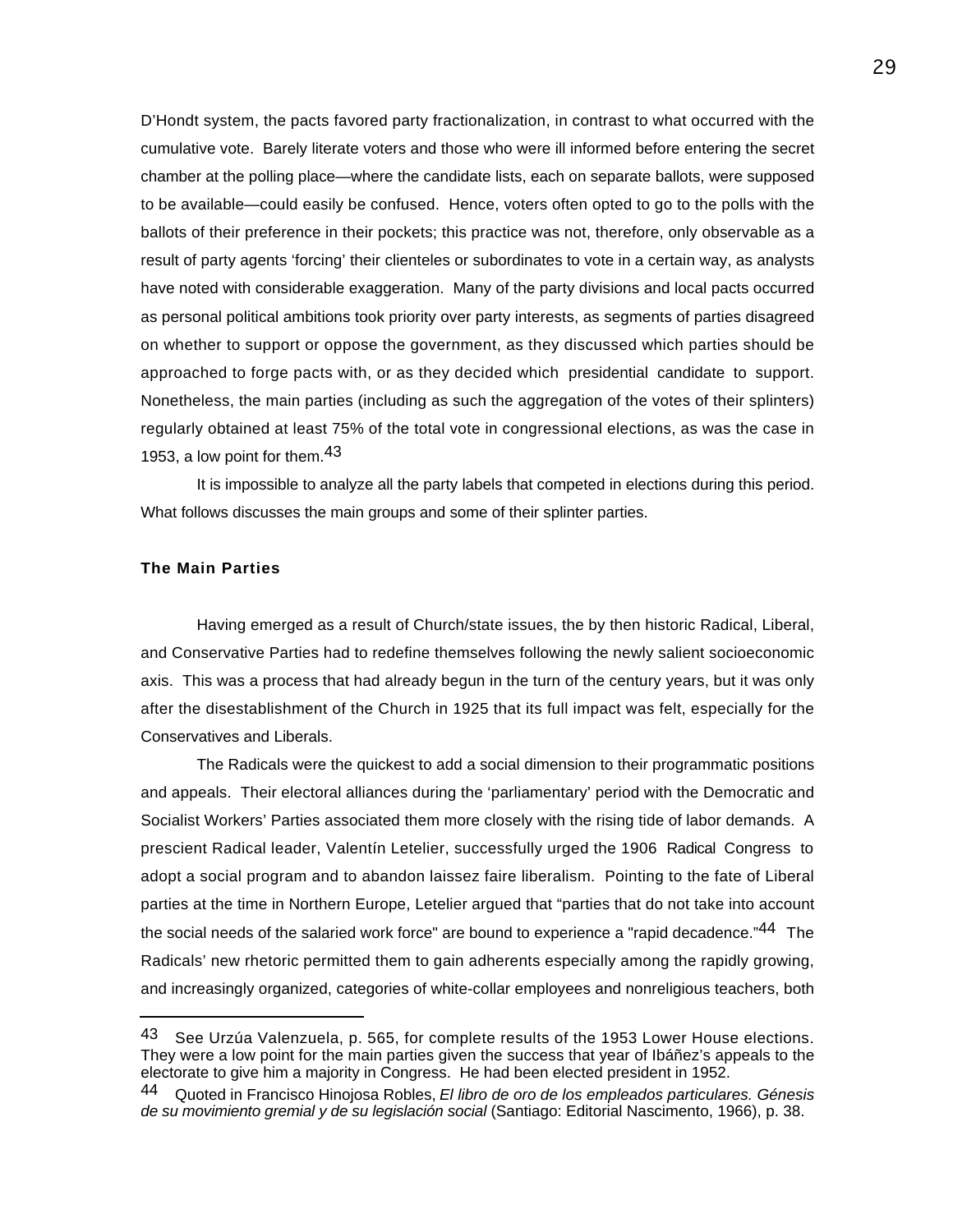D'Hondt system, the pacts favored party fractionalization, in contrast to what occurred with the cumulative vote. Barely literate voters and those who were ill informed before entering the secret chamber at the polling place—where the candidate lists, each on separate ballots, were supposed to be available—could easily be confused. Hence, voters often opted to go to the polls with the ballots of their preference in their pockets; this practice was not, therefore, only observable as a result of party agents 'forcing' their clienteles or subordinates to vote in a certain way, as analysts have noted with considerable exaggeration. Many of the party divisions and local pacts occurred as personal political ambitions took priority over party interests, as segments of parties disagreed on whether to support or oppose the government, as they discussed which parties should be approached to forge pacts with, or as they decided which presidential candidate to support. Nonetheless, the main parties (including as such the aggregation of the votes of their splinters) regularly obtained at least 75% of the total vote in congressional elections, as was the case in 1953, a low point for them.[43]

It is impossible to analyze all the party labels that competed in elections during this period. What follows discusses the main groups and some of their splinter parties.

### The Main Parties

Having emerged as a result of Church/state issues, the by then historic Radical, Liberal, and Conservative Parties had to redefine themselves following the newly salient socioeconomic axis. This was a process that had already begun in the turn of the century years, but it was only after the disestablishment of the Church in 1925 that its full impact was felt, especially for the Conservatives and Liberals.

The Radicals were the quickest to add a social dimension to their programmatic positions and appeals. Their electoral alliances during the 'parliamentary' period with the Democratic and Socialist Workers' Parties associated them more closely with the rising tide of labor demands. A prescient Radical leader, Valentín Letelier, successfully urged the 1906 Radical Congress to adopt a social program and to abandon laissez faire liberalism. Pointing to the fate of Liberal parties at the time in Northern Europe, Letelier argued that "parties that do not take into account the social needs of the salaried work force" are bound to experience a "rapid decadence."[44] The Radicals' new rhetoric permitted them to gain adherents especially among the rapidly growing, and increasingly organized, categories of white-collar employees and nonreligious teachers, both

---

[43] See Urzúa Valenzuela, p. 565, for complete results of the 1953 Lower House elections. They were a low point for the main parties given the success that year of Ibáñez's appeals to the electorate to give him a majority in Congress. He had been elected president in 1952.

[44] Quoted in Francisco Hinojosa Robles, *El libro de oro de los empleados particulares. Génesis de su movimiento gremial y de su legislación social* (Santiago: Editorial Nascimento, 1966), p. 38.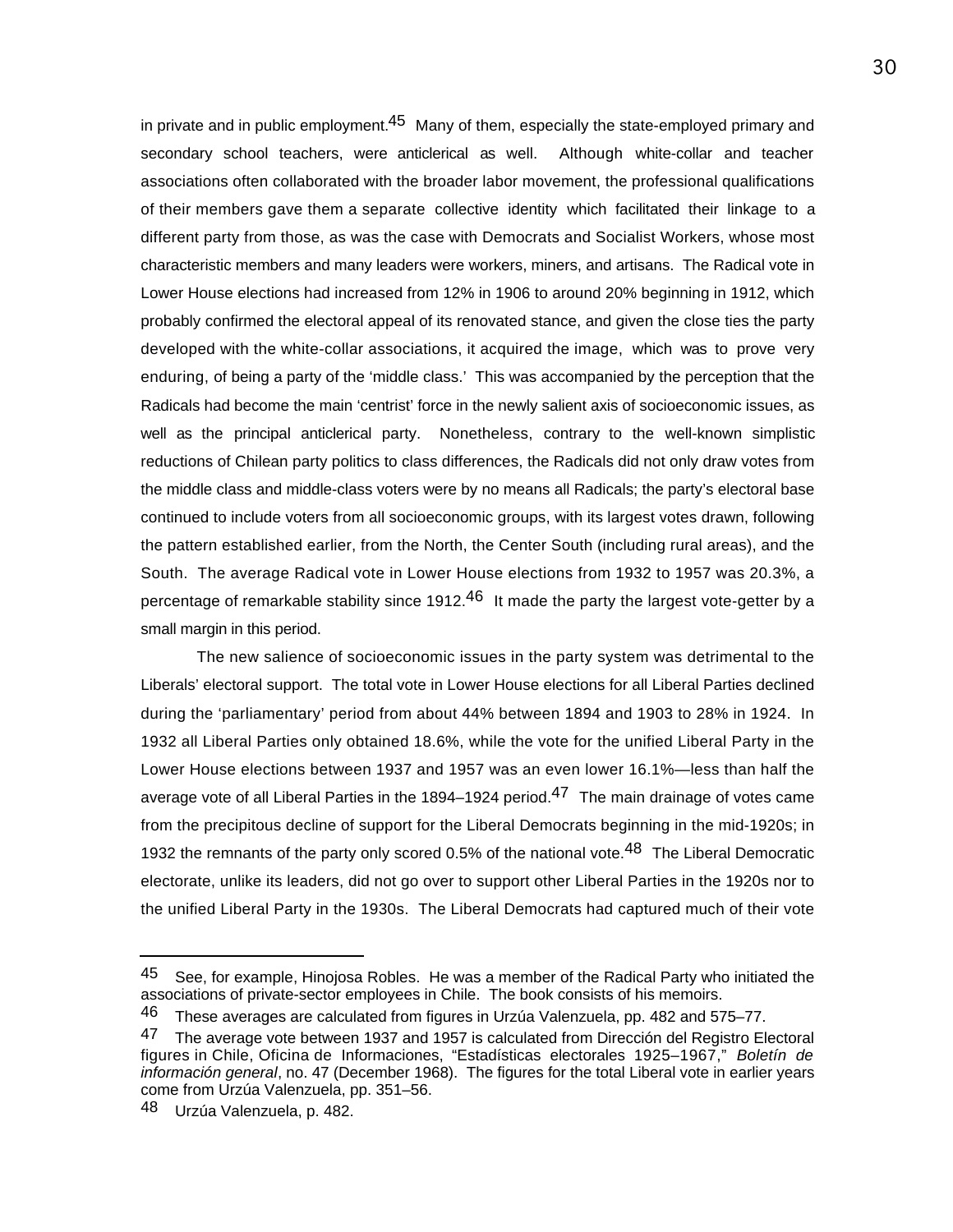in private and in public employment.[45] Many of them, especially the state-employed primary and secondary school teachers, were anticlerical as well. Although white-collar and teacher associations often collaborated with the broader labor movement, the professional qualifications of their members gave them a separate collective identity which facilitated their linkage to a different party from those, as was the case with Democrats and Socialist Workers, whose most characteristic members and many leaders were workers, miners, and artisans. The Radical vote in Lower House elections had increased from 12% in 1906 to around 20% beginning in 1912, which probably confirmed the electoral appeal of its renovated stance, and given the close ties the party developed with the white-collar associations, it acquired the image, which was to prove very enduring, of being a party of the 'middle class.' This was accompanied by the perception that the Radicals had become the main 'centrist' force in the newly salient axis of socioeconomic issues, as well as the principal anticlerical party. Nonetheless, contrary to the well-known simplistic reductions of Chilean party politics to class differences, the Radicals did not only draw votes from the middle class and middle-class voters were by no means all Radicals; the party's electoral base continued to include voters from all socioeconomic groups, with its largest votes drawn, following the pattern established earlier, from the North, the Center South (including rural areas), and the South. The average Radical vote in Lower House elections from 1932 to 1957 was 20.3%, a percentage of remarkable stability since 1912.[46] It made the party the largest vote-getter by a small margin in this period.

The new salience of socioeconomic issues in the party system was detrimental to the Liberals' electoral support. The total vote in Lower House elections for all Liberal Parties declined during the 'parliamentary' period from about 44% between 1894 and 1903 to 28% in 1924. In 1932 all Liberal Parties only obtained 18.6%, while the vote for the unified Liberal Party in the Lower House elections between 1937 and 1957 was an even lower 16.1%—less than half the average vote of all Liberal Parties in the 1894–1924 period.[47] The main drainage of votes came from the precipitous decline of support for the Liberal Democrats beginning in the mid-1920s; in 1932 the remnants of the party only scored 0.5% of the national vote.[48] The Liberal Democratic electorate, unlike its leaders, did not go over to support other Liberal Parties in the 1920s nor to the unified Liberal Party in the 1930s. The Liberal Democrats had captured much of their vote

---

[45] See, for example, Hinojosa Robles. He was a member of the Radical Party who initiated the associations of private-sector employees in Chile. The book consists of his memoirs.

[46] These averages are calculated from figures in Urzúa Valenzuela, pp. 482 and 575–77.

[47] The average vote between 1937 and 1957 is calculated from Dirección del Registro Electoral figures in Chile, Oficina de Informaciones, "Estadísticas electorales 1925–1967," *Boletín de información general*, no. 47 (December 1968). The figures for the total Liberal vote in earlier years come from Urzúa Valenzuela, pp. 351–56.

[48] Urzúa Valenzuela, p. 482.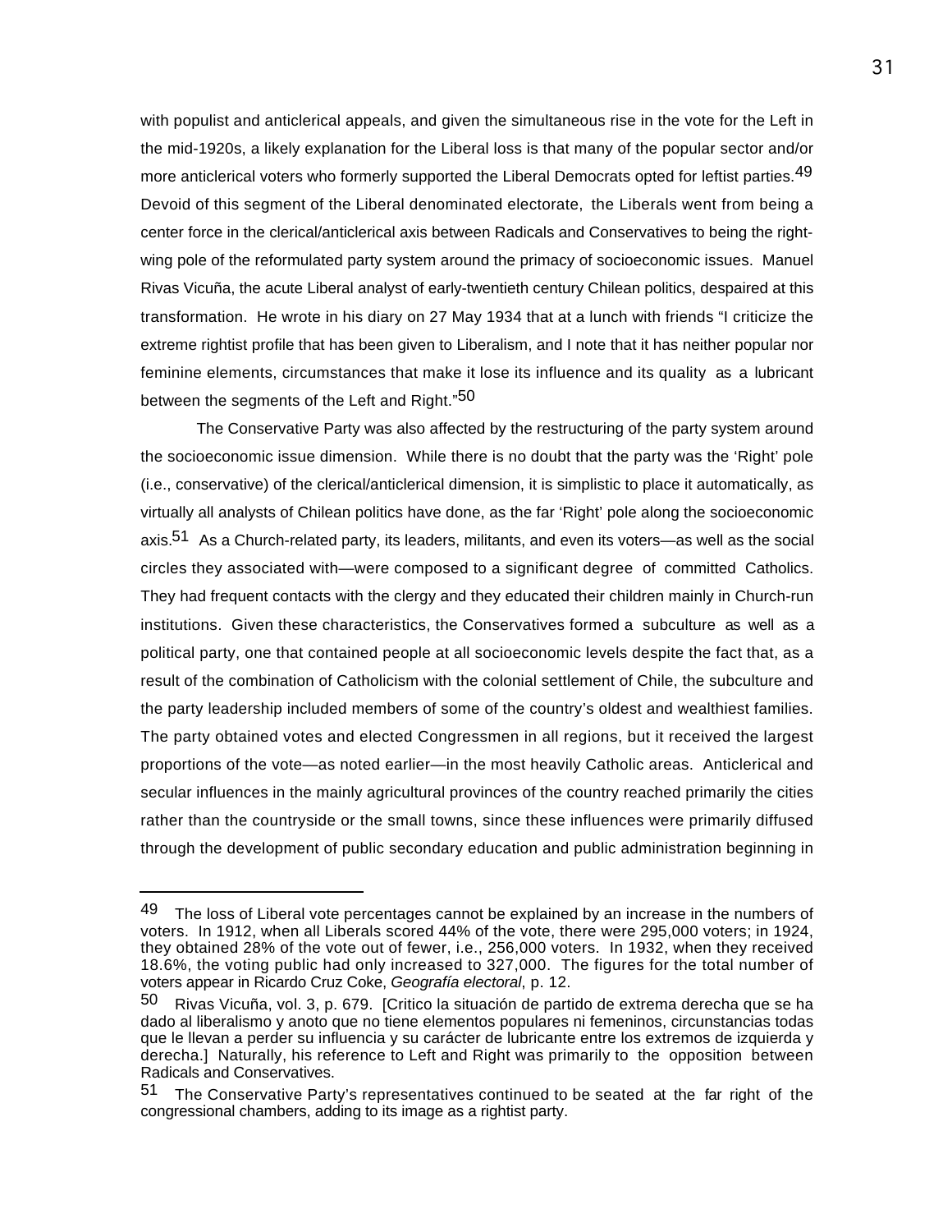with populist and anticlerical appeals, and given the simultaneous rise in the vote for the Left in the mid-1920s, a likely explanation for the Liberal loss is that many of the popular sector and/or more anticlerical voters who formerly supported the Liberal Democrats opted for leftist parties.[49] Devoid of this segment of the Liberal denominated electorate, the Liberals went from being a center force in the clerical/anticlerical axis between Radicals and Conservatives to being the right-wing pole of the reformulated party system around the primacy of socioeconomic issues. Manuel Rivas Vicuña, the acute Liberal analyst of early-twentieth century Chilean politics, despaired at this transformation. He wrote in his diary on 27 May 1934 that at a lunch with friends "I criticize the extreme rightist profile that has been given to Liberalism, and I note that it has neither popular nor feminine elements, circumstances that make it lose its influence and its quality as a lubricant between the segments of the Left and Right."[50]

The Conservative Party was also affected by the restructuring of the party system around the socioeconomic issue dimension. While there is no doubt that the party was the 'Right' pole (i.e., conservative) of the clerical/anticlerical dimension, it is simplistic to place it automatically, as virtually all analysts of Chilean politics have done, as the far 'Right' pole along the socioeconomic axis.[51] As a Church-related party, its leaders, militants, and even its voters—as well as the social circles they associated with—were composed to a significant degree of committed Catholics. They had frequent contacts with the clergy and they educated their children mainly in Church-run institutions. Given these characteristics, the Conservatives formed a subculture as well as a political party, one that contained people at all socioeconomic levels despite the fact that, as a result of the combination of Catholicism with the colonial settlement of Chile, the subculture and the party leadership included members of some of the country's oldest and wealthiest families. The party obtained votes and elected Congressmen in all regions, but it received the largest proportions of the vote—as noted earlier—in the most heavily Catholic areas. Anticlerical and secular influences in the mainly agricultural provinces of the country reached primarily the cities rather than the countryside or the small towns, since these influences were primarily diffused through the development of public secondary education and public administration beginning in

---

[49] The loss of Liberal vote percentages cannot be explained by an increase in the numbers of voters. In 1912, when all Liberals scored 44% of the vote, there were 295,000 voters; in 1924, they obtained 28% of the vote out of fewer, i.e., 256,000 voters. In 1932, when they received 18.6%, the voting public had only increased to 327,000. The figures for the total number of voters appear in Ricardo Cruz Coke, *Geografía electoral*, p. 12.

[50] Rivas Vicuña, vol. 3, p. 679. [Critico la situación de partido de extrema derecha que se ha dado al liberalismo y anoto que no tiene elementos populares ni femeninos, circunstancias todas que le llevan a perder su influencia y su carácter de lubricante entre los extremos de izquierda y derecha.] Naturally, his reference to Left and Right was primarily to the opposition between Radicals and Conservatives.

[51] The Conservative Party's representatives continued to be seated at the far right of the congressional chambers, adding to its image as a rightist party.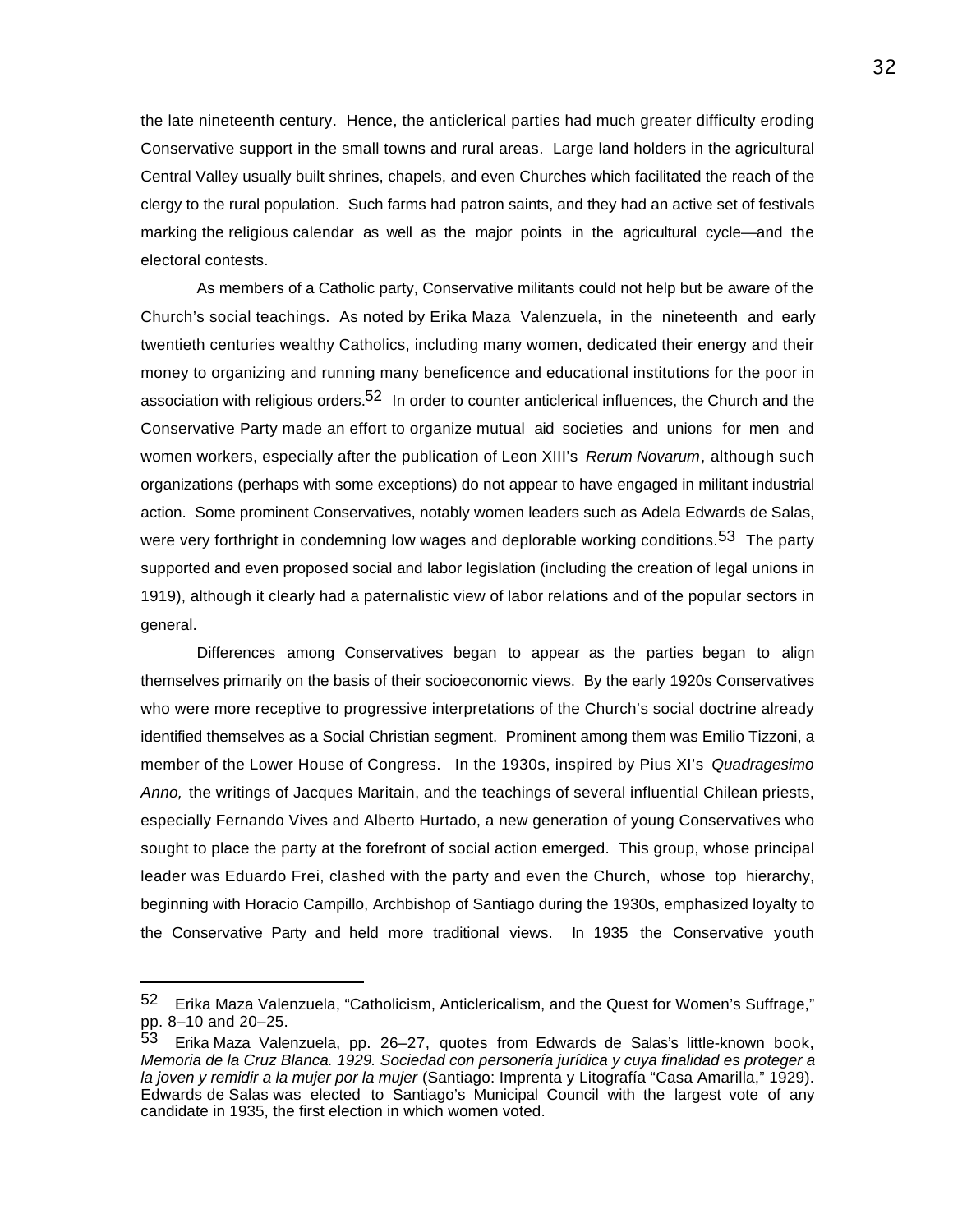the late nineteenth century. Hence, the anticlerical parties had much greater difficulty eroding Conservative support in the small towns and rural areas. Large land holders in the agricultural Central Valley usually built shrines, chapels, and even Churches which facilitated the reach of the clergy to the rural population. Such farms had patron saints, and they had an active set of festivals marking the religious calendar as well as the major points in the agricultural cycle—and the electoral contests.

As members of a Catholic party, Conservative militants could not help but be aware of the Church's social teachings. As noted by Erika Maza Valenzuela, in the nineteenth and early twentieth centuries wealthy Catholics, including many women, dedicated their energy and their money to organizing and running many beneficence and educational institutions for the poor in association with religious orders.[52] In order to counter anticlerical influences, the Church and the Conservative Party made an effort to organize mutual aid societies and unions for men and women workers, especially after the publication of Leon XIII's *Rerum Novarum*, although such organizations (perhaps with some exceptions) do not appear to have engaged in militant industrial action. Some prominent Conservatives, notably women leaders such as Adela Edwards de Salas, were very forthright in condemning low wages and deplorable working conditions.[53] The party supported and even proposed social and labor legislation (including the creation of legal unions in 1919), although it clearly had a paternalistic view of labor relations and of the popular sectors in general.

Differences among Conservatives began to appear as the parties began to align themselves primarily on the basis of their socioeconomic views. By the early 1920s Conservatives who were more receptive to progressive interpretations of the Church's social doctrine already identified themselves as a Social Christian segment. Prominent among them was Emilio Tizzoni, a member of the Lower House of Congress. In the 1930s, inspired by Pius XI's *Quadragesimo Anno,* the writings of Jacques Maritain, and the teachings of several influential Chilean priests, especially Fernando Vives and Alberto Hurtado, a new generation of young Conservatives who sought to place the party at the forefront of social action emerged. This group, whose principal leader was Eduardo Frei, clashed with the party and even the Church, whose top hierarchy, beginning with Horacio Campillo, Archbishop of Santiago during the 1930s, emphasized loyalty to the Conservative Party and held more traditional views. In 1935 the Conservative youth

---

[52] Erika Maza Valenzuela, "Catholicism, Anticlericalism, and the Quest for Women's Suffrage," pp. 8–10 and 20–25.

[53] Erika Maza Valenzuela, pp. 26–27, quotes from Edwards de Salas's little-known book, *Memoria de la Cruz Blanca. 1929. Sociedad con personería jurídica y cuya finalidad es proteger a la joven y remidir a la mujer por la mujer* (Santiago: Imprenta y Litografía "Casa Amarilla," 1929). Edwards de Salas was elected to Santiago's Municipal Council with the largest vote of any candidate in 1935, the first election in which women voted.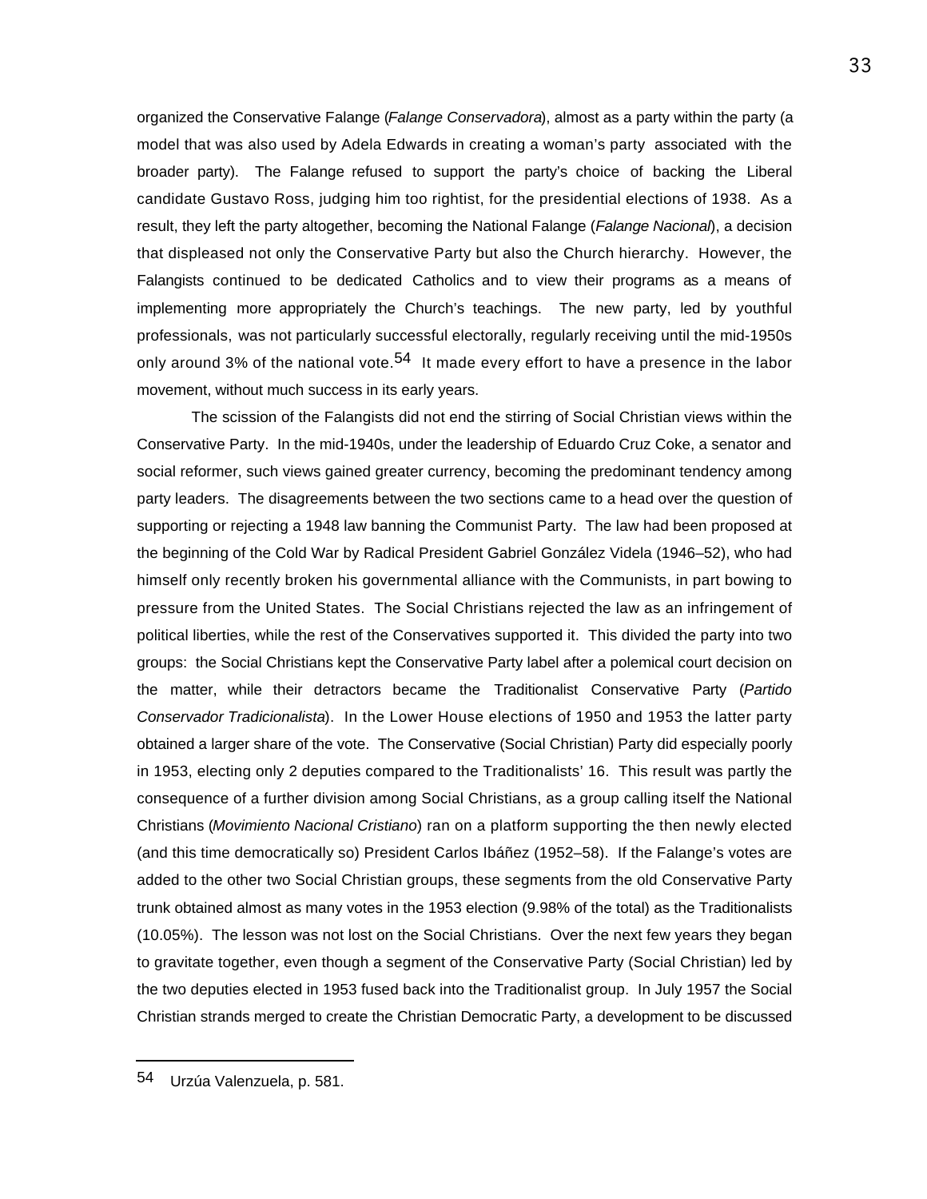organized the Conservative Falange (*Falange Conservadora*), almost as a party within the party (a model that was also used by Adela Edwards in creating a woman's party associated with the broader party). The Falange refused to support the party's choice of backing the Liberal candidate Gustavo Ross, judging him too rightist, for the presidential elections of 1938. As a result, they left the party altogether, becoming the National Falange (*Falange Nacional*), a decision that displeased not only the Conservative Party but also the Church hierarchy. However, the Falangists continued to be dedicated Catholics and to view their programs as a means of implementing more appropriately the Church's teachings. The new party, led by youthful professionals, was not particularly successful electorally, regularly receiving until the mid-1950s only around 3% of the national vote.[54] It made every effort to have a presence in the labor movement, without much success in its early years.

The scission of the Falangists did not end the stirring of Social Christian views within the Conservative Party. In the mid-1940s, under the leadership of Eduardo Cruz Coke, a senator and social reformer, such views gained greater currency, becoming the predominant tendency among party leaders. The disagreements between the two sections came to a head over the question of supporting or rejecting a 1948 law banning the Communist Party. The law had been proposed at the beginning of the Cold War by Radical President Gabriel González Videla (1946–52), who had himself only recently broken his governmental alliance with the Communists, in part bowing to pressure from the United States. The Social Christians rejected the law as an infringement of political liberties, while the rest of the Conservatives supported it. This divided the party into two groups: the Social Christians kept the Conservative Party label after a polemical court decision on the matter, while their detractors became the Traditionalist Conservative Party (*Partido Conservador Tradicionalista*). In the Lower House elections of 1950 and 1953 the latter party obtained a larger share of the vote. The Conservative (Social Christian) Party did especially poorly in 1953, electing only 2 deputies compared to the Traditionalists' 16. This result was partly the consequence of a further division among Social Christians, as a group calling itself the National Christians (*Movimiento Nacional Cristiano*) ran on a platform supporting the then newly elected (and this time democratically so) President Carlos Ibáñez (1952–58). If the Falange's votes are added to the other two Social Christian groups, these segments from the old Conservative Party trunk obtained almost as many votes in the 1953 election (9.98% of the total) as the Traditionalists (10.05%). The lesson was not lost on the Social Christians. Over the next few years they began to gravitate together, even though a segment of the Conservative Party (Social Christian) led by the two deputies elected in 1953 fused back into the Traditionalist group. In July 1957 the Social Christian strands merged to create the Christian Democratic Party, a development to be discussed

---

54 Urzúa Valenzuela, p. 581.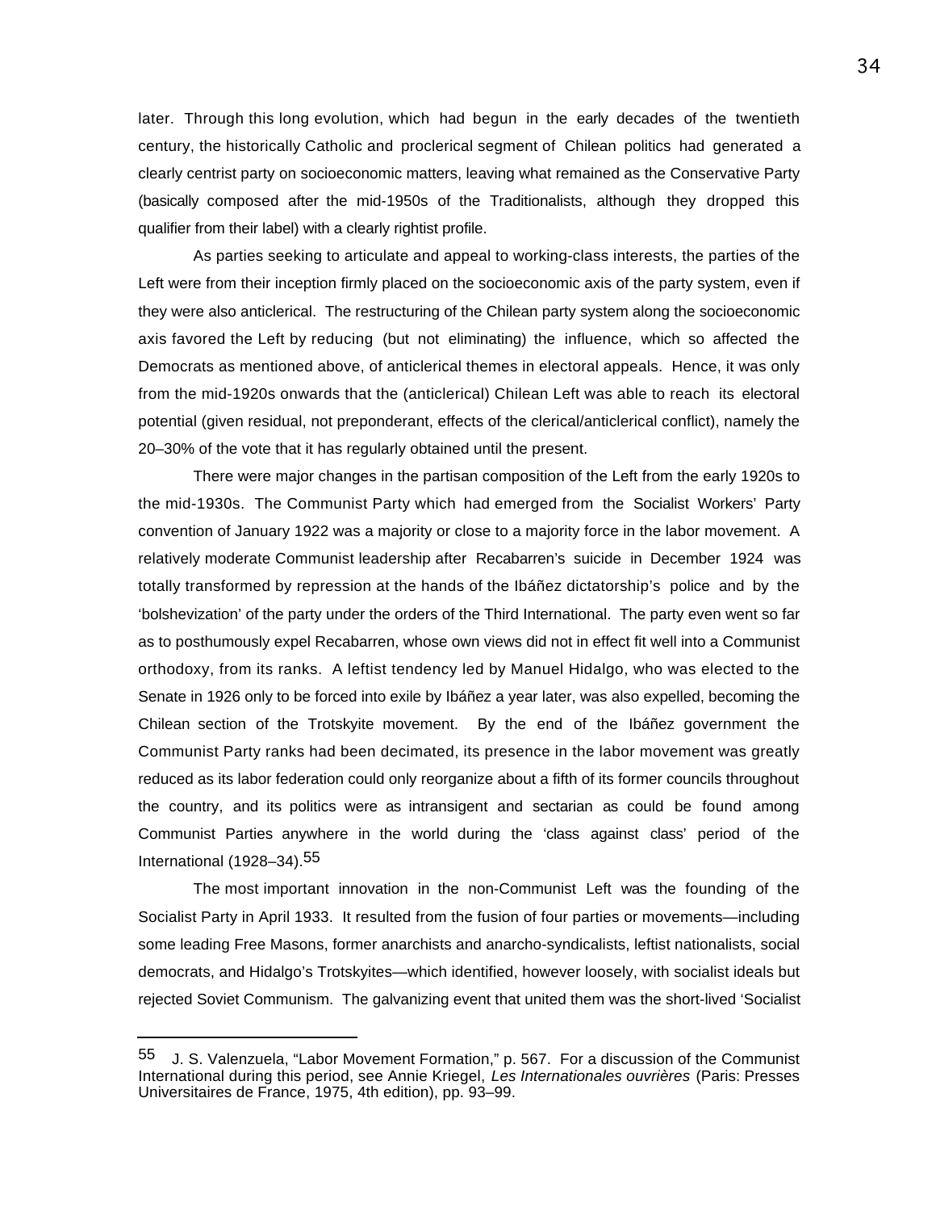later. Through this long evolution, which had begun in the early decades of the twentieth century, the historically Catholic and proclerical segment of Chilean politics had generated a clearly centrist party on socioeconomic matters, leaving what remained as the Conservative Party (basically composed after the mid-1950s of the Traditionalists, although they dropped this qualifier from their label) with a clearly rightist profile.

As parties seeking to articulate and appeal to working-class interests, the parties of the Left were from their inception firmly placed on the socioeconomic axis of the party system, even if they were also anticlerical. The restructuring of the Chilean party system along the socioeconomic axis favored the Left by reducing (but not eliminating) the influence, which so affected the Democrats as mentioned above, of anticlerical themes in electoral appeals. Hence, it was only from the mid-1920s onwards that the (anticlerical) Chilean Left was able to reach its electoral potential (given residual, not preponderant, effects of the clerical/anticlerical conflict), namely the 20–30% of the vote that it has regularly obtained until the present.

There were major changes in the partisan composition of the Left from the early 1920s to the mid-1930s. The Communist Party which had emerged from the Socialist Workers' Party convention of January 1922 was a majority or close to a majority force in the labor movement. A relatively moderate Communist leadership after Recabarren's suicide in December 1924 was totally transformed by repression at the hands of the Ibáñez dictatorship's police and by the 'bolshevization' of the party under the orders of the Third International. The party even went so far as to posthumously expel Recabarren, whose own views did not in effect fit well into a Communist orthodoxy, from its ranks. A leftist tendency led by Manuel Hidalgo, who was elected to the Senate in 1926 only to be forced into exile by Ibáñez a year later, was also expelled, becoming the Chilean section of the Trotskyite movement. By the end of the Ibáñez government the Communist Party ranks had been decimated, its presence in the labor movement was greatly reduced as its labor federation could only reorganize about a fifth of its former councils throughout the country, and its politics were as intransigent and sectarian as could be found among Communist Parties anywhere in the world during the 'class against class' period of the International (1928–34).[55]

The most important innovation in the non-Communist Left was the founding of the Socialist Party in April 1933. It resulted from the fusion of four parties or movements—including some leading Free Masons, former anarchists and anarcho-syndicalists, leftist nationalists, social democrats, and Hidalgo's Trotskyites—which identified, however loosely, with socialist ideals but rejected Soviet Communism. The galvanizing event that united them was the short-lived 'Socialist

---

[55] J. S. Valenzuela, "Labor Movement Formation," p. 567. For a discussion of the Communist International during this period, see Annie Kriegel, *Les Internationales ouvrières* (Paris: Presses Universitaires de France, 1975, 4th edition), pp. 93–99.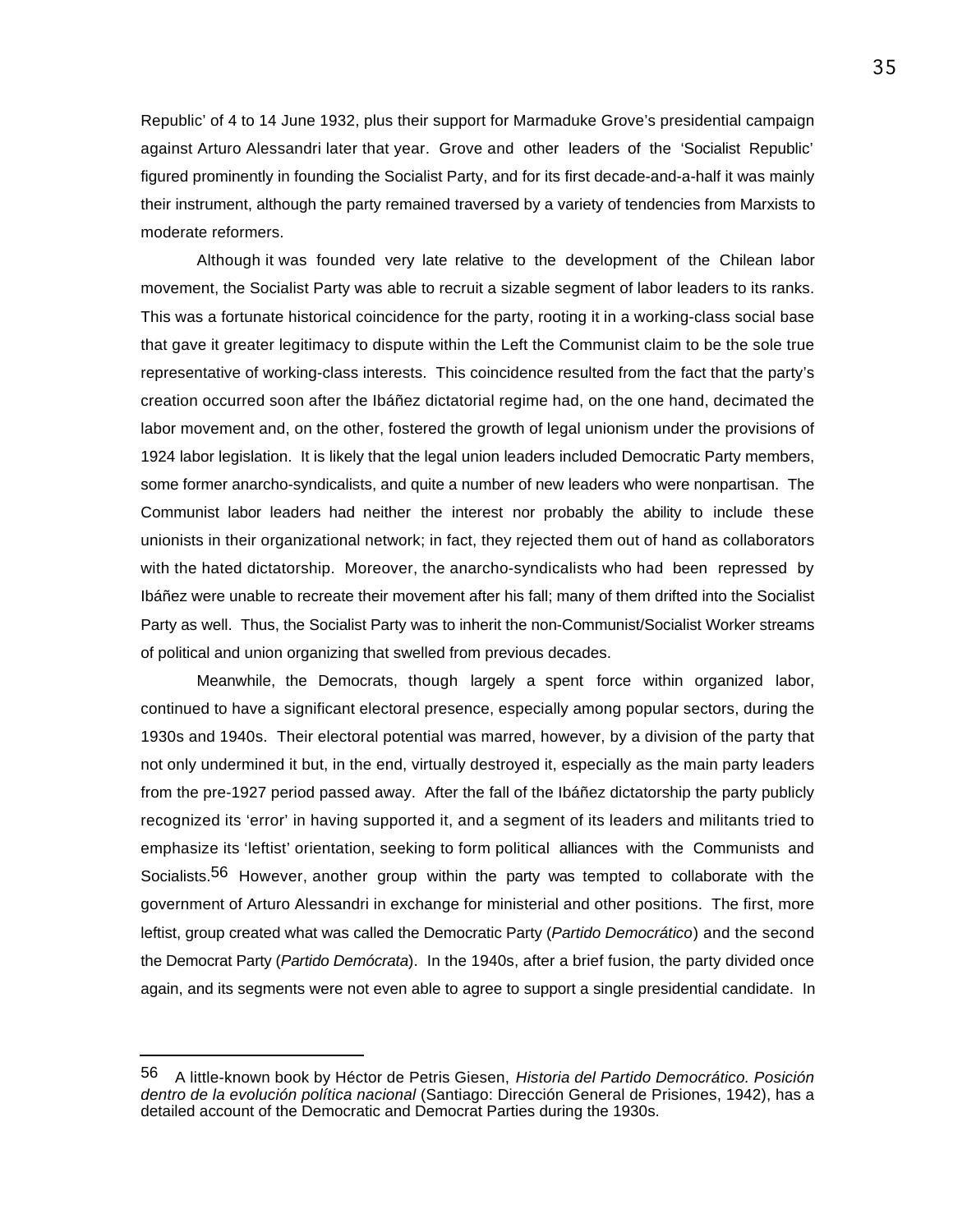Republic' of 4 to 14 June 1932, plus their support for Marmaduke Grove's presidential campaign against Arturo Alessandri later that year. Grove and other leaders of the 'Socialist Republic' figured prominently in founding the Socialist Party, and for its first decade-and-a-half it was mainly their instrument, although the party remained traversed by a variety of tendencies from Marxists to moderate reformers.

Although it was founded very late relative to the development of the Chilean labor movement, the Socialist Party was able to recruit a sizable segment of labor leaders to its ranks. This was a fortunate historical coincidence for the party, rooting it in a working-class social base that gave it greater legitimacy to dispute within the Left the Communist claim to be the sole true representative of working-class interests. This coincidence resulted from the fact that the party's creation occurred soon after the Ibáñez dictatorial regime had, on the one hand, decimated the labor movement and, on the other, fostered the growth of legal unionism under the provisions of 1924 labor legislation. It is likely that the legal union leaders included Democratic Party members, some former anarcho-syndicalists, and quite a number of new leaders who were nonpartisan. The Communist labor leaders had neither the interest nor probably the ability to include these unionists in their organizational network; in fact, they rejected them out of hand as collaborators with the hated dictatorship. Moreover, the anarcho-syndicalists who had been repressed by Ibáñez were unable to recreate their movement after his fall; many of them drifted into the Socialist Party as well. Thus, the Socialist Party was to inherit the non-Communist/Socialist Worker streams of political and union organizing that swelled from previous decades.

Meanwhile, the Democrats, though largely a spent force within organized labor, continued to have a significant electoral presence, especially among popular sectors, during the 1930s and 1940s. Their electoral potential was marred, however, by a division of the party that not only undermined it but, in the end, virtually destroyed it, especially as the main party leaders from the pre-1927 period passed away. After the fall of the Ibáñez dictatorship the party publicly recognized its 'error' in having supported it, and a segment of its leaders and militants tried to emphasize its 'leftist' orientation, seeking to form political alliances with the Communists and Socialists.[56] However, another group within the party was tempted to collaborate with the government of Arturo Alessandri in exchange for ministerial and other positions. The first, more leftist, group created what was called the Democratic Party (*Partido Democrático*) and the second the Democrat Party (*Partido Demócrata*). In the 1940s, after a brief fusion, the party divided once again, and its segments were not even able to agree to support a single presidential candidate. In

---

[56] A little-known book by Héctor de Petris Giesen, *Historia del Partido Democrático. Posición dentro de la evolución política nacional* (Santiago: Dirección General de Prisiones, 1942), has a detailed account of the Democratic and Democrat Parties during the 1930s.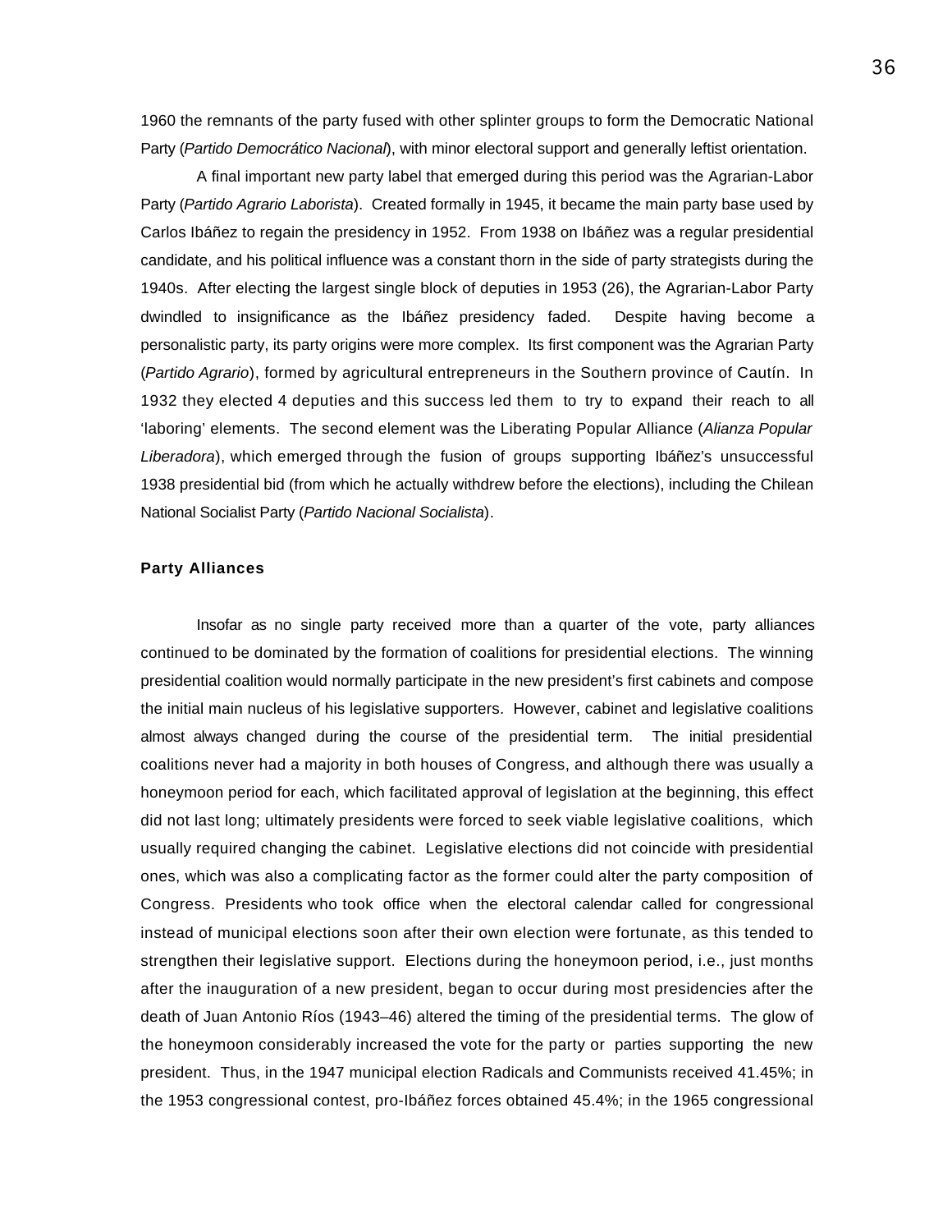1960 the remnants of the party fused with other splinter groups to form the Democratic National Party (*Partido Democrático Nacional*), with minor electoral support and generally leftist orientation.

A final important new party label that emerged during this period was the Agrarian-Labor Party (*Partido Agrario Laborista*). Created formally in 1945, it became the main party base used by Carlos Ibáñez to regain the presidency in 1952. From 1938 on Ibáñez was a regular presidential candidate, and his political influence was a constant thorn in the side of party strategists during the 1940s. After electing the largest single block of deputies in 1953 (26), the Agrarian-Labor Party dwindled to insignificance as the Ibáñez presidency faded. Despite having become a personalistic party, its party origins were more complex. Its first component was the Agrarian Party (*Partido Agrario*), formed by agricultural entrepreneurs in the Southern province of Cautín. In 1932 they elected 4 deputies and this success led them to try to expand their reach to all 'laboring' elements. The second element was the Liberating Popular Alliance (*Alianza Popular Liberadora*), which emerged through the fusion of groups supporting Ibáñez's unsuccessful 1938 presidential bid (from which he actually withdrew before the elections), including the Chilean National Socialist Party (*Partido Nacional Socialista*).

### Party Alliances

Insofar as no single party received more than a quarter of the vote, party alliances continued to be dominated by the formation of coalitions for presidential elections. The winning presidential coalition would normally participate in the new president's first cabinets and compose the initial main nucleus of his legislative supporters. However, cabinet and legislative coalitions almost always changed during the course of the presidential term. The initial presidential coalitions never had a majority in both houses of Congress, and although there was usually a honeymoon period for each, which facilitated approval of legislation at the beginning, this effect did not last long; ultimately presidents were forced to seek viable legislative coalitions, which usually required changing the cabinet. Legislative elections did not coincide with presidential ones, which was also a complicating factor as the former could alter the party composition of Congress. Presidents who took office when the electoral calendar called for congressional instead of municipal elections soon after their own election were fortunate, as this tended to strengthen their legislative support. Elections during the honeymoon period, i.e., just months after the inauguration of a new president, began to occur during most presidencies after the death of Juan Antonio Ríos (1943–46) altered the timing of the presidential terms. The glow of the honeymoon considerably increased the vote for the party or parties supporting the new president. Thus, in the 1947 municipal election Radicals and Communists received 41.45%; in the 1953 congressional contest, pro-Ibáñez forces obtained 45.4%; in the 1965 congressional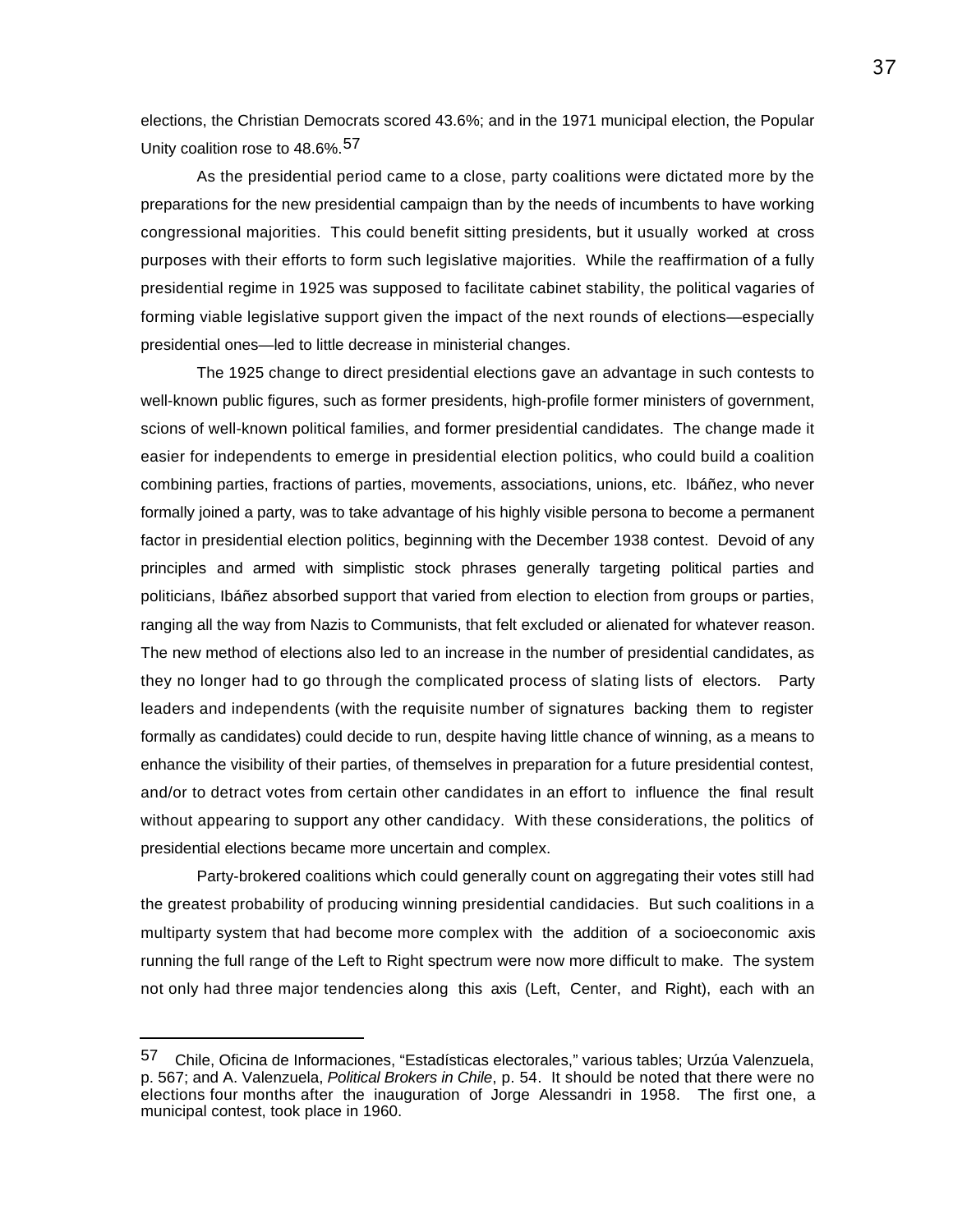elections, the Christian Democrats scored 43.6%; and in the 1971 municipal election, the Popular Unity coalition rose to 48.6%.[57]

As the presidential period came to a close, party coalitions were dictated more by the preparations for the new presidential campaign than by the needs of incumbents to have working congressional majorities. This could benefit sitting presidents, but it usually worked at cross purposes with their efforts to form such legislative majorities. While the reaffirmation of a fully presidential regime in 1925 was supposed to facilitate cabinet stability, the political vagaries of forming viable legislative support given the impact of the next rounds of elections—especially presidential ones—led to little decrease in ministerial changes.

The 1925 change to direct presidential elections gave an advantage in such contests to well-known public figures, such as former presidents, high-profile former ministers of government, scions of well-known political families, and former presidential candidates. The change made it easier for independents to emerge in presidential election politics, who could build a coalition combining parties, fractions of parties, movements, associations, unions, etc. Ibáñez, who never formally joined a party, was to take advantage of his highly visible persona to become a permanent factor in presidential election politics, beginning with the December 1938 contest. Devoid of any principles and armed with simplistic stock phrases generally targeting political parties and politicians, Ibáñez absorbed support that varied from election to election from groups or parties, ranging all the way from Nazis to Communists, that felt excluded or alienated for whatever reason. The new method of elections also led to an increase in the number of presidential candidates, as they no longer had to go through the complicated process of slating lists of electors. Party leaders and independents (with the requisite number of signatures backing them to register formally as candidates) could decide to run, despite having little chance of winning, as a means to enhance the visibility of their parties, of themselves in preparation for a future presidential contest, and/or to detract votes from certain other candidates in an effort to influence the final result without appearing to support any other candidacy. With these considerations, the politics of presidential elections became more uncertain and complex.

Party-brokered coalitions which could generally count on aggregating their votes still had the greatest probability of producing winning presidential candidacies. But such coalitions in a multiparty system that had become more complex with the addition of a socioeconomic axis running the full range of the Left to Right spectrum were now more difficult to make. The system not only had three major tendencies along this axis (Left, Center, and Right), each with an

---

[57] Chile, Oficina de Informaciones, "Estadísticas electorales," various tables; Urzúa Valenzuela, p. 567; and A. Valenzuela, *Political Brokers in Chile*, p. 54. It should be noted that there were no elections four months after the inauguration of Jorge Alessandri in 1958. The first one, a municipal contest, took place in 1960.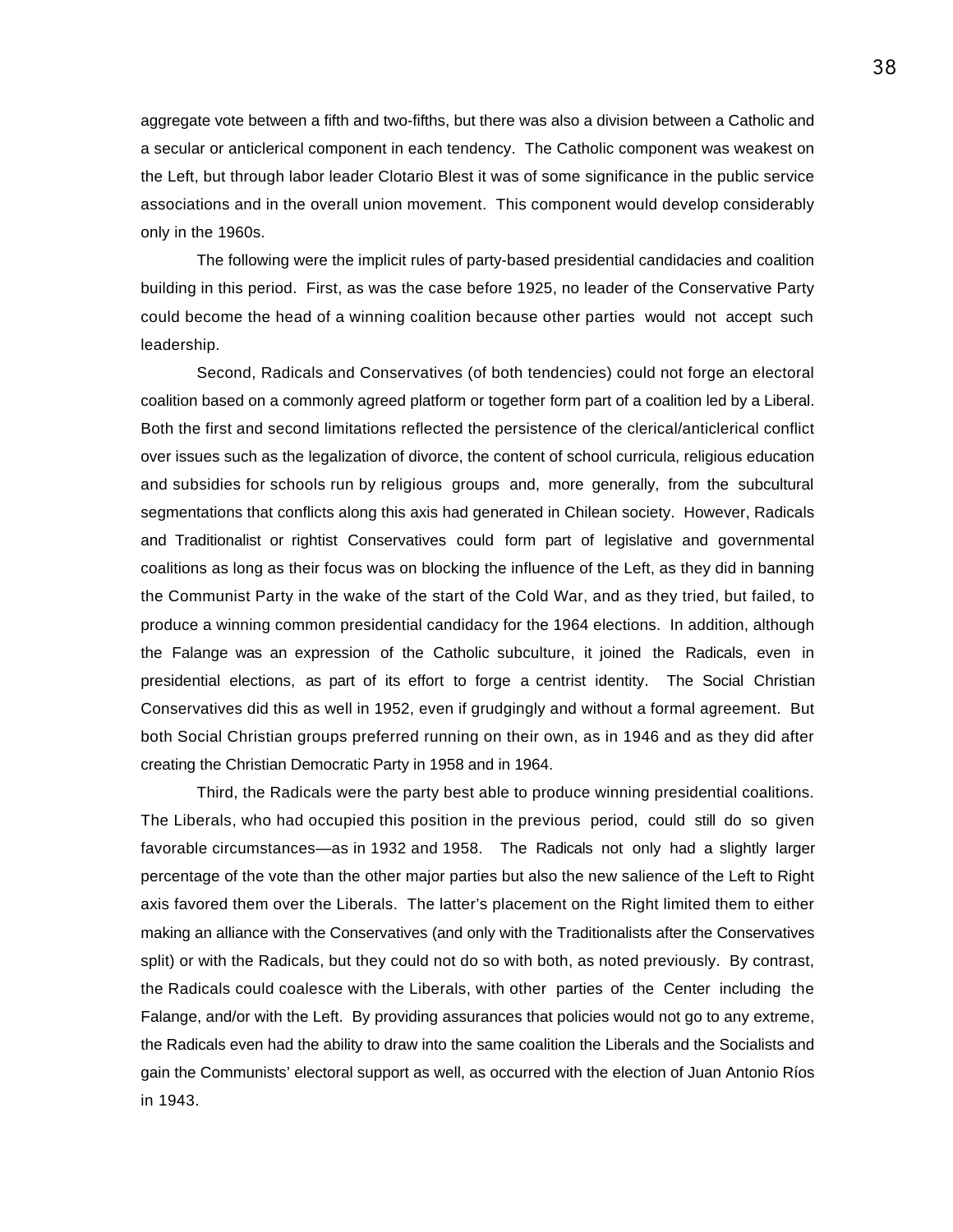aggregate vote between a fifth and two-fifths, but there was also a division between a Catholic and a secular or anticlerical component in each tendency. The Catholic component was weakest on the Left, but through labor leader Clotario Blest it was of some significance in the public service associations and in the overall union movement. This component would develop considerably only in the 1960s.

The following were the implicit rules of party-based presidential candidacies and coalition building in this period. First, as was the case before 1925, no leader of the Conservative Party could become the head of a winning coalition because other parties would not accept such leadership.

Second, Radicals and Conservatives (of both tendencies) could not forge an electoral coalition based on a commonly agreed platform or together form part of a coalition led by a Liberal. Both the first and second limitations reflected the persistence of the clerical/anticlerical conflict over issues such as the legalization of divorce, the content of school curricula, religious education and subsidies for schools run by religious groups and, more generally, from the subcultural segmentations that conflicts along this axis had generated in Chilean society. However, Radicals and Traditionalist or rightist Conservatives could form part of legislative and governmental coalitions as long as their focus was on blocking the influence of the Left, as they did in banning the Communist Party in the wake of the start of the Cold War, and as they tried, but failed, to produce a winning common presidential candidacy for the 1964 elections. In addition, although the Falange was an expression of the Catholic subculture, it joined the Radicals, even in presidential elections, as part of its effort to forge a centrist identity. The Social Christian Conservatives did this as well in 1952, even if grudgingly and without a formal agreement. But both Social Christian groups preferred running on their own, as in 1946 and as they did after creating the Christian Democratic Party in 1958 and in 1964.

Third, the Radicals were the party best able to produce winning presidential coalitions. The Liberals, who had occupied this position in the previous period, could still do so given favorable circumstances—as in 1932 and 1958. The Radicals not only had a slightly larger percentage of the vote than the other major parties but also the new salience of the Left to Right axis favored them over the Liberals. The latter's placement on the Right limited them to either making an alliance with the Conservatives (and only with the Traditionalists after the Conservatives split) or with the Radicals, but they could not do so with both, as noted previously. By contrast, the Radicals could coalesce with the Liberals, with other parties of the Center including the Falange, and/or with the Left. By providing assurances that policies would not go to any extreme, the Radicals even had the ability to draw into the same coalition the Liberals and the Socialists and gain the Communists' electoral support as well, as occurred with the election of Juan Antonio Ríos in 1943.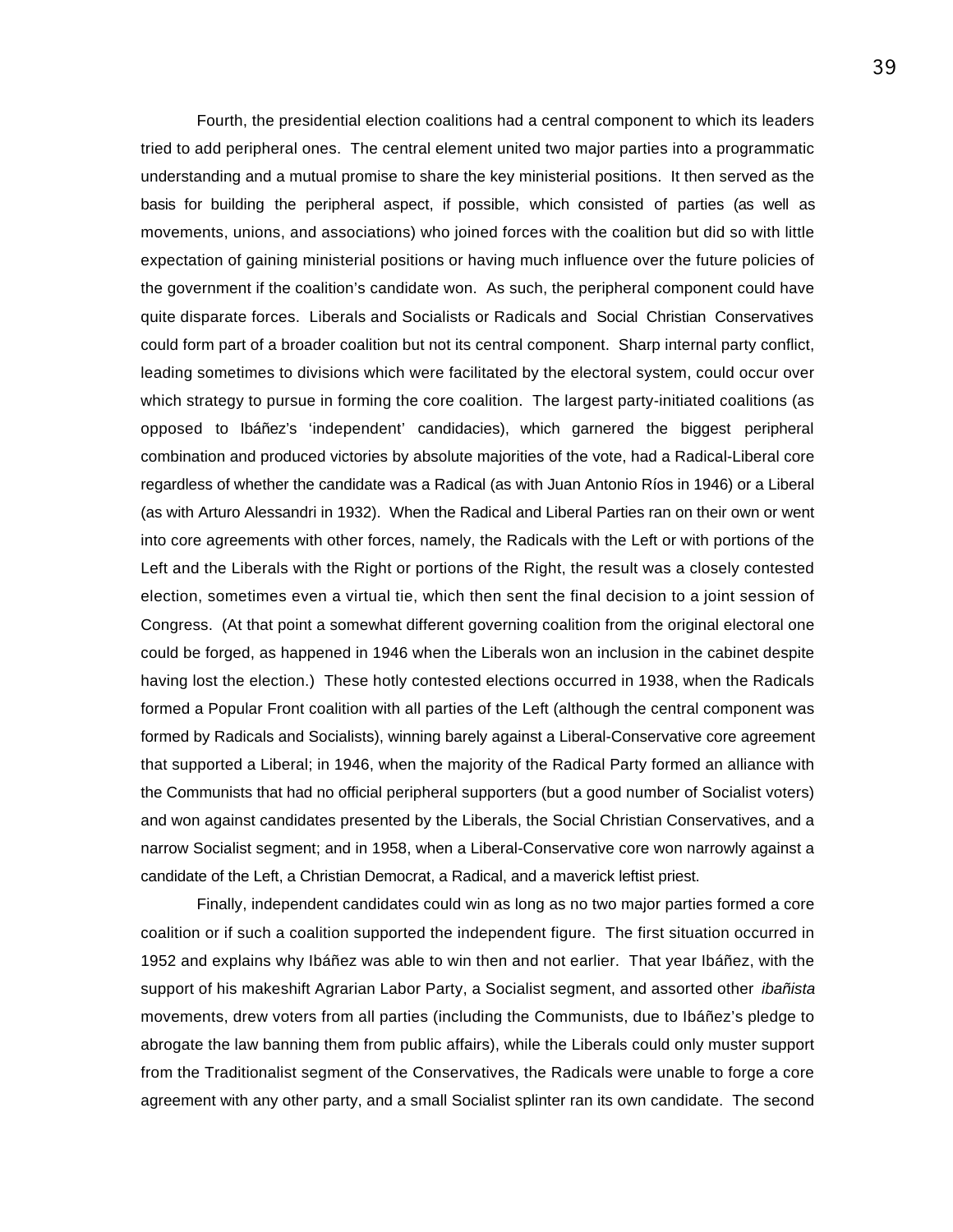Fourth, the presidential election coalitions had a central component to which its leaders tried to add peripheral ones. The central element united two major parties into a programmatic understanding and a mutual promise to share the key ministerial positions. It then served as the basis for building the peripheral aspect, if possible, which consisted of parties (as well as movements, unions, and associations) who joined forces with the coalition but did so with little expectation of gaining ministerial positions or having much influence over the future policies of the government if the coalition's candidate won. As such, the peripheral component could have quite disparate forces. Liberals and Socialists or Radicals and Social Christian Conservatives could form part of a broader coalition but not its central component. Sharp internal party conflict, leading sometimes to divisions which were facilitated by the electoral system, could occur over which strategy to pursue in forming the core coalition. The largest party-initiated coalitions (as opposed to Ibáñez's 'independent' candidacies), which garnered the biggest peripheral combination and produced victories by absolute majorities of the vote, had a Radical-Liberal core regardless of whether the candidate was a Radical (as with Juan Antonio Ríos in 1946) or a Liberal (as with Arturo Alessandri in 1932). When the Radical and Liberal Parties ran on their own or went into core agreements with other forces, namely, the Radicals with the Left or with portions of the Left and the Liberals with the Right or portions of the Right, the result was a closely contested election, sometimes even a virtual tie, which then sent the final decision to a joint session of Congress. (At that point a somewhat different governing coalition from the original electoral one could be forged, as happened in 1946 when the Liberals won an inclusion in the cabinet despite having lost the election.) These hotly contested elections occurred in 1938, when the Radicals formed a Popular Front coalition with all parties of the Left (although the central component was formed by Radicals and Socialists), winning barely against a Liberal-Conservative core agreement that supported a Liberal; in 1946, when the majority of the Radical Party formed an alliance with the Communists that had no official peripheral supporters (but a good number of Socialist voters) and won against candidates presented by the Liberals, the Social Christian Conservatives, and a narrow Socialist segment; and in 1958, when a Liberal-Conservative core won narrowly against a candidate of the Left, a Christian Democrat, a Radical, and a maverick leftist priest.

Finally, independent candidates could win as long as no two major parties formed a core coalition or if such a coalition supported the independent figure. The first situation occurred in 1952 and explains why Ibáñez was able to win then and not earlier. That year Ibáñez, with the support of his makeshift Agrarian Labor Party, a Socialist segment, and assorted other *ibañista* movements, drew voters from all parties (including the Communists, due to Ibáñez's pledge to abrogate the law banning them from public affairs), while the Liberals could only muster support from the Traditionalist segment of the Conservatives, the Radicals were unable to forge a core agreement with any other party, and a small Socialist splinter ran its own candidate. The second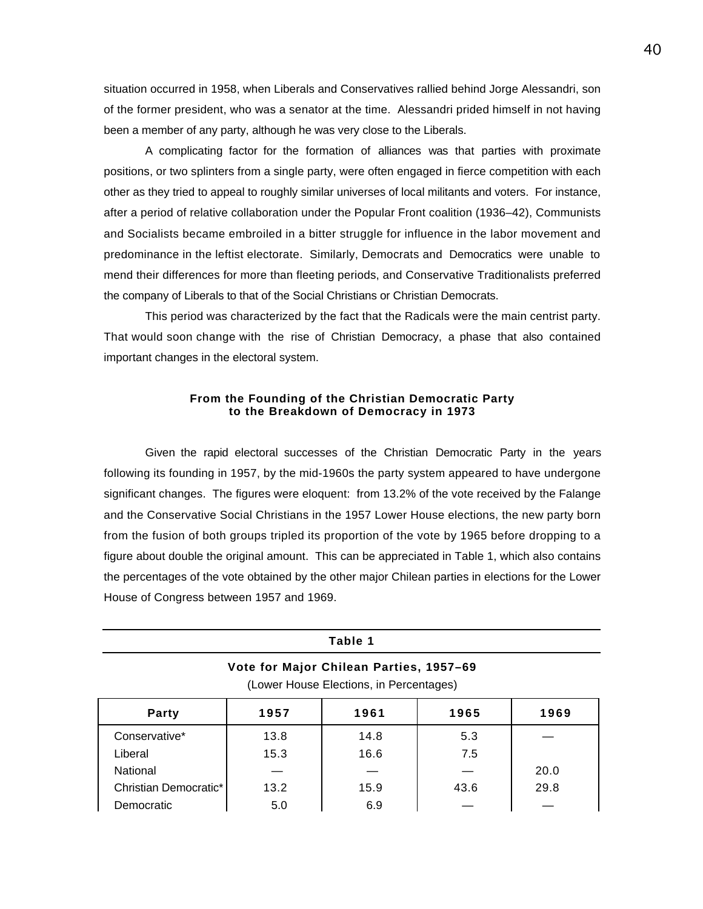situation occurred in 1958, when Liberals and Conservatives rallied behind Jorge Alessandri, son of the former president, who was a senator at the time. Alessandri prided himself in not having been a member of any party, although he was very close to the Liberals.

A complicating factor for the formation of alliances was that parties with proximate positions, or two splinters from a single party, were often engaged in fierce competition with each other as they tried to appeal to roughly similar universes of local militants and voters. For instance, after a period of relative collaboration under the Popular Front coalition (1936–42), Communists and Socialists became embroiled in a bitter struggle for influence in the labor movement and predominance in the leftist electorate. Similarly, Democrats and Democratics were unable to mend their differences for more than fleeting periods, and Conservative Traditionalists preferred the company of Liberals to that of the Social Christians or Christian Democrats.

This period was characterized by the fact that the Radicals were the main centrist party. That would soon change with the rise of Christian Democracy, a phase that also contained important changes in the electoral system.

### From the Founding of the Christian Democratic Party to the Breakdown of Democracy in 1973

Given the rapid electoral successes of the Christian Democratic Party in the years following its founding in 1957, by the mid-1960s the party system appeared to have undergone significant changes. The figures were eloquent: from 13.2% of the vote received by the Falange and the Conservative Social Christians in the 1957 Lower House elections, the new party born from the fusion of both groups tripled its proportion of the vote by 1965 before dropping to a figure about double the original amount. This can be appreciated in Table 1, which also contains the percentages of the vote obtained by the other major Chilean parties in elections for the Lower House of Congress between 1957 and 1969.

**Table 1**

**Vote for Major Chilean Parties, 1957–69**

(Lower House Elections, in Percentages)

| Party | 1957 | 1961 | 1965 | 1969 |
|---|---|---|---|---|
| Conservative* | 13.8 | 14.8 | 5.3 | — |
| Liberal | 15.3 | 16.6 | 7.5 | |
| National | — | — | — | 20.0 |
| Christian Democratic* | 13.2 | 15.9 | 43.6 | 29.8 |
| Democratic | 5.0 | 6.9 | — | — |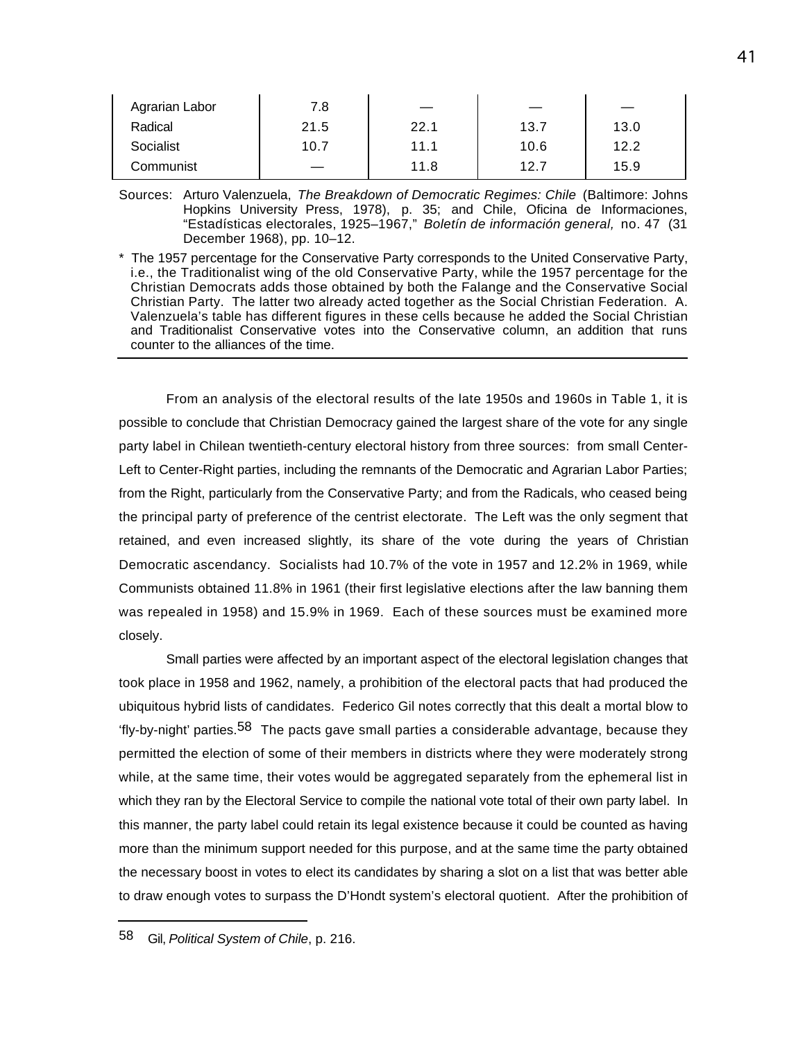| | | | | |
|---|---|---|---|---|
| Agrarian Labor | 7.8 | — | — | — |
| Radical | 21.5 | 22.1 | 13.7 | 13.0 |
| Socialist | 10.7 | 11.1 | 10.6 | 12.2 |
| Communist | — | 11.8 | 12.7 | 15.9 |

Sources: Arturo Valenzuela, *The Breakdown of Democratic Regimes: Chile* (Baltimore: Johns Hopkins University Press, 1978), p. 35; and Chile, Oficina de Informaciones, "Estadísticas electorales, 1925–1967," *Boletín de información general,* no. 47 (31 December 1968), pp. 10–12.

\* The 1957 percentage for the Conservative Party corresponds to the United Conservative Party, i.e., the Traditionalist wing of the old Conservative Party, while the 1957 percentage for the Christian Democrats adds those obtained by both the Falange and the Conservative Social Christian Party. The latter two already acted together as the Social Christian Federation. A. Valenzuela's table has different figures in these cells because he added the Social Christian and Traditionalist Conservative votes into the Conservative column, an addition that runs counter to the alliances of the time.

From an analysis of the electoral results of the late 1950s and 1960s in Table 1, it is possible to conclude that Christian Democracy gained the largest share of the vote for any single party label in Chilean twentieth-century electoral history from three sources: from small Center-Left to Center-Right parties, including the remnants of the Democratic and Agrarian Labor Parties; from the Right, particularly from the Conservative Party; and from the Radicals, who ceased being the principal party of preference of the centrist electorate. The Left was the only segment that retained, and even increased slightly, its share of the vote during the years of Christian Democratic ascendancy. Socialists had 10.7% of the vote in 1957 and 12.2% in 1969, while Communists obtained 11.8% in 1961 (their first legislative elections after the law banning them was repealed in 1958) and 15.9% in 1969. Each of these sources must be examined more closely.

Small parties were affected by an important aspect of the electoral legislation changes that took place in 1958 and 1962, namely, a prohibition of the electoral pacts that had produced the ubiquitous hybrid lists of candidates. Federico Gil notes correctly that this dealt a mortal blow to 'fly-by-night' parties.[58] The pacts gave small parties a considerable advantage, because they permitted the election of some of their members in districts where they were moderately strong while, at the same time, their votes would be aggregated separately from the ephemeral list in which they ran by the Electoral Service to compile the national vote total of their own party label. In this manner, the party label could retain its legal existence because it could be counted as having more than the minimum support needed for this purpose, and at the same time the party obtained the necessary boost in votes to elect its candidates by sharing a slot on a list that was better able to draw enough votes to surpass the D'Hondt system's electoral quotient. After the prohibition of

[58] Gil, *Political System of Chile*, p. 216.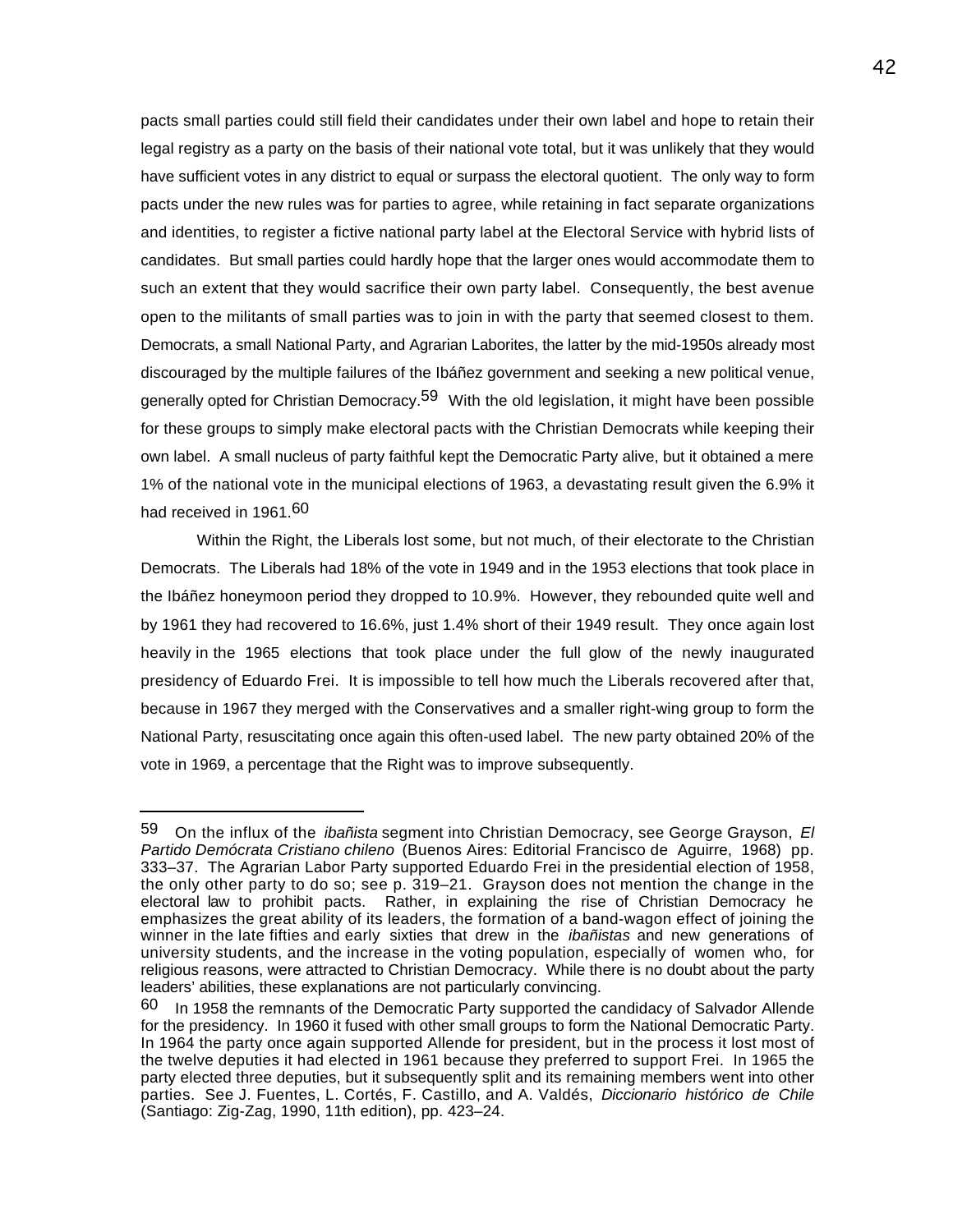pacts small parties could still field their candidates under their own label and hope to retain their legal registry as a party on the basis of their national vote total, but it was unlikely that they would have sufficient votes in any district to equal or surpass the electoral quotient. The only way to form pacts under the new rules was for parties to agree, while retaining in fact separate organizations and identities, to register a fictive national party label at the Electoral Service with hybrid lists of candidates. But small parties could hardly hope that the larger ones would accommodate them to such an extent that they would sacrifice their own party label. Consequently, the best avenue open to the militants of small parties was to join in with the party that seemed closest to them. Democrats, a small National Party, and Agrarian Laborites, the latter by the mid-1950s already most discouraged by the multiple failures of the Ibáñez government and seeking a new political venue, generally opted for Christian Democracy.[59] With the old legislation, it might have been possible for these groups to simply make electoral pacts with the Christian Democrats while keeping their own label. A small nucleus of party faithful kept the Democratic Party alive, but it obtained a mere 1% of the national vote in the municipal elections of 1963, a devastating result given the 6.9% it had received in 1961.[60]

Within the Right, the Liberals lost some, but not much, of their electorate to the Christian Democrats. The Liberals had 18% of the vote in 1949 and in the 1953 elections that took place in the Ibáñez honeymoon period they dropped to 10.9%. However, they rebounded quite well and by 1961 they had recovered to 16.6%, just 1.4% short of their 1949 result. They once again lost heavily in the 1965 elections that took place under the full glow of the newly inaugurated presidency of Eduardo Frei. It is impossible to tell how much the Liberals recovered after that, because in 1967 they merged with the Conservatives and a smaller right-wing group to form the National Party, resuscitating once again this often-used label. The new party obtained 20% of the vote in 1969, a percentage that the Right was to improve subsequently.

---

[59] On the influx of the *ibañista* segment into Christian Democracy, see George Grayson, *El Partido Demócrata Cristiano chileno* (Buenos Aires: Editorial Francisco de Aguirre, 1968) pp. 333–37. The Agrarian Labor Party supported Eduardo Frei in the presidential election of 1958, the only other party to do so; see p. 319–21. Grayson does not mention the change in the electoral law to prohibit pacts. Rather, in explaining the rise of Christian Democracy he emphasizes the great ability of its leaders, the formation of a band-wagon effect of joining the winner in the late fifties and early sixties that drew in the *ibañistas* and new generations of university students, and the increase in the voting population, especially of women who, for religious reasons, were attracted to Christian Democracy. While there is no doubt about the party leaders' abilities, these explanations are not particularly convincing.

[60] In 1958 the remnants of the Democratic Party supported the candidacy of Salvador Allende for the presidency. In 1960 it fused with other small groups to form the National Democratic Party. In 1964 the party once again supported Allende for president, but in the process it lost most of the twelve deputies it had elected in 1961 because they preferred to support Frei. In 1965 the party elected three deputies, but it subsequently split and its remaining members went into other parties. See J. Fuentes, L. Cortés, F. Castillo, and A. Valdés, *Diccionario histórico de Chile* (Santiago: Zig-Zag, 1990, 11th edition), pp. 423–24.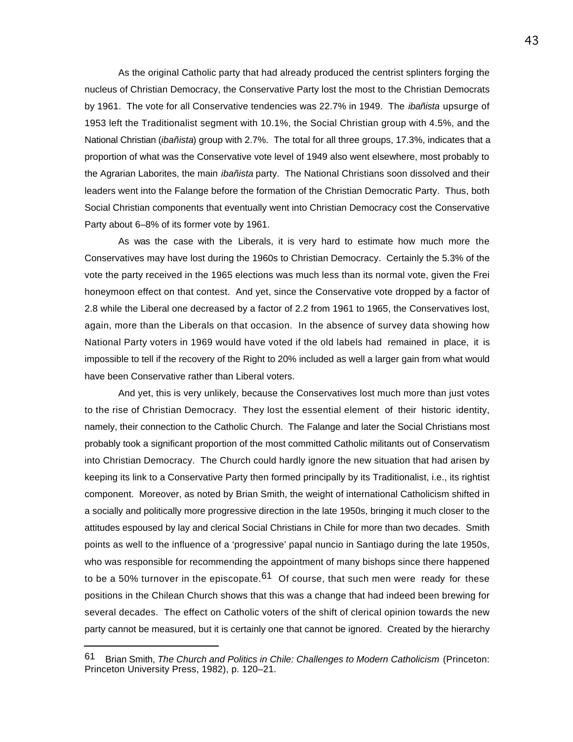As the original Catholic party that had already produced the centrist splinters forging the nucleus of Christian Democracy, the Conservative Party lost the most to the Christian Democrats by 1961. The vote for all Conservative tendencies was 22.7% in 1949. The *ibañista* upsurge of 1953 left the Traditionalist segment with 10.1%, the Social Christian group with 4.5%, and the National Christian (*ibañista*) group with 2.7%. The total for all three groups, 17.3%, indicates that a proportion of what was the Conservative vote level of 1949 also went elsewhere, most probably to the Agrarian Laborites, the main *ibañista* party. The National Christians soon dissolved and their leaders went into the Falange before the formation of the Christian Democratic Party. Thus, both Social Christian components that eventually went into Christian Democracy cost the Conservative Party about 6–8% of its former vote by 1961.

As was the case with the Liberals, it is very hard to estimate how much more the Conservatives may have lost during the 1960s to Christian Democracy. Certainly the 5.3% of the vote the party received in the 1965 elections was much less than its normal vote, given the Frei honeymoon effect on that contest. And yet, since the Conservative vote dropped by a factor of 2.8 while the Liberal one decreased by a factor of 2.2 from 1961 to 1965, the Conservatives lost, again, more than the Liberals on that occasion. In the absence of survey data showing how National Party voters in 1969 would have voted if the old labels had remained in place, it is impossible to tell if the recovery of the Right to 20% included as well a larger gain from what would have been Conservative rather than Liberal voters.

And yet, this is very unlikely, because the Conservatives lost much more than just votes to the rise of Christian Democracy. They lost the essential element of their historic identity, namely, their connection to the Catholic Church. The Falange and later the Social Christians most probably took a significant proportion of the most committed Catholic militants out of Conservatism into Christian Democracy. The Church could hardly ignore the new situation that had arisen by keeping its link to a Conservative Party then formed principally by its Traditionalist, i.e., its rightist component. Moreover, as noted by Brian Smith, the weight of international Catholicism shifted in a socially and politically more progressive direction in the late 1950s, bringing it much closer to the attitudes espoused by lay and clerical Social Christians in Chile for more than two decades. Smith points as well to the influence of a 'progressive' papal nuncio in Santiago during the late 1950s, who was responsible for recommending the appointment of many bishops since there happened to be a 50% turnover in the episcopate.[61] Of course, that such men were ready for these positions in the Chilean Church shows that this was a change that had indeed been brewing for several decades. The effect on Catholic voters of the shift of clerical opinion towards the new party cannot be measured, but it is certainly one that cannot be ignored. Created by the hierarchy

---

[61] Brian Smith, *The Church and Politics in Chile: Challenges to Modern Catholicism* (Princeton: Princeton University Press, 1982), p. 120–21.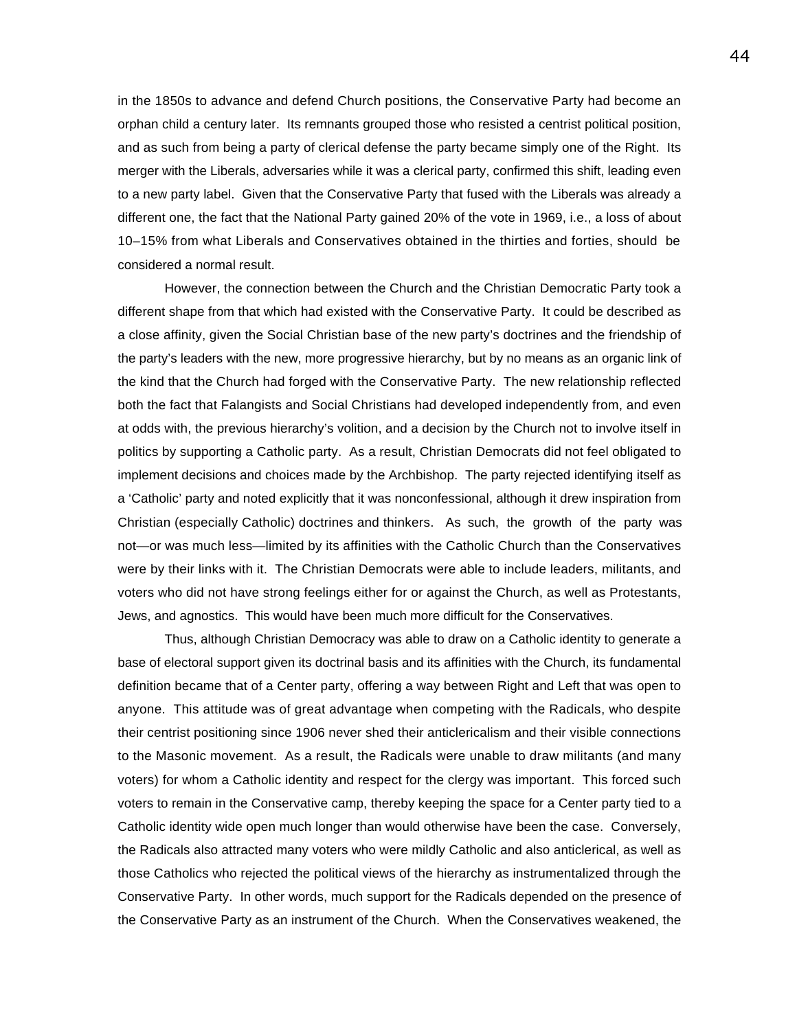in the 1850s to advance and defend Church positions, the Conservative Party had become an orphan child a century later. Its remnants grouped those who resisted a centrist political position, and as such from being a party of clerical defense the party became simply one of the Right. Its merger with the Liberals, adversaries while it was a clerical party, confirmed this shift, leading even to a new party label. Given that the Conservative Party that fused with the Liberals was already a different one, the fact that the National Party gained 20% of the vote in 1969, i.e., a loss of about 10–15% from what Liberals and Conservatives obtained in the thirties and forties, should be considered a normal result.

However, the connection between the Church and the Christian Democratic Party took a different shape from that which had existed with the Conservative Party. It could be described as a close affinity, given the Social Christian base of the new party's doctrines and the friendship of the party's leaders with the new, more progressive hierarchy, but by no means as an organic link of the kind that the Church had forged with the Conservative Party. The new relationship reflected both the fact that Falangists and Social Christians had developed independently from, and even at odds with, the previous hierarchy's volition, and a decision by the Church not to involve itself in politics by supporting a Catholic party. As a result, Christian Democrats did not feel obligated to implement decisions and choices made by the Archbishop. The party rejected identifying itself as a 'Catholic' party and noted explicitly that it was nonconfessional, although it drew inspiration from Christian (especially Catholic) doctrines and thinkers. As such, the growth of the party was not—or was much less—limited by its affinities with the Catholic Church than the Conservatives were by their links with it. The Christian Democrats were able to include leaders, militants, and voters who did not have strong feelings either for or against the Church, as well as Protestants, Jews, and agnostics. This would have been much more difficult for the Conservatives.

Thus, although Christian Democracy was able to draw on a Catholic identity to generate a base of electoral support given its doctrinal basis and its affinities with the Church, its fundamental definition became that of a Center party, offering a way between Right and Left that was open to anyone. This attitude was of great advantage when competing with the Radicals, who despite their centrist positioning since 1906 never shed their anticlericalism and their visible connections to the Masonic movement. As a result, the Radicals were unable to draw militants (and many voters) for whom a Catholic identity and respect for the clergy was important. This forced such voters to remain in the Conservative camp, thereby keeping the space for a Center party tied to a Catholic identity wide open much longer than would otherwise have been the case. Conversely, the Radicals also attracted many voters who were mildly Catholic and also anticlerical, as well as those Catholics who rejected the political views of the hierarchy as instrumentalized through the Conservative Party. In other words, much support for the Radicals depended on the presence of the Conservative Party as an instrument of the Church. When the Conservatives weakened, the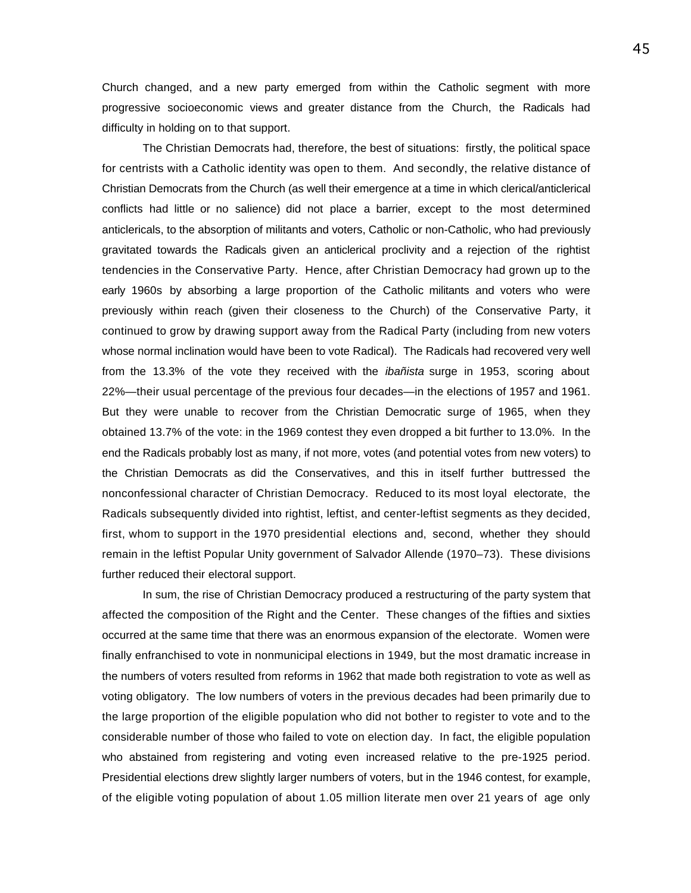Church changed, and a new party emerged from within the Catholic segment with more progressive socioeconomic views and greater distance from the Church, the Radicals had difficulty in holding on to that support.

The Christian Democrats had, therefore, the best of situations: firstly, the political space for centrists with a Catholic identity was open to them. And secondly, the relative distance of Christian Democrats from the Church (as well their emergence at a time in which clerical/anticlerical conflicts had little or no salience) did not place a barrier, except to the most determined anticlericals, to the absorption of militants and voters, Catholic or non-Catholic, who had previously gravitated towards the Radicals given an anticlerical proclivity and a rejection of the rightist tendencies in the Conservative Party. Hence, after Christian Democracy had grown up to the early 1960s by absorbing a large proportion of the Catholic militants and voters who were previously within reach (given their closeness to the Church) of the Conservative Party, it continued to grow by drawing support away from the Radical Party (including from new voters whose normal inclination would have been to vote Radical). The Radicals had recovered very well from the 13.3% of the vote they received with the *ibañista* surge in 1953, scoring about 22%—their usual percentage of the previous four decades—in the elections of 1957 and 1961. But they were unable to recover from the Christian Democratic surge of 1965, when they obtained 13.7% of the vote: in the 1969 contest they even dropped a bit further to 13.0%. In the end the Radicals probably lost as many, if not more, votes (and potential votes from new voters) to the Christian Democrats as did the Conservatives, and this in itself further buttressed the nonconfessional character of Christian Democracy. Reduced to its most loyal electorate, the Radicals subsequently divided into rightist, leftist, and center-leftist segments as they decided, first, whom to support in the 1970 presidential elections and, second, whether they should remain in the leftist Popular Unity government of Salvador Allende (1970–73). These divisions further reduced their electoral support.

In sum, the rise of Christian Democracy produced a restructuring of the party system that affected the composition of the Right and the Center. These changes of the fifties and sixties occurred at the same time that there was an enormous expansion of the electorate. Women were finally enfranchised to vote in nonmunicipal elections in 1949, but the most dramatic increase in the numbers of voters resulted from reforms in 1962 that made both registration to vote as well as voting obligatory. The low numbers of voters in the previous decades had been primarily due to the large proportion of the eligible population who did not bother to register to vote and to the considerable number of those who failed to vote on election day. In fact, the eligible population who abstained from registering and voting even increased relative to the pre-1925 period. Presidential elections drew slightly larger numbers of voters, but in the 1946 contest, for example, of the eligible voting population of about 1.05 million literate men over 21 years of age only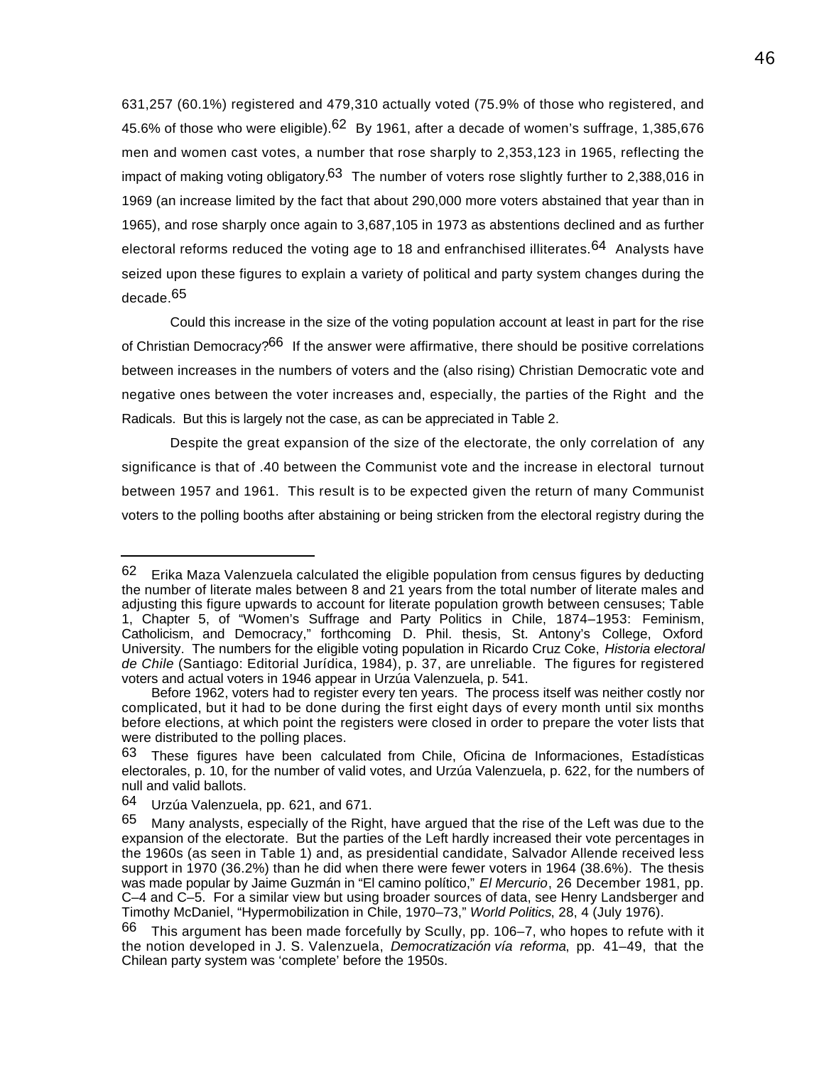631,257 (60.1%) registered and 479,310 actually voted (75.9% of those who registered, and 45.6% of those who were eligible).[62] By 1961, after a decade of women's suffrage, 1,385,676 men and women cast votes, a number that rose sharply to 2,353,123 in 1965, reflecting the impact of making voting obligatory.[63] The number of voters rose slightly further to 2,388,016 in 1969 (an increase limited by the fact that about 290,000 more voters abstained that year than in 1965), and rose sharply once again to 3,687,105 in 1973 as abstentions declined and as further electoral reforms reduced the voting age to 18 and enfranchised illiterates.[64] Analysts have seized upon these figures to explain a variety of political and party system changes during the decade.[65]

Could this increase in the size of the voting population account at least in part for the rise of Christian Democracy?[66] If the answer were affirmative, there should be positive correlations between increases in the numbers of voters and the (also rising) Christian Democratic vote and negative ones between the voter increases and, especially, the parties of the Right and the Radicals. But this is largely not the case, as can be appreciated in Table 2.

Despite the great expansion of the size of the electorate, the only correlation of any significance is that of .40 between the Communist vote and the increase in electoral turnout between 1957 and 1961. This result is to be expected given the return of many Communist voters to the polling booths after abstaining or being stricken from the electoral registry during the

---

[62] Erika Maza Valenzuela calculated the eligible population from census figures by deducting the number of literate males between 8 and 21 years from the total number of literate males and adjusting this figure upwards to account for literate population growth between censuses; Table 1, Chapter 5, of "Women's Suffrage and Party Politics in Chile, 1874–1953: Feminism, Catholicism, and Democracy," forthcoming D. Phil. thesis, St. Antony's College, Oxford University. The numbers for the eligible voting population in Ricardo Cruz Coke, *Historia electoral de Chile* (Santiago: Editorial Jurídica, 1984), p. 37, are unreliable. The figures for registered voters and actual voters in 1946 appear in Urzúa Valenzuela, p. 541.

Before 1962, voters had to register every ten years. The process itself was neither costly nor complicated, but it had to be done during the first eight days of every month until six months before elections, at which point the registers were closed in order to prepare the voter lists that were distributed to the polling places.

[63] These figures have been calculated from Chile, Oficina de Informaciones, Estadísticas electorales, p. 10, for the number of valid votes, and Urzúa Valenzuela, p. 622, for the numbers of null and valid ballots.

[64] Urzúa Valenzuela, pp. 621, and 671.

[65] Many analysts, especially of the Right, have argued that the rise of the Left was due to the expansion of the electorate. But the parties of the Left hardly increased their vote percentages in the 1960s (as seen in Table 1) and, as presidential candidate, Salvador Allende received less support in 1970 (36.2%) than he did when there were fewer voters in 1964 (38.6%). The thesis was made popular by Jaime Guzmán in "El camino político," *El Mercurio*, 26 December 1981, pp. C–4 and C–5. For a similar view but using broader sources of data, see Henry Landsberger and Timothy McDaniel, "Hypermobilization in Chile, 1970–73," *World Politics*, 28, 4 (July 1976).

[66] This argument has been made forcefully by Scully, pp. 106–7, who hopes to refute with it the notion developed in J. S. Valenzuela, *Democratización vía reforma*, pp. 41–49, that the Chilean party system was 'complete' before the 1950s.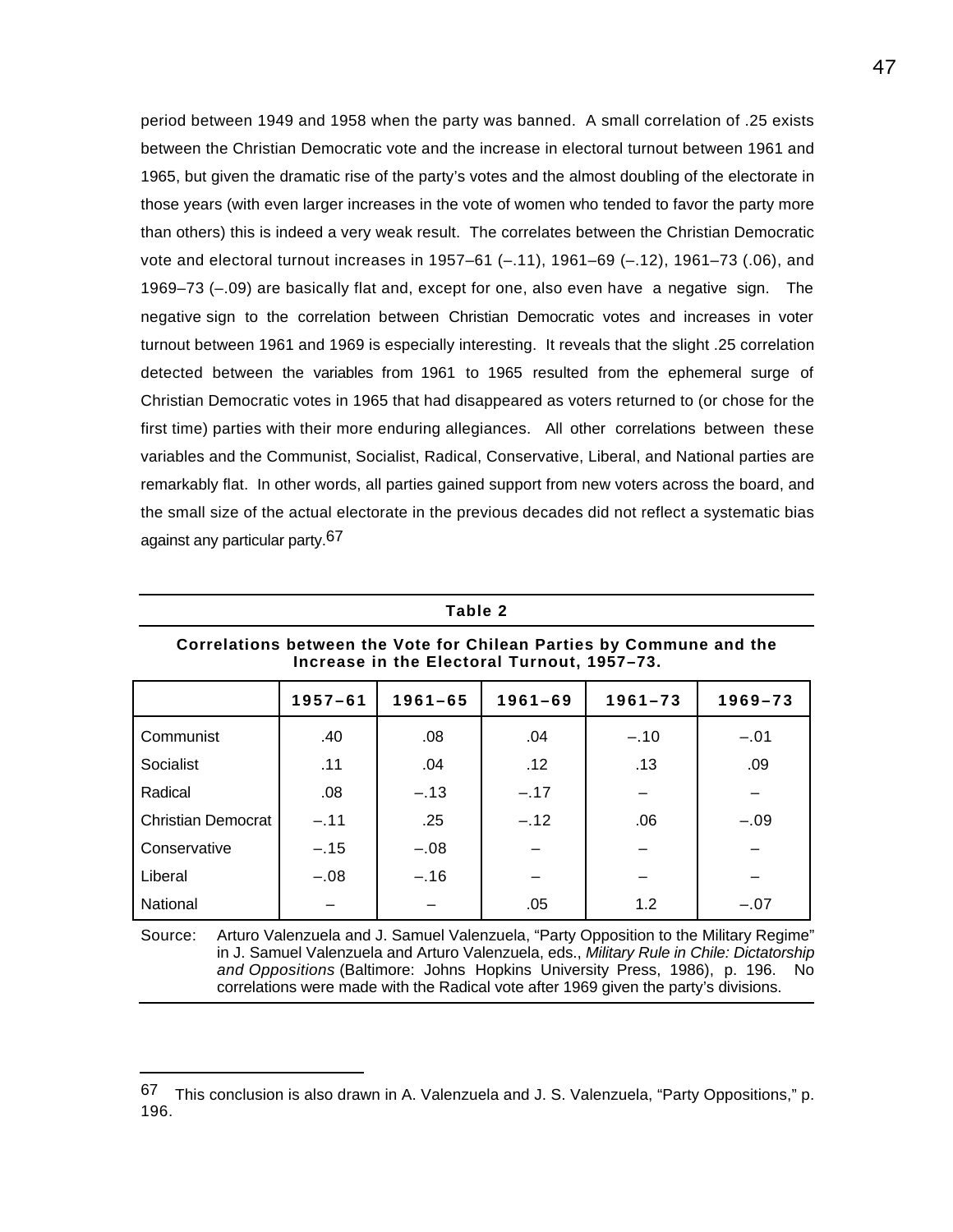period between 1949 and 1958 when the party was banned. A small correlation of .25 exists between the Christian Democratic vote and the increase in electoral turnout between 1961 and 1965, but given the dramatic rise of the party's votes and the almost doubling of the electorate in those years (with even larger increases in the vote of women who tended to favor the party more than others) this is indeed a very weak result. The correlates between the Christian Democratic vote and electoral turnout increases in 1957–61 (–.11), 1961–69 (–.12), 1961–73 (.06), and 1969–73 (–.09) are basically flat and, except for one, also even have a negative sign. The negative sign to the correlation between Christian Democratic votes and increases in voter turnout between 1961 and 1969 is especially interesting. It reveals that the slight .25 correlation detected between the variables from 1961 to 1965 resulted from the ephemeral surge of Christian Democratic votes in 1965 that had disappeared as voters returned to (or chose for the first time) parties with their more enduring allegiances. All other correlations between these variables and the Communist, Socialist, Radical, Conservative, Liberal, and National parties are remarkably flat. In other words, all parties gained support from new voters across the board, and the small size of the actual electorate in the previous decades did not reflect a systematic bias against any particular party.[67]

**Table 2**

**Correlations between the Vote for Chilean Parties by Commune and the Increase in the Electoral Turnout, 1957–73.**

| | 1957–61 | 1961–65 | 1961–69 | 1961–73 | 1969–73 |
|---|---|---|---|---|---|
| Communist | .40 | .08 | .04 | –.10 | –.01 |
| Socialist | .11 | .04 | .12 | .13 | .09 |
| Radical | .08 | –.13 | –.17 | – | – |
| Christian Democrat | –.11 | .25 | –.12 | .06 | –.09 |
| Conservative | –.15 | –.08 | – | – | – |
| Liberal | –.08 | –.16 | – | – | – |
| National | – | – | .05 | 1.2 | –.07 |

Source: Arturo Valenzuela and J. Samuel Valenzuela, "Party Opposition to the Military Regime" in J. Samuel Valenzuela and Arturo Valenzuela, eds., *Military Rule in Chile: Dictatorship and Oppositions* (Baltimore: Johns Hopkins University Press, 1986), p. 196. No correlations were made with the Radical vote after 1969 given the party's divisions.

---

67 This conclusion is also drawn in A. Valenzuela and J. S. Valenzuela, "Party Oppositions," p. 196.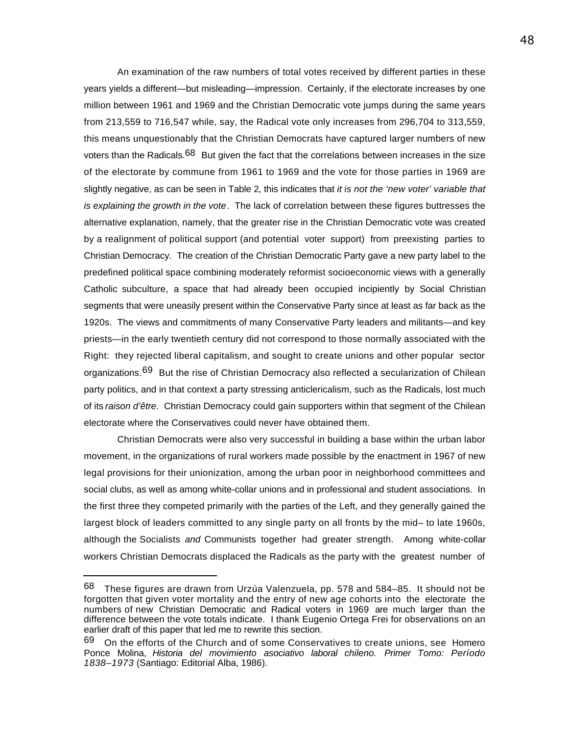An examination of the raw numbers of total votes received by different parties in these years yields a different—but misleading—impression. Certainly, if the electorate increases by one million between 1961 and 1969 and the Christian Democratic vote jumps during the same years from 213,559 to 716,547 while, say, the Radical vote only increases from 296,704 to 313,559, this means unquestionably that the Christian Democrats have captured larger numbers of new voters than the Radicals.[68] But given the fact that the correlations between increases in the size of the electorate by commune from 1961 to 1969 and the vote for those parties in 1969 are slightly negative, as can be seen in Table 2, this indicates that *it is not the 'new voter' variable that is explaining the growth in the vote*. The lack of correlation between these figures buttresses the alternative explanation, namely, that the greater rise in the Christian Democratic vote was created by a realignment of political support (and potential voter support) from preexisting parties to Christian Democracy. The creation of the Christian Democratic Party gave a new party label to the predefined political space combining moderately reformist socioeconomic views with a generally Catholic subculture, a space that had already been occupied incipiently by Social Christian segments that were uneasily present within the Conservative Party since at least as far back as the 1920s. The views and commitments of many Conservative Party leaders and militants—and key priests—in the early twentieth century did not correspond to those normally associated with the Right: they rejected liberal capitalism, and sought to create unions and other popular sector organizations.[69] But the rise of Christian Democracy also reflected a secularization of Chilean party politics, and in that context a party stressing anticlericalism, such as the Radicals, lost much of its *raison d'être*. Christian Democracy could gain supporters within that segment of the Chilean electorate where the Conservatives could never have obtained them.

Christian Democrats were also very successful in building a base within the urban labor movement, in the organizations of rural workers made possible by the enactment in 1967 of new legal provisions for their unionization, among the urban poor in neighborhood committees and social clubs, as well as among white-collar unions and in professional and student associations. In the first three they competed primarily with the parties of the Left, and they generally gained the largest block of leaders committed to any single party on all fronts by the mid– to late 1960s, although the Socialists *and* Communists together had greater strength. Among white-collar workers Christian Democrats displaced the Radicals as the party with the greatest number of

---

[68] These figures are drawn from Urzúa Valenzuela, pp. 578 and 584–85. It should not be forgotten that given voter mortality and the entry of new age cohorts into the electorate the numbers of new Christian Democratic and Radical voters in 1969 are much larger than the difference between the vote totals indicate. I thank Eugenio Ortega Frei for observations on an earlier draft of this paper that led me to rewrite this section.

[69] On the efforts of the Church and of some Conservatives to create unions, see Homero Ponce Molina, *Historia del movimiento asociativo laboral chileno. Primer Tomo: Período 1838–1973* (Santiago: Editorial Alba, 1986).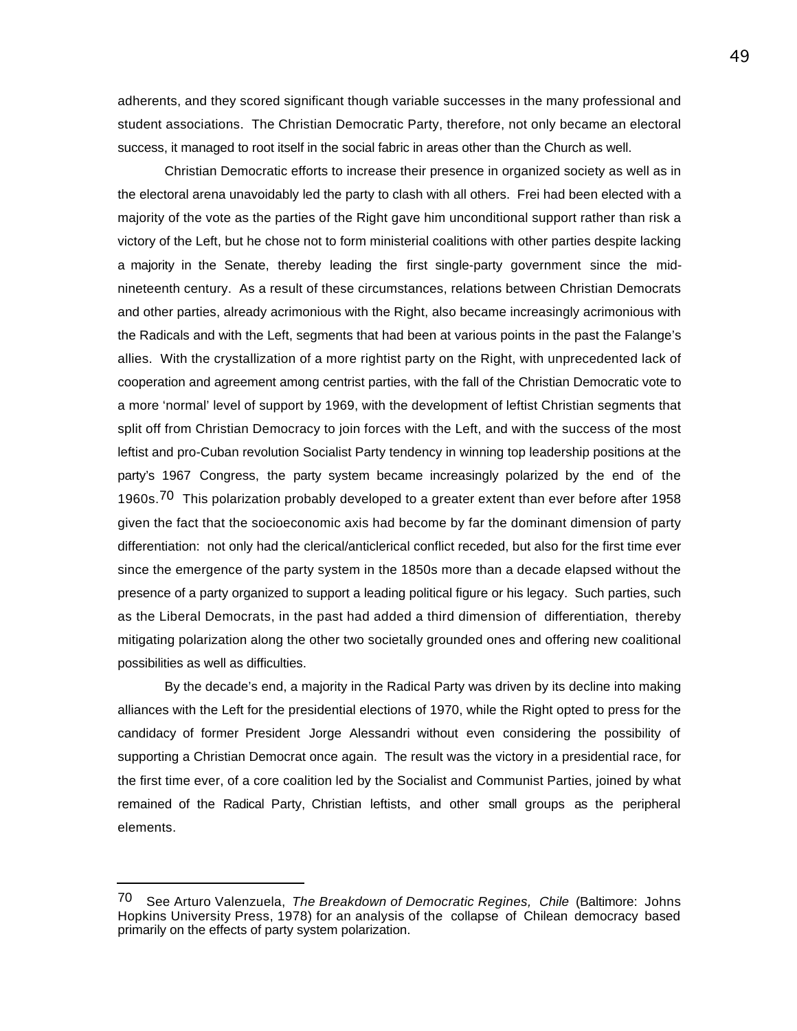adherents, and they scored significant though variable successes in the many professional and student associations. The Christian Democratic Party, therefore, not only became an electoral success, it managed to root itself in the social fabric in areas other than the Church as well.

Christian Democratic efforts to increase their presence in organized society as well as in the electoral arena unavoidably led the party to clash with all others. Frei had been elected with a majority of the vote as the parties of the Right gave him unconditional support rather than risk a victory of the Left, but he chose not to form ministerial coalitions with other parties despite lacking a majority in the Senate, thereby leading the first single-party government since the mid-nineteenth century. As a result of these circumstances, relations between Christian Democrats and other parties, already acrimonious with the Right, also became increasingly acrimonious with the Radicals and with the Left, segments that had been at various points in the past the Falange's allies. With the crystallization of a more rightist party on the Right, with unprecedented lack of cooperation and agreement among centrist parties, with the fall of the Christian Democratic vote to a more 'normal' level of support by 1969, with the development of leftist Christian segments that split off from Christian Democracy to join forces with the Left, and with the success of the most leftist and pro-Cuban revolution Socialist Party tendency in winning top leadership positions at the party's 1967 Congress, the party system became increasingly polarized by the end of the 1960s.[70] This polarization probably developed to a greater extent than ever before after 1958 given the fact that the socioeconomic axis had become by far the dominant dimension of party differentiation: not only had the clerical/anticlerical conflict receded, but also for the first time ever since the emergence of the party system in the 1850s more than a decade elapsed without the presence of a party organized to support a leading political figure or his legacy. Such parties, such as the Liberal Democrats, in the past had added a third dimension of differentiation, thereby mitigating polarization along the other two societally grounded ones and offering new coalitional possibilities as well as difficulties.

By the decade's end, a majority in the Radical Party was driven by its decline into making alliances with the Left for the presidential elections of 1970, while the Right opted to press for the candidacy of former President Jorge Alessandri without even considering the possibility of supporting a Christian Democrat once again. The result was the victory in a presidential race, for the first time ever, of a core coalition led by the Socialist and Communist Parties, joined by what remained of the Radical Party, Christian leftists, and other small groups as the peripheral elements.

---

[70] See Arturo Valenzuela, *The Breakdown of Democratic Regines, Chile* (Baltimore: Johns Hopkins University Press, 1978) for an analysis of the collapse of Chilean democracy based primarily on the effects of party system polarization.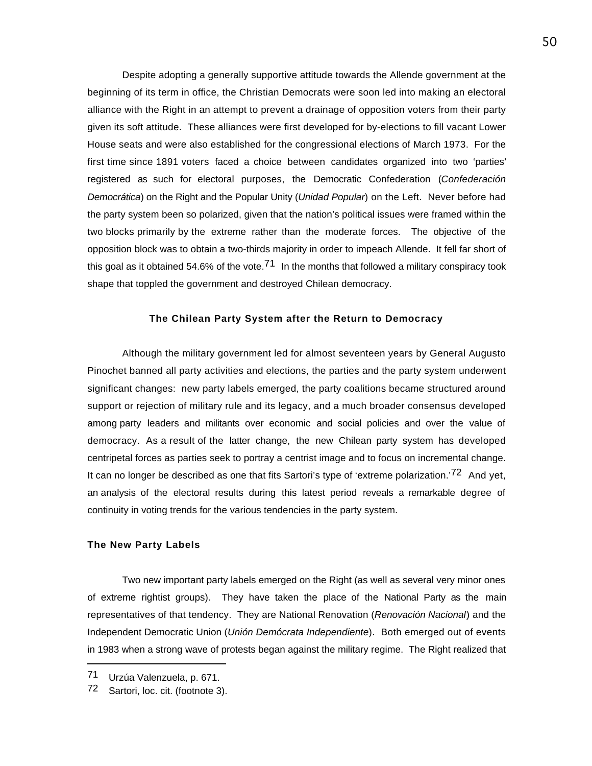Despite adopting a generally supportive attitude towards the Allende government at the beginning of its term in office, the Christian Democrats were soon led into making an electoral alliance with the Right in an attempt to prevent a drainage of opposition voters from their party given its soft attitude. These alliances were first developed for by-elections to fill vacant Lower House seats and were also established for the congressional elections of March 1973. For the first time since 1891 voters faced a choice between candidates organized into two 'parties' registered as such for electoral purposes, the Democratic Confederation (*Confederación Democrática*) on the Right and the Popular Unity (*Unidad Popular*) on the Left. Never before had the party system been so polarized, given that the nation's political issues were framed within the two blocks primarily by the extreme rather than the moderate forces. The objective of the opposition block was to obtain a two-thirds majority in order to impeach Allende. It fell far short of this goal as it obtained 54.6% of the vote.[71] In the months that followed a military conspiracy took shape that toppled the government and destroyed Chilean democracy.

## The Chilean Party System after the Return to Democracy

Although the military government led for almost seventeen years by General Augusto Pinochet banned all party activities and elections, the parties and the party system underwent significant changes: new party labels emerged, the party coalitions became structured around support or rejection of military rule and its legacy, and a much broader consensus developed among party leaders and militants over economic and social policies and over the value of democracy. As a result of the latter change, the new Chilean party system has developed centripetal forces as parties seek to portray a centrist image and to focus on incremental change. It can no longer be described as one that fits Sartori's type of 'extreme polarization.'[72] And yet, an analysis of the electoral results during this latest period reveals a remarkable degree of continuity in voting trends for the various tendencies in the party system.

### The New Party Labels

Two new important party labels emerged on the Right (as well as several very minor ones of extreme rightist groups). They have taken the place of the National Party as the main representatives of that tendency. They are National Renovation (*Renovación Nacional*) and the Independent Democratic Union (*Unión Demócrata Independiente*). Both emerged out of events in 1983 when a strong wave of protests began against the military regime. The Right realized that

---

71 Urzúa Valenzuela, p. 671.

72 Sartori, loc. cit. (footnote 3).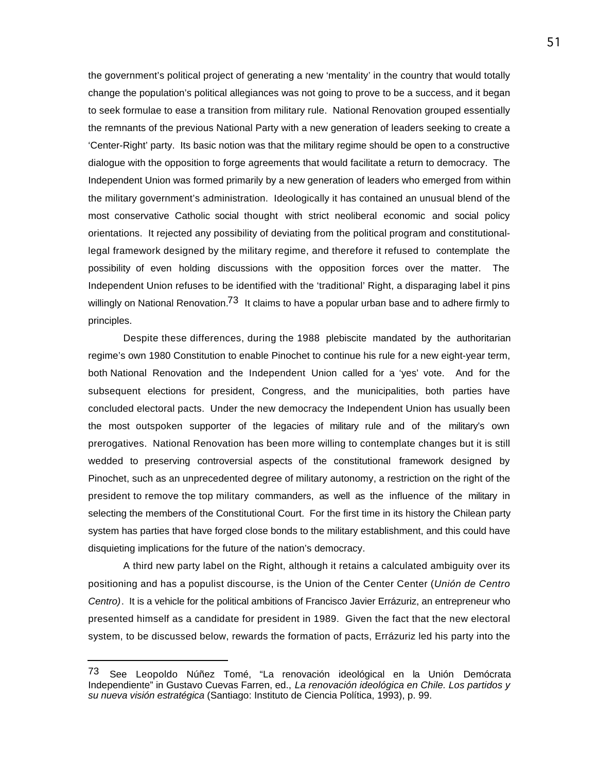the government's political project of generating a new 'mentality' in the country that would totally change the population's political allegiances was not going to prove to be a success, and it began to seek formulae to ease a transition from military rule. National Renovation grouped essentially the remnants of the previous National Party with a new generation of leaders seeking to create a 'Center-Right' party. Its basic notion was that the military regime should be open to a constructive dialogue with the opposition to forge agreements that would facilitate a return to democracy. The Independent Union was formed primarily by a new generation of leaders who emerged from within the military government's administration. Ideologically it has contained an unusual blend of the most conservative Catholic social thought with strict neoliberal economic and social policy orientations. It rejected any possibility of deviating from the political program and constitutional-legal framework designed by the military regime, and therefore it refused to contemplate the possibility of even holding discussions with the opposition forces over the matter. The Independent Union refuses to be identified with the 'traditional' Right, a disparaging label it pins willingly on National Renovation.[73] It claims to have a popular urban base and to adhere firmly to principles.

Despite these differences, during the 1988 plebiscite mandated by the authoritarian regime's own 1980 Constitution to enable Pinochet to continue his rule for a new eight-year term, both National Renovation and the Independent Union called for a 'yes' vote. And for the subsequent elections for president, Congress, and the municipalities, both parties have concluded electoral pacts. Under the new democracy the Independent Union has usually been the most outspoken supporter of the legacies of military rule and of the military's own prerogatives. National Renovation has been more willing to contemplate changes but it is still wedded to preserving controversial aspects of the constitutional framework designed by Pinochet, such as an unprecedented degree of military autonomy, a restriction on the right of the president to remove the top military commanders, as well as the influence of the military in selecting the members of the Constitutional Court. For the first time in its history the Chilean party system has parties that have forged close bonds to the military establishment, and this could have disquieting implications for the future of the nation's democracy.

A third new party label on the Right, although it retains a calculated ambiguity over its positioning and has a populist discourse, is the Union of the Center Center (*Unión de Centro Centro)*. It is a vehicle for the political ambitions of Francisco Javier Errázuriz, an entrepreneur who presented himself as a candidate for president in 1989. Given the fact that the new electoral system, to be discussed below, rewards the formation of pacts, Errázuriz led his party into the

---

[73] See Leopoldo Núñez Tomé, "La renovación ideológical en la Unión Demócrata Independiente" in Gustavo Cuevas Farren, ed., *La renovación ideológica en Chile. Los partidos y su nueva visión estratégica* (Santiago: Instituto de Ciencia Política, 1993), p. 99.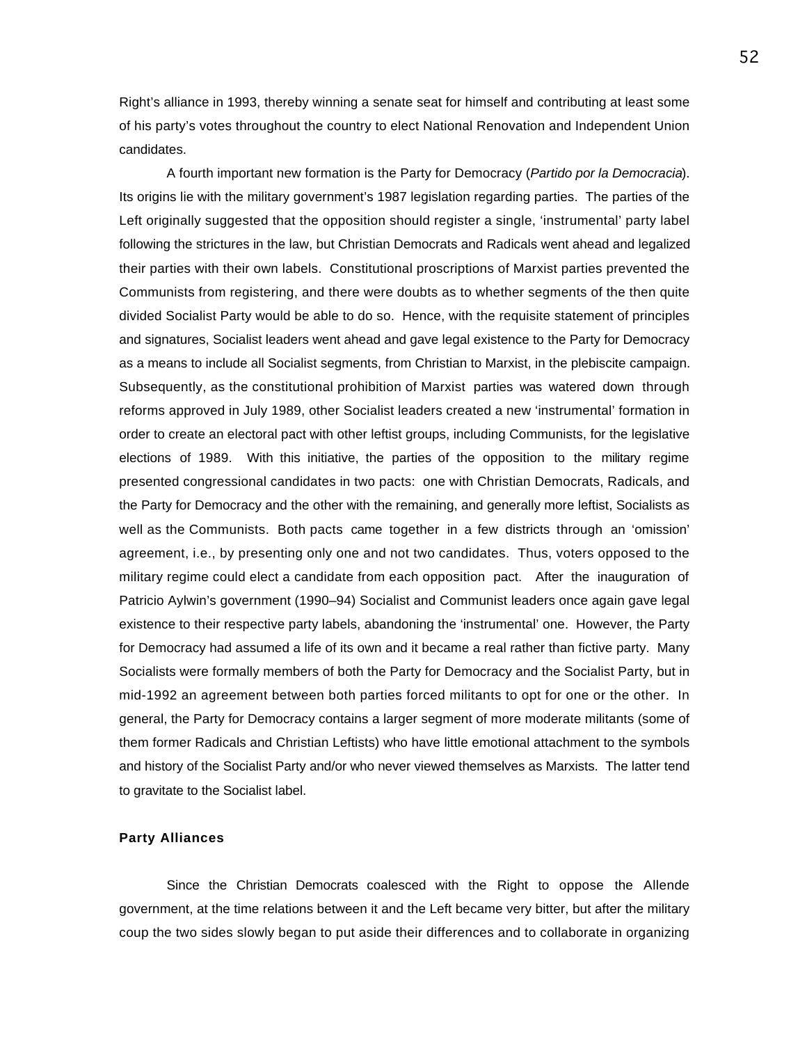Right's alliance in 1993, thereby winning a senate seat for himself and contributing at least some of his party's votes throughout the country to elect National Renovation and Independent Union candidates.

A fourth important new formation is the Party for Democracy (*Partido por la Democracia*). Its origins lie with the military government's 1987 legislation regarding parties. The parties of the Left originally suggested that the opposition should register a single, 'instrumental' party label following the strictures in the law, but Christian Democrats and Radicals went ahead and legalized their parties with their own labels. Constitutional proscriptions of Marxist parties prevented the Communists from registering, and there were doubts as to whether segments of the then quite divided Socialist Party would be able to do so. Hence, with the requisite statement of principles and signatures, Socialist leaders went ahead and gave legal existence to the Party for Democracy as a means to include all Socialist segments, from Christian to Marxist, in the plebiscite campaign. Subsequently, as the constitutional prohibition of Marxist parties was watered down through reforms approved in July 1989, other Socialist leaders created a new 'instrumental' formation in order to create an electoral pact with other leftist groups, including Communists, for the legislative elections of 1989. With this initiative, the parties of the opposition to the military regime presented congressional candidates in two pacts: one with Christian Democrats, Radicals, and the Party for Democracy and the other with the remaining, and generally more leftist, Socialists as well as the Communists. Both pacts came together in a few districts through an 'omission' agreement, i.e., by presenting only one and not two candidates. Thus, voters opposed to the military regime could elect a candidate from each opposition pact. After the inauguration of Patricio Aylwin's government (1990–94) Socialist and Communist leaders once again gave legal existence to their respective party labels, abandoning the 'instrumental' one. However, the Party for Democracy had assumed a life of its own and it became a real rather than fictive party. Many Socialists were formally members of both the Party for Democracy and the Socialist Party, but in mid-1992 an agreement between both parties forced militants to opt for one or the other. In general, the Party for Democracy contains a larger segment of more moderate militants (some of them former Radicals and Christian Leftists) who have little emotional attachment to the symbols and history of the Socialist Party and/or who never viewed themselves as Marxists. The latter tend to gravitate to the Socialist label.

**Party Alliances**

Since the Christian Democrats coalesced with the Right to oppose the Allende government, at the time relations between it and the Left became very bitter, but after the military coup the two sides slowly began to put aside their differences and to collaborate in organizing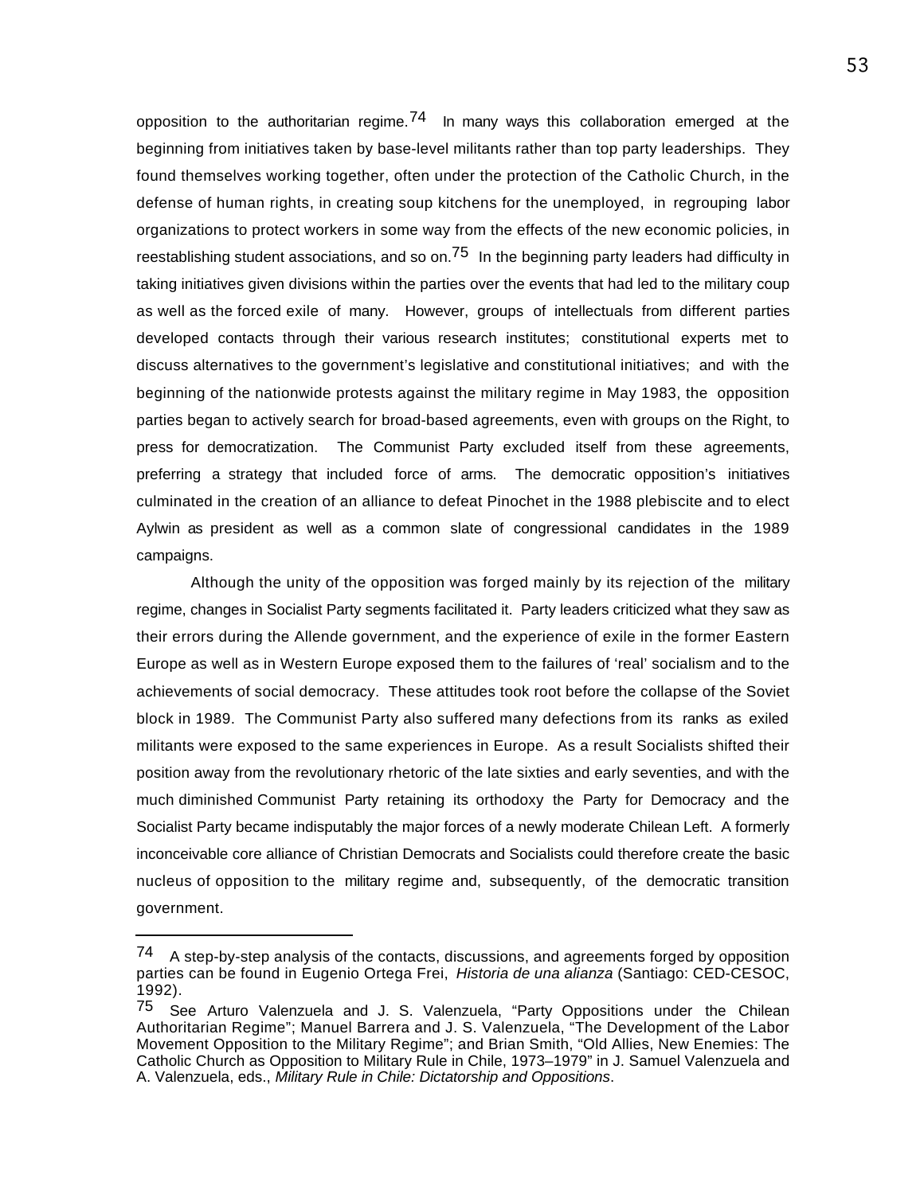opposition to the authoritarian regime.[74] In many ways this collaboration emerged at the beginning from initiatives taken by base-level militants rather than top party leaderships. They found themselves working together, often under the protection of the Catholic Church, in the defense of human rights, in creating soup kitchens for the unemployed, in regrouping labor organizations to protect workers in some way from the effects of the new economic policies, in reestablishing student associations, and so on.[75] In the beginning party leaders had difficulty in taking initiatives given divisions within the parties over the events that had led to the military coup as well as the forced exile of many. However, groups of intellectuals from different parties developed contacts through their various research institutes; constitutional experts met to discuss alternatives to the government's legislative and constitutional initiatives; and with the beginning of the nationwide protests against the military regime in May 1983, the opposition parties began to actively search for broad-based agreements, even with groups on the Right, to press for democratization. The Communist Party excluded itself from these agreements, preferring a strategy that included force of arms. The democratic opposition's initiatives culminated in the creation of an alliance to defeat Pinochet in the 1988 plebiscite and to elect Aylwin as president as well as a common slate of congressional candidates in the 1989 campaigns.

Although the unity of the opposition was forged mainly by its rejection of the military regime, changes in Socialist Party segments facilitated it. Party leaders criticized what they saw as their errors during the Allende government, and the experience of exile in the former Eastern Europe as well as in Western Europe exposed them to the failures of 'real' socialism and to the achievements of social democracy. These attitudes took root before the collapse of the Soviet block in 1989. The Communist Party also suffered many defections from its ranks as exiled militants were exposed to the same experiences in Europe. As a result Socialists shifted their position away from the revolutionary rhetoric of the late sixties and early seventies, and with the much diminished Communist Party retaining its orthodoxy the Party for Democracy and the Socialist Party became indisputably the major forces of a newly moderate Chilean Left. A formerly inconceivable core alliance of Christian Democrats and Socialists could therefore create the basic nucleus of opposition to the military regime and, subsequently, of the democratic transition government.

---

[74] A step-by-step analysis of the contacts, discussions, and agreements forged by opposition parties can be found in Eugenio Ortega Frei, *Historia de una alianza* (Santiago: CED-CESOC, 1992).

[75] See Arturo Valenzuela and J. S. Valenzuela, "Party Oppositions under the Chilean Authoritarian Regime"; Manuel Barrera and J. S. Valenzuela, "The Development of the Labor Movement Opposition to the Military Regime"; and Brian Smith, "Old Allies, New Enemies: The Catholic Church as Opposition to Military Rule in Chile, 1973–1979" in J. Samuel Valenzuela and A. Valenzuela, eds., *Military Rule in Chile: Dictatorship and Oppositions*.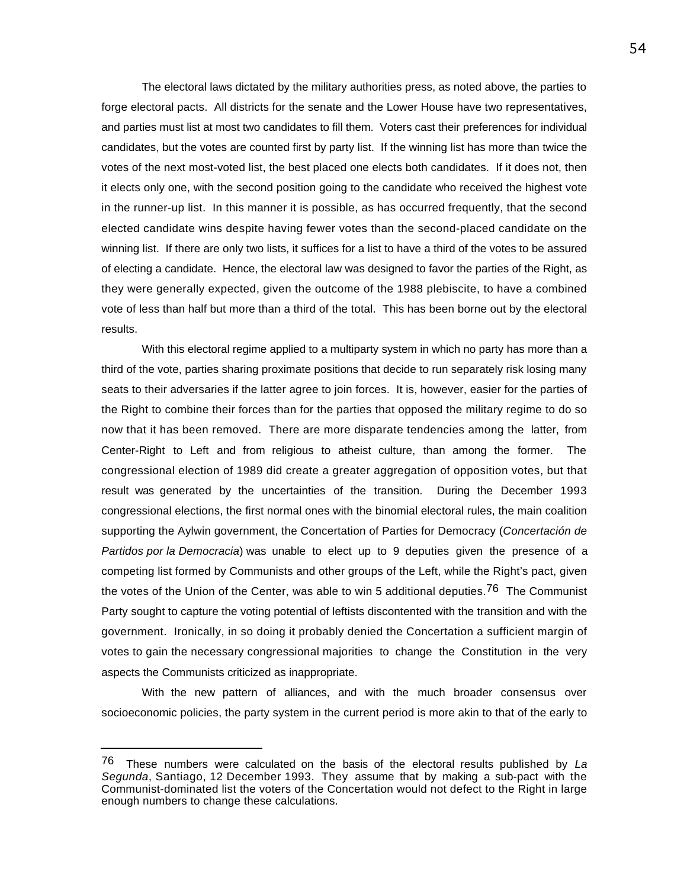The electoral laws dictated by the military authorities press, as noted above, the parties to forge electoral pacts. All districts for the senate and the Lower House have two representatives, and parties must list at most two candidates to fill them. Voters cast their preferences for individual candidates, but the votes are counted first by party list. If the winning list has more than twice the votes of the next most-voted list, the best placed one elects both candidates. If it does not, then it elects only one, with the second position going to the candidate who received the highest vote in the runner-up list. In this manner it is possible, as has occurred frequently, that the second elected candidate wins despite having fewer votes than the second-placed candidate on the winning list. If there are only two lists, it suffices for a list to have a third of the votes to be assured of electing a candidate. Hence, the electoral law was designed to favor the parties of the Right, as they were generally expected, given the outcome of the 1988 plebiscite, to have a combined vote of less than half but more than a third of the total. This has been borne out by the electoral results.

With this electoral regime applied to a multiparty system in which no party has more than a third of the vote, parties sharing proximate positions that decide to run separately risk losing many seats to their adversaries if the latter agree to join forces. It is, however, easier for the parties of the Right to combine their forces than for the parties that opposed the military regime to do so now that it has been removed. There are more disparate tendencies among the latter, from Center-Right to Left and from religious to atheist culture, than among the former. The congressional election of 1989 did create a greater aggregation of opposition votes, but that result was generated by the uncertainties of the transition. During the December 1993 congressional elections, the first normal ones with the binomial electoral rules, the main coalition supporting the Aylwin government, the Concertation of Parties for Democracy (*Concertación de Partidos por la Democracia*) was unable to elect up to 9 deputies given the presence of a competing list formed by Communists and other groups of the Left, while the Right's pact, given the votes of the Union of the Center, was able to win 5 additional deputies.[76] The Communist Party sought to capture the voting potential of leftists discontented with the transition and with the government. Ironically, in so doing it probably denied the Concertation a sufficient margin of votes to gain the necessary congressional majorities to change the Constitution in the very aspects the Communists criticized as inappropriate.

With the new pattern of alliances, and with the much broader consensus over socioeconomic policies, the party system in the current period is more akin to that of the early to

---

[76] These numbers were calculated on the basis of the electoral results published by *La Segunda*, Santiago, 12 December 1993. They assume that by making a sub-pact with the Communist-dominated list the voters of the Concertation would not defect to the Right in large enough numbers to change these calculations.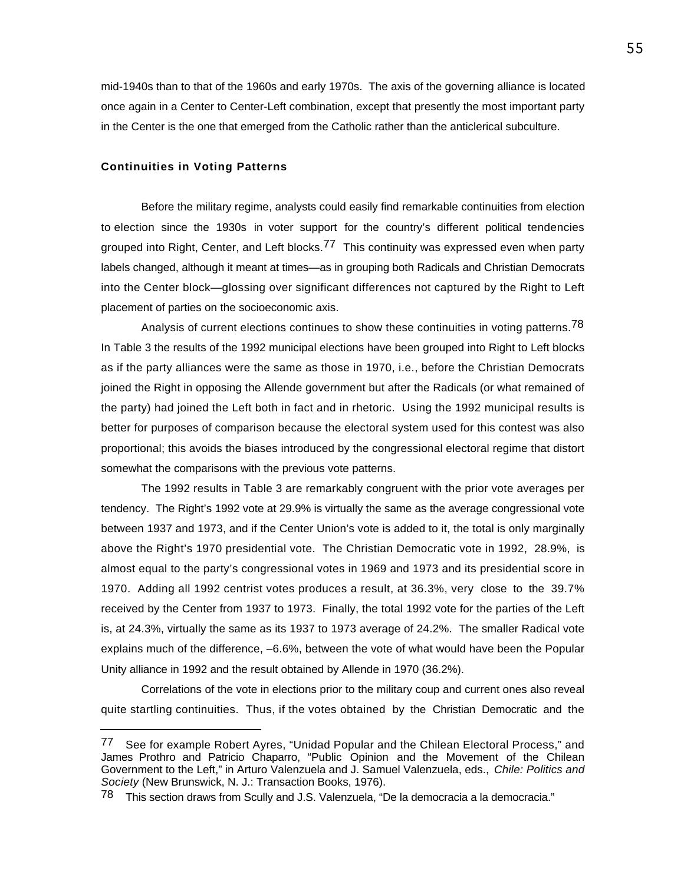mid-1940s than to that of the 1960s and early 1970s. The axis of the governing alliance is located once again in a Center to Center-Left combination, except that presently the most important party in the Center is the one that emerged from the Catholic rather than the anticlerical subculture.

### Continuities in Voting Patterns

Before the military regime, analysts could easily find remarkable continuities from election to election since the 1930s in voter support for the country's different political tendencies grouped into Right, Center, and Left blocks.[77] This continuity was expressed even when party labels changed, although it meant at times—as in grouping both Radicals and Christian Democrats into the Center block—glossing over significant differences not captured by the Right to Left placement of parties on the socioeconomic axis.

Analysis of current elections continues to show these continuities in voting patterns.[78] In Table 3 the results of the 1992 municipal elections have been grouped into Right to Left blocks as if the party alliances were the same as those in 1970, i.e., before the Christian Democrats joined the Right in opposing the Allende government but after the Radicals (or what remained of the party) had joined the Left both in fact and in rhetoric. Using the 1992 municipal results is better for purposes of comparison because the electoral system used for this contest was also proportional; this avoids the biases introduced by the congressional electoral regime that distort somewhat the comparisons with the previous vote patterns.

The 1992 results in Table 3 are remarkably congruent with the prior vote averages per tendency. The Right's 1992 vote at 29.9% is virtually the same as the average congressional vote between 1937 and 1973, and if the Center Union's vote is added to it, the total is only marginally above the Right's 1970 presidential vote. The Christian Democratic vote in 1992, 28.9%, is almost equal to the party's congressional votes in 1969 and 1973 and its presidential score in 1970. Adding all 1992 centrist votes produces a result, at 36.3%, very close to the 39.7% received by the Center from 1937 to 1973. Finally, the total 1992 vote for the parties of the Left is, at 24.3%, virtually the same as its 1937 to 1973 average of 24.2%. The smaller Radical vote explains much of the difference, –6.6%, between the vote of what would have been the Popular Unity alliance in 1992 and the result obtained by Allende in 1970 (36.2%).

Correlations of the vote in elections prior to the military coup and current ones also reveal quite startling continuities. Thus, if the votes obtained by the Christian Democratic and the

---

[77] See for example Robert Ayres, "Unidad Popular and the Chilean Electoral Process," and James Prothro and Patricio Chaparro, "Public Opinion and the Movement of the Chilean Government to the Left," in Arturo Valenzuela and J. Samuel Valenzuela, eds., *Chile: Politics and Society* (New Brunswick, N. J.: Transaction Books, 1976).

[78] This section draws from Scully and J.S. Valenzuela, "De la democracia a la democracia."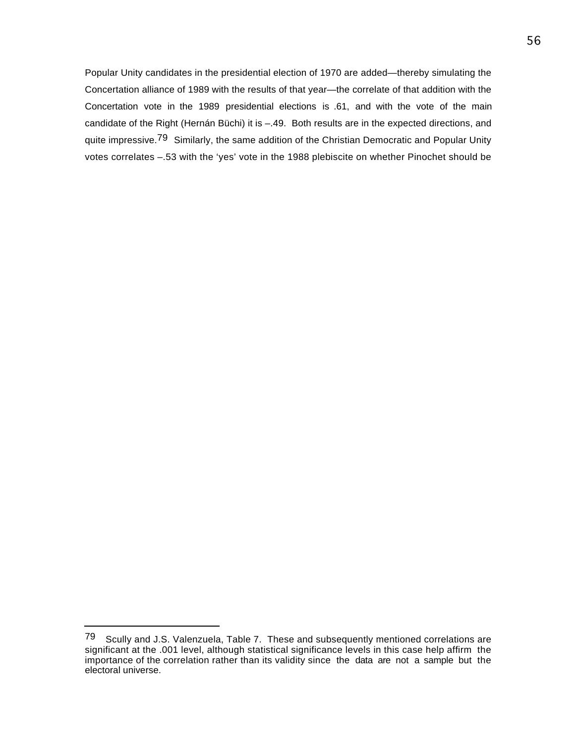Popular Unity candidates in the presidential election of 1970 are added—thereby simulating the Concertation alliance of 1989 with the results of that year—the correlate of that addition with the Concertation vote in the 1989 presidential elections is .61, and with the vote of the main candidate of the Right (Hernán Büchi) it is –.49. Both results are in the expected directions, and quite impressive.[79] Similarly, the same addition of the Christian Democratic and Popular Unity votes correlates –.53 with the 'yes' vote in the 1988 plebiscite on whether Pinochet should be

---

[79] Scully and J.S. Valenzuela, Table 7. These and subsequently mentioned correlations are significant at the .001 level, although statistical significance levels in this case help affirm the importance of the correlation rather than its validity since the data are not a sample but the electoral universe.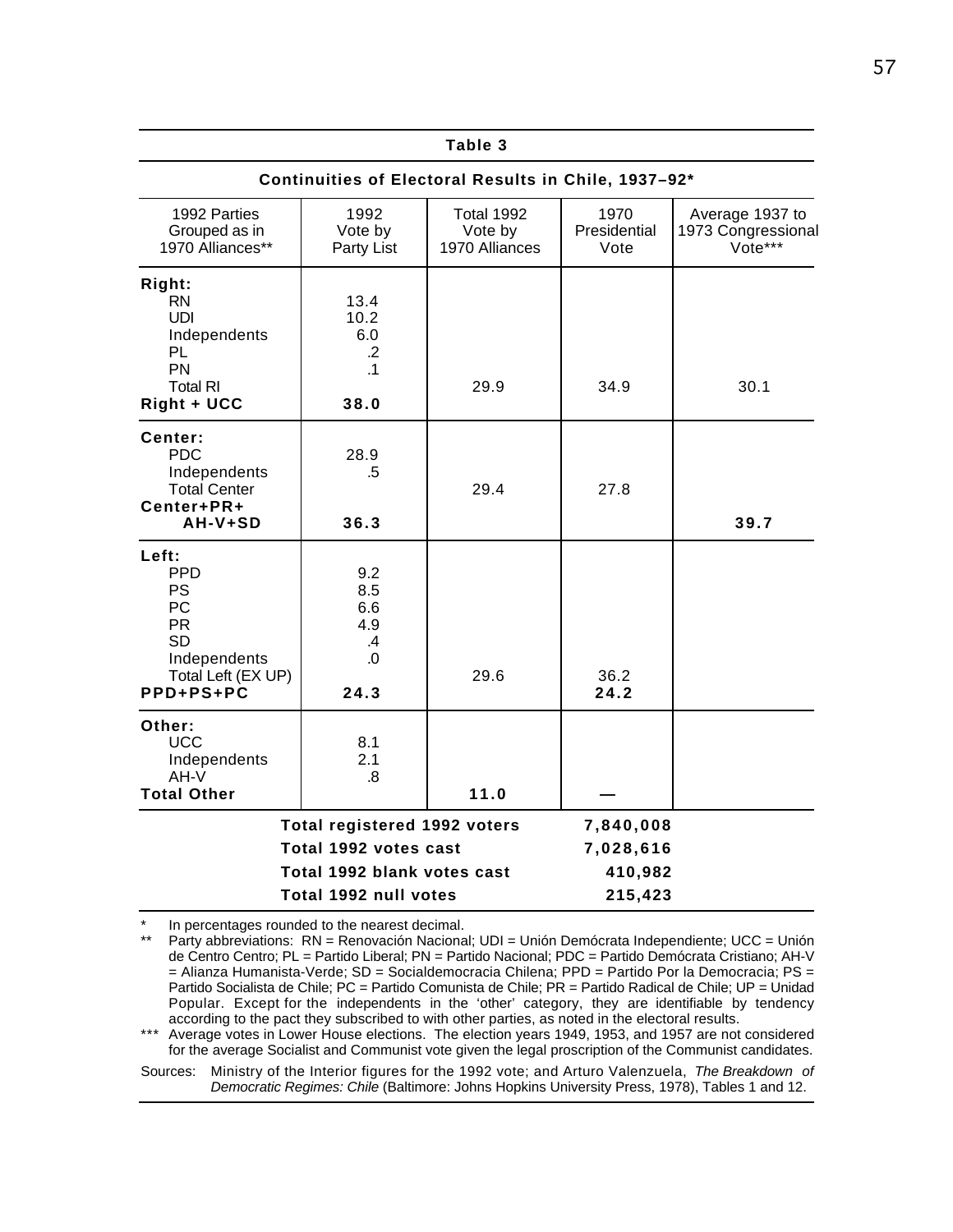**Table 3**

**Continuities of Electoral Results in Chile, 1937–92***

| 1992 Parties Grouped as in 1970 Alliances** | 1992 Vote by Party List | Total 1992 Vote by 1970 Alliances | 1970 Presidential Vote | Average 1937 to 1973 Congressional Vote*** |
|---|---|---|---|---|
| **Right:** | | | | |
| RN | 13.4 | | | |
| UDI | 10.2 | | | |
| Independents | 6.0 | | | |
| PL | .2 | | | |
| PN | .1 | | | |
| Total RI | | 29.9 | 34.9 | 30.1 |
| **Right + UCC** | **38.0** | | | |
| **Center:** | | | | |
| PDC | 28.9 | | | |
| Independents | .5 | | | |
| Total Center | | 29.4 | 27.8 | |
| **Center+PR+ AH-V+SD** | **36.3** | | | **39.7** |
| **Left:** | | | | |
| PPD | 9.2 | | | |
| PS | 8.5 | | | |
| PC | 6.6 | | | |
| PR | 4.9 | | | |
| SD | .4 | | | |
| Independents | .0 | | | |
| Total Left (EX UP) | | 29.6 | 36.2 | |
| **PPD+PS+PC** | **24.3** | | **24.2** | |
| **Other:** | | | | |
| UCC | 8.1 | | | |
| Independents | 2.1 | | | |
| AH-V | .8 | | | |
| **Total Other** | | **11.0** | — | |
| | **Total registered 1992 voters** | | **7,840,008** | |
| | **Total 1992 votes cast** | | **7,028,616** | |
| | **Total 1992 blank votes cast** | | **410,982** | |
| | **Total 1992 null votes** | | **215,423** | |

\* In percentages rounded to the nearest decimal.

\*\* Party abbreviations: RN = Renovación Nacional; UDI = Unión Demócrata Independiente; UCC = Unión de Centro Centro; PL = Partido Liberal; PN = Partido Nacional; PDC = Partido Demócrata Cristiano; AH-V = Alianza Humanista-Verde; SD = Socialdemocracia Chilena; PPD = Partido Por la Democracia; PS = Partido Socialista de Chile; PC = Partido Comunista de Chile; PR = Partido Radical de Chile; UP = Unidad Popular. Except for the independents in the 'other' category, they are identifiable by tendency according to the pact they subscribed to with other parties, as noted in the electoral results.

\*\*\* Average votes in Lower House elections. The election years 1949, 1953, and 1957 are not considered for the average Socialist and Communist vote given the legal proscription of the Communist candidates.

Sources: Ministry of the Interior figures for the 1992 vote; and Arturo Valenzuela, *The Breakdown of Democratic Regimes: Chile* (Baltimore: Johns Hopkins University Press, 1978), Tables 1 and 12.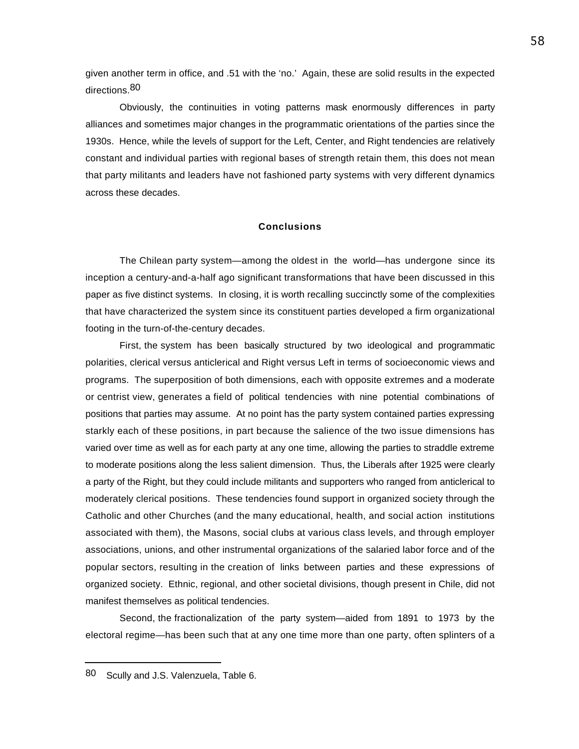given another term in office, and .51 with the 'no.' Again, these are solid results in the expected directions.[80]

Obviously, the continuities in voting patterns mask enormously differences in party alliances and sometimes major changes in the programmatic orientations of the parties since the 1930s. Hence, while the levels of support for the Left, Center, and Right tendencies are relatively constant and individual parties with regional bases of strength retain them, this does not mean that party militants and leaders have not fashioned party systems with very different dynamics across these decades.

## Conclusions

The Chilean party system—among the oldest in the world—has undergone since its inception a century-and-a-half ago significant transformations that have been discussed in this paper as five distinct systems. In closing, it is worth recalling succinctly some of the complexities that have characterized the system since its constituent parties developed a firm organizational footing in the turn-of-the-century decades.

First, the system has been basically structured by two ideological and programmatic polarities, clerical versus anticlerical and Right versus Left in terms of socioeconomic views and programs. The superposition of both dimensions, each with opposite extremes and a moderate or centrist view, generates a field of political tendencies with nine potential combinations of positions that parties may assume. At no point has the party system contained parties expressing starkly each of these positions, in part because the salience of the two issue dimensions has varied over time as well as for each party at any one time, allowing the parties to straddle extreme to moderate positions along the less salient dimension. Thus, the Liberals after 1925 were clearly a party of the Right, but they could include militants and supporters who ranged from anticlerical to moderately clerical positions. These tendencies found support in organized society through the Catholic and other Churches (and the many educational, health, and social action institutions associated with them), the Masons, social clubs at various class levels, and through employer associations, unions, and other instrumental organizations of the salaried labor force and of the popular sectors, resulting in the creation of links between parties and these expressions of organized society. Ethnic, regional, and other societal divisions, though present in Chile, did not manifest themselves as political tendencies.

Second, the fractionalization of the party system—aided from 1891 to 1973 by the electoral regime—has been such that at any one time more than one party, often splinters of a

---

80 Scully and J.S. Valenzuela, Table 6.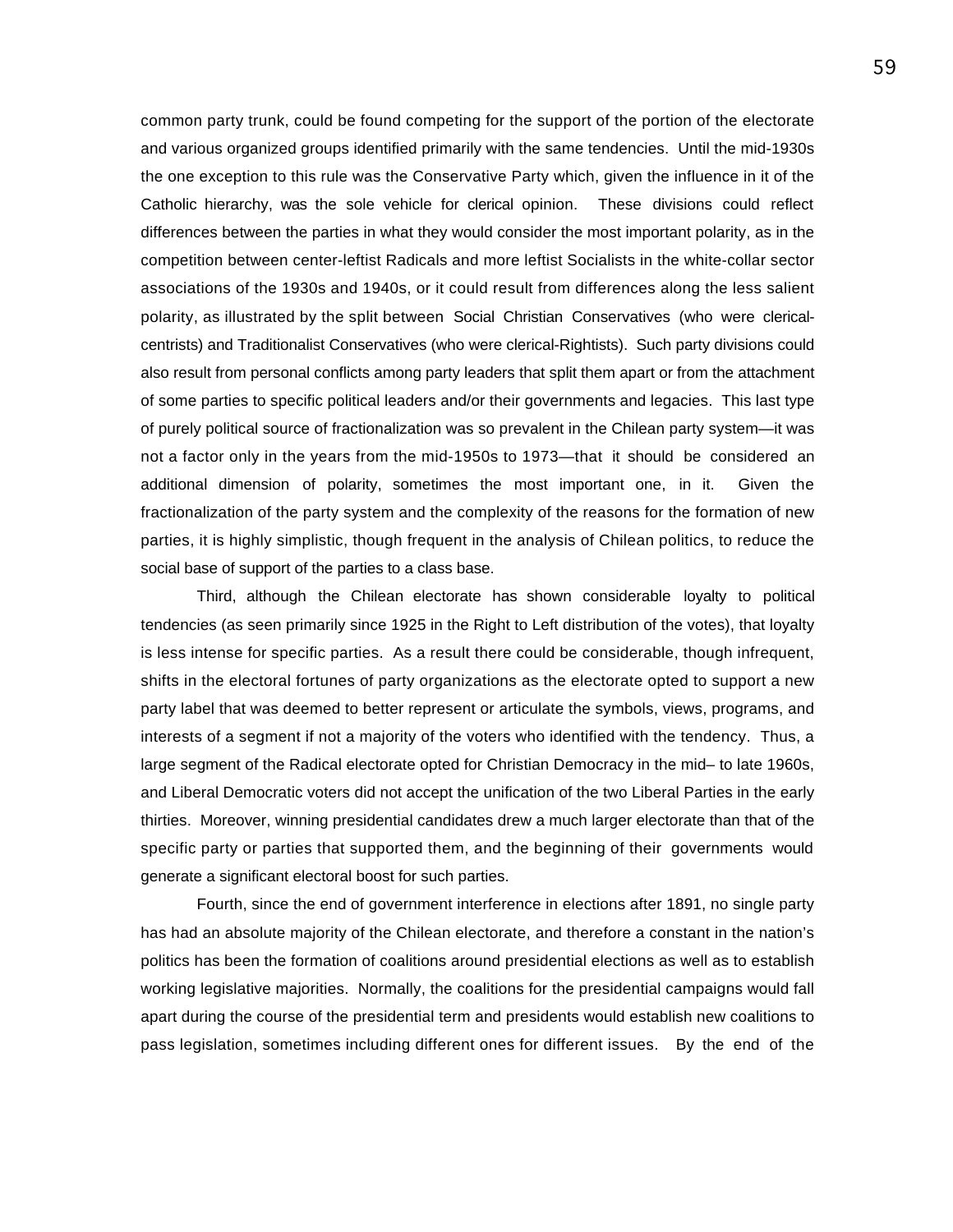common party trunk, could be found competing for the support of the portion of the electorate and various organized groups identified primarily with the same tendencies. Until the mid-1930s the one exception to this rule was the Conservative Party which, given the influence in it of the Catholic hierarchy, was the sole vehicle for clerical opinion. These divisions could reflect differences between the parties in what they would consider the most important polarity, as in the competition between center-leftist Radicals and more leftist Socialists in the white-collar sector associations of the 1930s and 1940s, or it could result from differences along the less salient polarity, as illustrated by the split between Social Christian Conservatives (who were clerical-centrists) and Traditionalist Conservatives (who were clerical-Rightists). Such party divisions could also result from personal conflicts among party leaders that split them apart or from the attachment of some parties to specific political leaders and/or their governments and legacies. This last type of purely political source of fractionalization was so prevalent in the Chilean party system—it was not a factor only in the years from the mid-1950s to 1973—that it should be considered an additional dimension of polarity, sometimes the most important one, in it. Given the fractionalization of the party system and the complexity of the reasons for the formation of new parties, it is highly simplistic, though frequent in the analysis of Chilean politics, to reduce the social base of support of the parties to a class base.

Third, although the Chilean electorate has shown considerable loyalty to political tendencies (as seen primarily since 1925 in the Right to Left distribution of the votes), that loyalty is less intense for specific parties. As a result there could be considerable, though infrequent, shifts in the electoral fortunes of party organizations as the electorate opted to support a new party label that was deemed to better represent or articulate the symbols, views, programs, and interests of a segment if not a majority of the voters who identified with the tendency. Thus, a large segment of the Radical electorate opted for Christian Democracy in the mid– to late 1960s, and Liberal Democratic voters did not accept the unification of the two Liberal Parties in the early thirties. Moreover, winning presidential candidates drew a much larger electorate than that of the specific party or parties that supported them, and the beginning of their governments would generate a significant electoral boost for such parties.

Fourth, since the end of government interference in elections after 1891, no single party has had an absolute majority of the Chilean electorate, and therefore a constant in the nation's politics has been the formation of coalitions around presidential elections as well as to establish working legislative majorities. Normally, the coalitions for the presidential campaigns would fall apart during the course of the presidential term and presidents would establish new coalitions to pass legislation, sometimes including different ones for different issues. By the end of the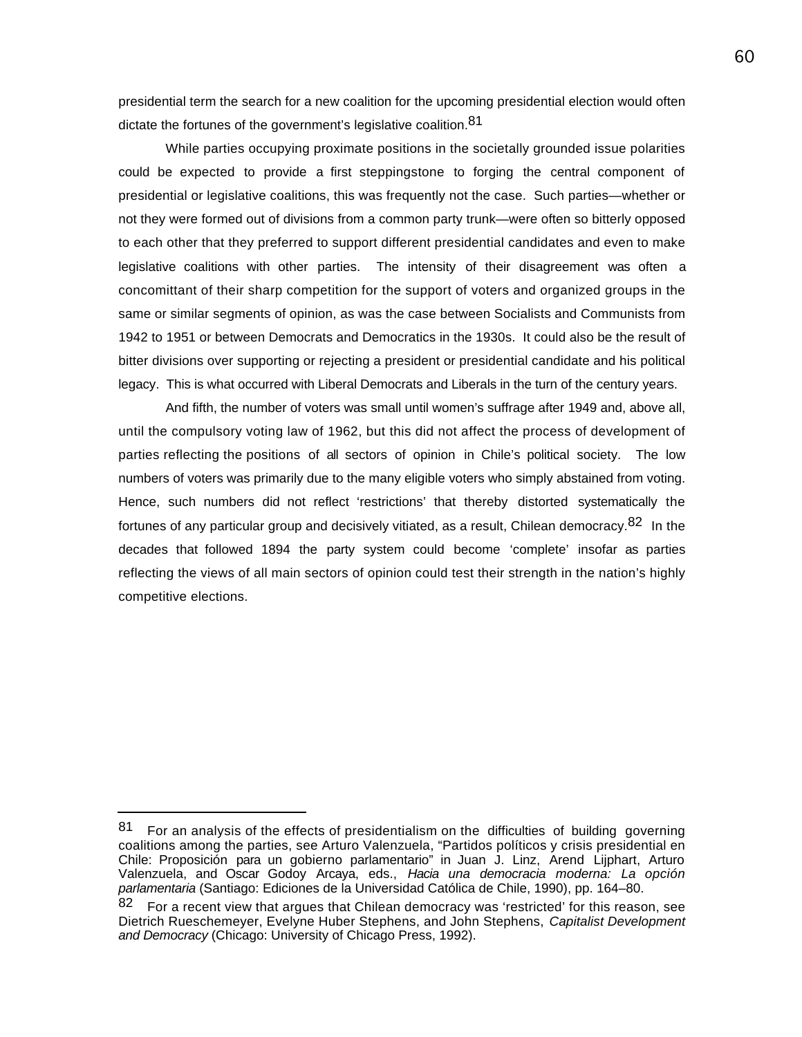presidential term the search for a new coalition for the upcoming presidential election would often dictate the fortunes of the government's legislative coalition.[81]

While parties occupying proximate positions in the societally grounded issue polarities could be expected to provide a first steppingstone to forging the central component of presidential or legislative coalitions, this was frequently not the case. Such parties—whether or not they were formed out of divisions from a common party trunk—were often so bitterly opposed to each other that they preferred to support different presidential candidates and even to make legislative coalitions with other parties. The intensity of their disagreement was often a concomittant of their sharp competition for the support of voters and organized groups in the same or similar segments of opinion, as was the case between Socialists and Communists from 1942 to 1951 or between Democrats and Democratics in the 1930s. It could also be the result of bitter divisions over supporting or rejecting a president or presidential candidate and his political legacy. This is what occurred with Liberal Democrats and Liberals in the turn of the century years.

And fifth, the number of voters was small until women's suffrage after 1949 and, above all, until the compulsory voting law of 1962, but this did not affect the process of development of parties reflecting the positions of all sectors of opinion in Chile's political society. The low numbers of voters was primarily due to the many eligible voters who simply abstained from voting. Hence, such numbers did not reflect 'restrictions' that thereby distorted systematically the fortunes of any particular group and decisively vitiated, as a result, Chilean democracy.[82] In the decades that followed 1894 the party system could become 'complete' insofar as parties reflecting the views of all main sectors of opinion could test their strength in the nation's highly competitive elections.

---

[81] For an analysis of the effects of presidentialism on the difficulties of building governing coalitions among the parties, see Arturo Valenzuela, "Partidos políticos y crisis presidential en Chile: Proposición para un gobierno parlamentario" in Juan J. Linz, Arend Lijphart, Arturo Valenzuela, and Oscar Godoy Arcaya, eds., *Hacia una democracia moderna: La opción parlamentaria* (Santiago: Ediciones de la Universidad Católica de Chile, 1990), pp. 164–80.

[82] For a recent view that argues that Chilean democracy was 'restricted' for this reason, see Dietrich Rueschemeyer, Evelyne Huber Stephens, and John Stephens, *Capitalist Development and Democracy* (Chicago: University of Chicago Press, 1992).